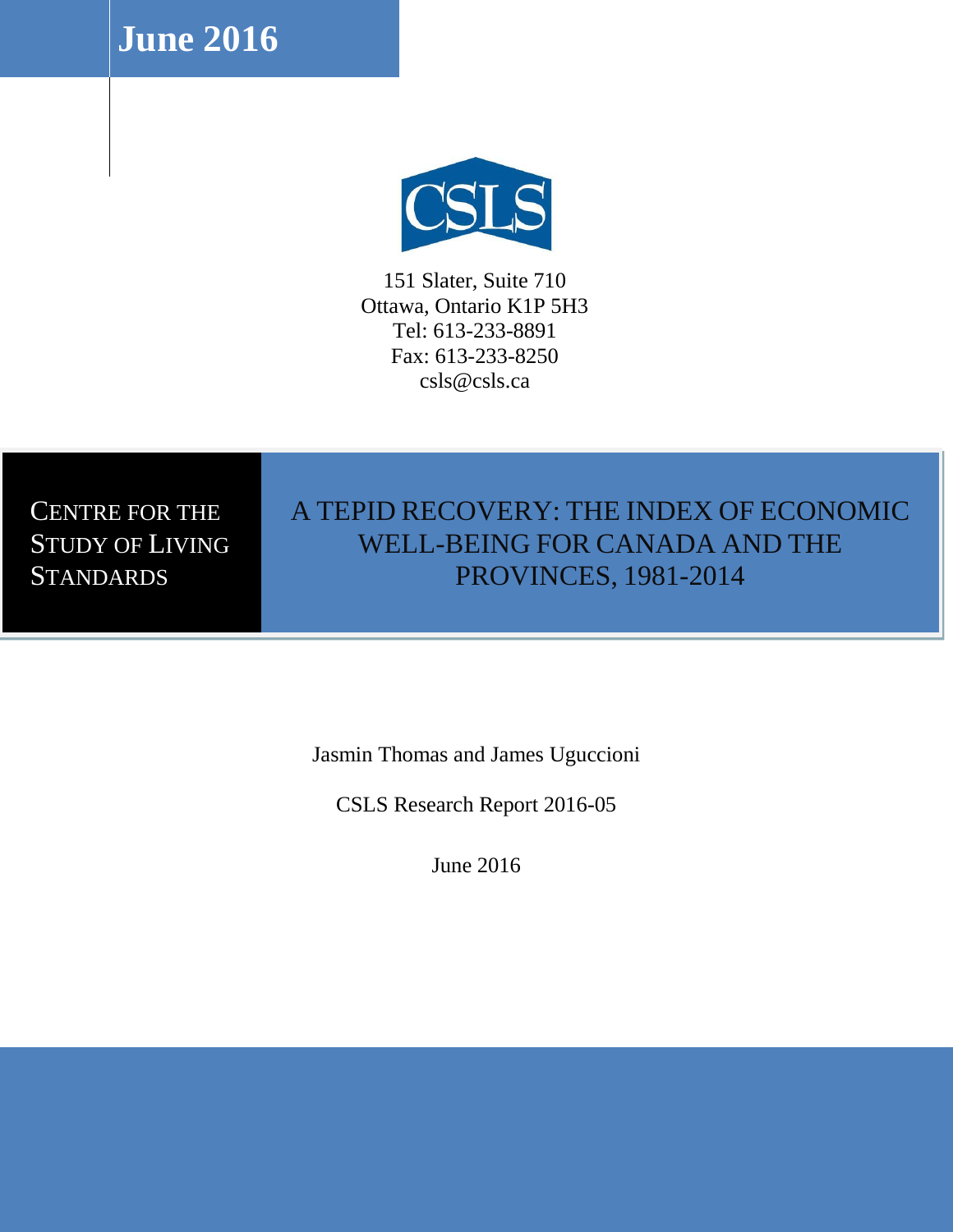**June 2016**

CSLS

151 Slater, Suite 710
Ottawa, Ontario K1P 5H3
Tel: 613-233-8891
Fax: 613-233-8250
csls@csls.ca

CENTRE FOR THE STUDY OF LIVING STANDARDS

# A TEPID RECOVERY: THE INDEX OF ECONOMIC WELL-BEING FOR CANADA AND THE PROVINCES, 1981-2014

Jasmin Thomas and James Uguccioni

CSLS Research Report 2016-05

June 2016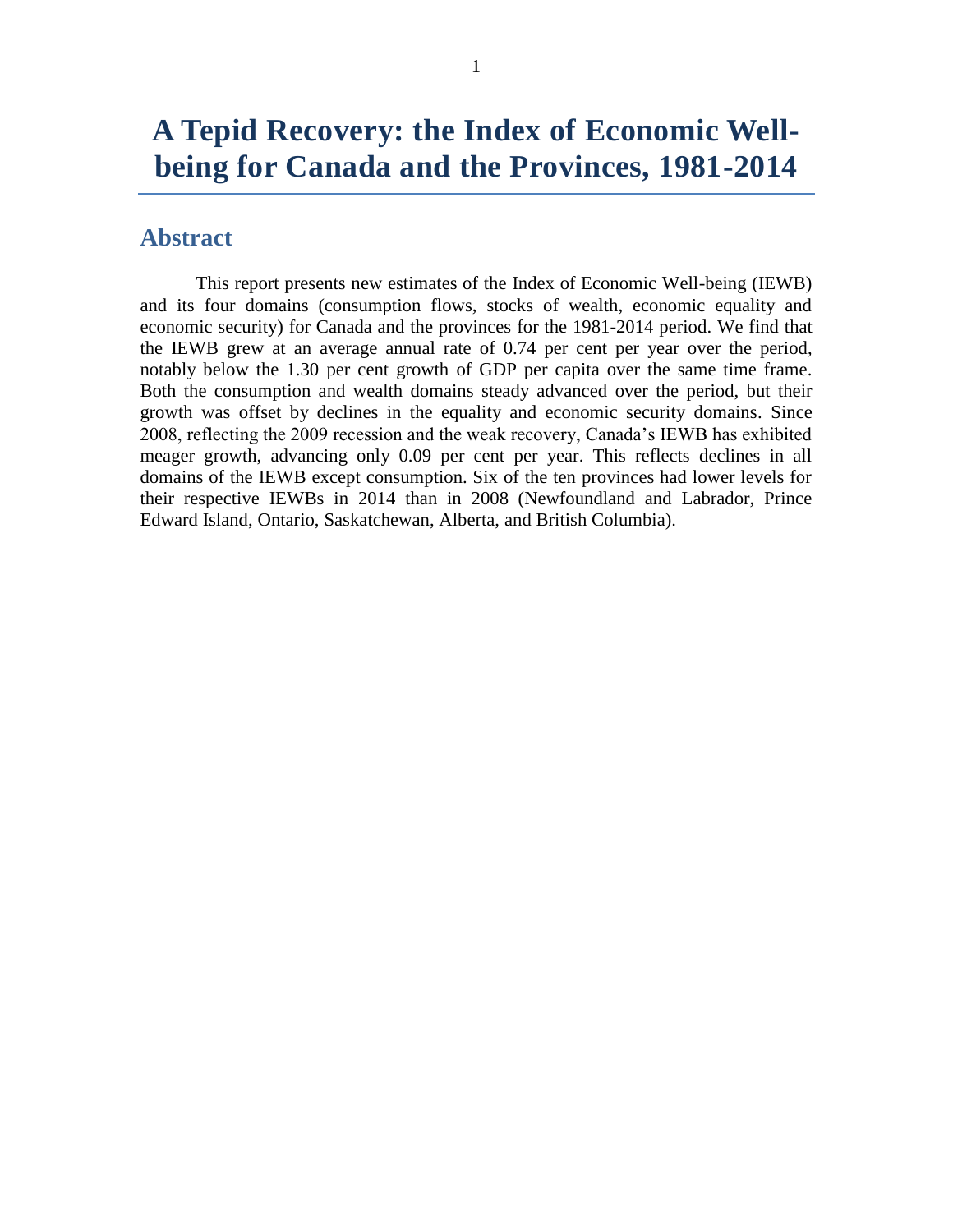# A Tepid Recovery: the Index of Economic Well-being for Canada and the Provinces, 1981-2014

## Abstract

This report presents new estimates of the Index of Economic Well-being (IEWB) and its four domains (consumption flows, stocks of wealth, economic equality and economic security) for Canada and the provinces for the 1981-2014 period. We find that the IEWB grew at an average annual rate of 0.74 per cent per year over the period, notably below the 1.30 per cent growth of GDP per capita over the same time frame. Both the consumption and wealth domains steady advanced over the period, but their growth was offset by declines in the equality and economic security domains. Since 2008, reflecting the 2009 recession and the weak recovery, Canada's IEWB has exhibited meager growth, advancing only 0.09 per cent per year. This reflects declines in all domains of the IEWB except consumption. Six of the ten provinces had lower levels for their respective IEWBs in 2014 than in 2008 (Newfoundland and Labrador, Prince Edward Island, Ontario, Saskatchewan, Alberta, and British Columbia).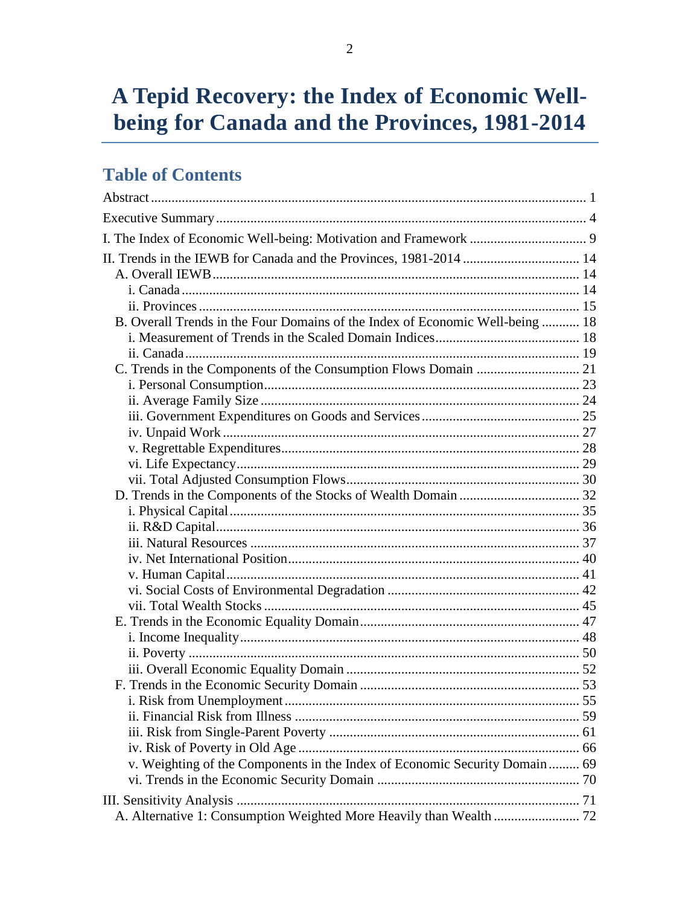# A Tepid Recovery: the Index of Economic Well-being for Canada and the Provinces, 1981-2014

## Table of Contents

Abstract ........ 1

Executive Summary ........ 4

I. The Index of Economic Well-being: Motivation and Framework ........ 9

II. Trends in the IEWB for Canada and the Provinces, 1981-2014 ........ 14
- A. Overall IEWB ........ 14
  - i. Canada ........ 14
  - ii. Provinces ........ 15
- B. Overall Trends in the Four Domains of the Index of Economic Well-being ........ 18
  - i. Measurement of Trends in the Scaled Domain Indices ........ 18
  - ii. Canada ........ 19
- C. Trends in the Components of the Consumption Flows Domain ........ 21
  - i. Personal Consumption ........ 23
  - ii. Average Family Size ........ 24
  - iii. Government Expenditures on Goods and Services ........ 25
  - iv. Unpaid Work ........ 27
  - v. Regrettable Expenditures ........ 28
  - vi. Life Expectancy ........ 29
  - vii. Total Adjusted Consumption Flows ........ 30
- D. Trends in the Components of the Stocks of Wealth Domain ........ 32
  - i. Physical Capital ........ 35
  - ii. R&D Capital ........ 36
  - iii. Natural Resources ........ 37
  - iv. Net International Position ........ 40
  - v. Human Capital ........ 41
  - vi. Social Costs of Environmental Degradation ........ 42
  - vii. Total Wealth Stocks ........ 45
- E. Trends in the Economic Equality Domain ........ 47
  - i. Income Inequality ........ 48
  - ii. Poverty ........ 50
  - iii. Overall Economic Equality Domain ........ 52
- F. Trends in the Economic Security Domain ........ 53
  - i. Risk from Unemployment ........ 55
  - ii. Financial Risk from Illness ........ 59
  - iii. Risk from Single-Parent Poverty ........ 61
  - iv. Risk of Poverty in Old Age ........ 66
  - v. Weighting of the Components in the Index of Economic Security Domain ........ 69
  - vi. Trends in the Economic Security Domain ........ 70

III. Sensitivity Analysis ........ 71
- A. Alternative 1: Consumption Weighted More Heavily than Wealth ........ 72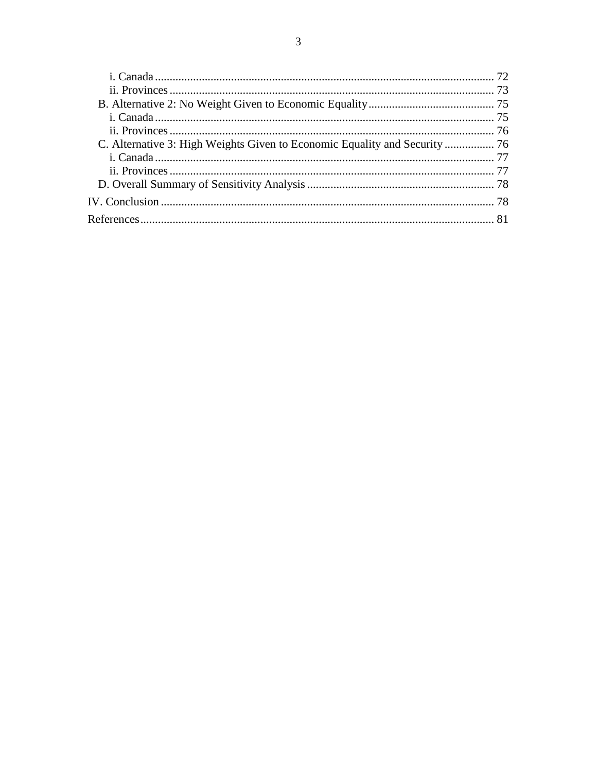i. Canada ........................................................................................................ 72
ii. Provinces ..................................................................................................... 73
B. Alternative 2: No Weight Given to Economic Equality ........................................... 75
i. Canada ........................................................................................................ 75
ii. Provinces ..................................................................................................... 76
C. Alternative 3: High Weights Given to Economic Equality and Security ................. 76
i. Canada ........................................................................................................ 77
ii. Provinces ..................................................................................................... 77
D. Overall Summary of Sensitivity Analysis ................................................................ 78

IV. Conclusion ..................................................................................................... 78

References ............................................................................................................ 81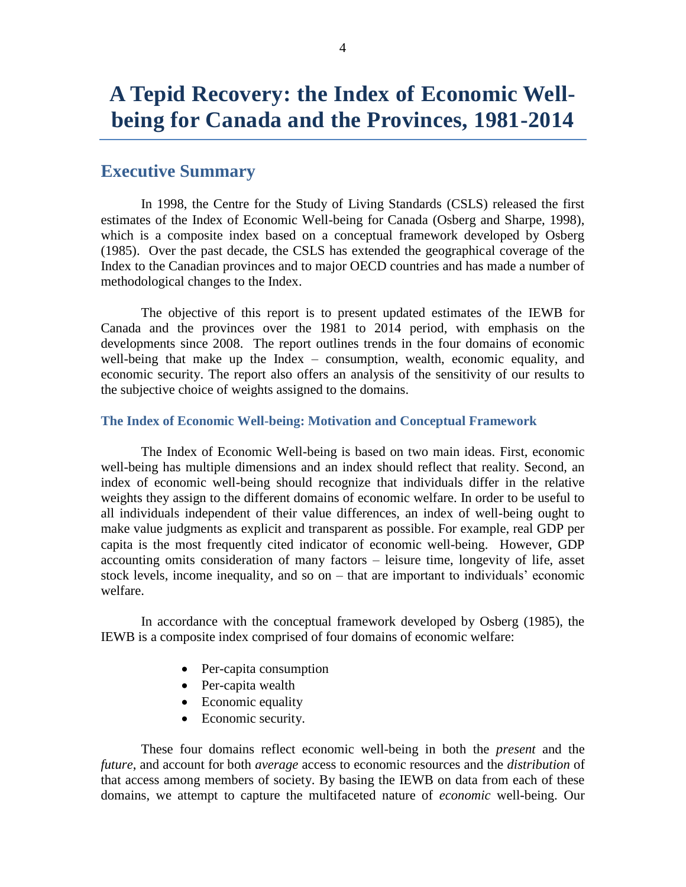# A Tepid Recovery: the Index of Economic Well-being for Canada and the Provinces, 1981-2014

## Executive Summary

In 1998, the Centre for the Study of Living Standards (CSLS) released the first estimates of the Index of Economic Well-being for Canada (Osberg and Sharpe, 1998), which is a composite index based on a conceptual framework developed by Osberg (1985). Over the past decade, the CSLS has extended the geographical coverage of the Index to the Canadian provinces and to major OECD countries and has made a number of methodological changes to the Index.

The objective of this report is to present updated estimates of the IEWB for Canada and the provinces over the 1981 to 2014 period, with emphasis on the developments since 2008. The report outlines trends in the four domains of economic well-being that make up the Index – consumption, wealth, economic equality, and economic security. The report also offers an analysis of the sensitivity of our results to the subjective choice of weights assigned to the domains.

### The Index of Economic Well-being: Motivation and Conceptual Framework

The Index of Economic Well-being is based on two main ideas. First, economic well-being has multiple dimensions and an index should reflect that reality. Second, an index of economic well-being should recognize that individuals differ in the relative weights they assign to the different domains of economic welfare. In order to be useful to all individuals independent of their value differences, an index of well-being ought to make value judgments as explicit and transparent as possible. For example, real GDP per capita is the most frequently cited indicator of economic well-being. However, GDP accounting omits consideration of many factors – leisure time, longevity of life, asset stock levels, income inequality, and so on – that are important to individuals' economic welfare.

In accordance with the conceptual framework developed by Osberg (1985), the IEWB is a composite index comprised of four domains of economic welfare:

- Per-capita consumption
- Per-capita wealth
- Economic equality
- Economic security.

These four domains reflect economic well-being in both the *present* and the *future*, and account for both *average* access to economic resources and the *distribution* of that access among members of society. By basing the IEWB on data from each of these domains, we attempt to capture the multifaceted nature of *economic* well-being. Our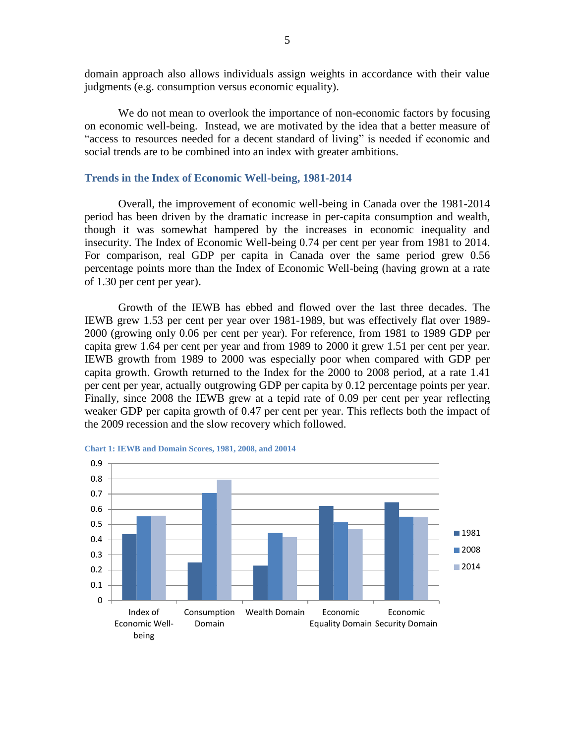domain approach also allows individuals assign weights in accordance with their value judgments (e.g. consumption versus economic equality).

We do not mean to overlook the importance of non-economic factors by focusing on economic well-being. Instead, we are motivated by the idea that a better measure of "access to resources needed for a decent standard of living" is needed if economic and social trends are to be combined into an index with greater ambitions.

## Trends in the Index of Economic Well-being, 1981-2014

Overall, the improvement of economic well-being in Canada over the 1981-2014 period has been driven by the dramatic increase in per-capita consumption and wealth, though it was somewhat hampered by the increases in economic inequality and insecurity. The Index of Economic Well-being 0.74 per cent per year from 1981 to 2014. For comparison, real GDP per capita in Canada over the same period grew 0.56 percentage points more than the Index of Economic Well-being (having grown at a rate of 1.30 per cent per year).

Growth of the IEWB has ebbed and flowed over the last three decades. The IEWB grew 1.53 per cent per year over 1981-1989, but was effectively flat over 1989-2000 (growing only 0.06 per cent per year). For reference, from 1981 to 1989 GDP per capita grew 1.64 per cent per year and from 1989 to 2000 it grew 1.51 per cent per year. IEWB growth from 1989 to 2000 was especially poor when compared with GDP per capita growth. Growth returned to the Index for the 2000 to 2008 period, at a rate 1.41 per cent per year, actually outgrowing GDP per capita by 0.12 percentage points per year. Finally, since 2008 the IEWB grew at a tepid rate of 0.09 per cent per year reflecting weaker GDP per capita growth of 0.47 per cent per year. This reflects both the impact of the 2009 recession and the slow recovery which followed.

**Chart 1: IEWB and Domain Scores, 1981, 2008, and 20014**

| | 1981 | 2008 | 2014 |
|---|---|---|---|
| Index of Economic Well-being | 0.44 | 0.56 | 0.56 |
| Consumption Domain | 0.25 | 0.71 | 0.80 |
| Wealth Domain | 0.23 | 0.45 | 0.42 |
| Economic Equality Domain | 0.62 | 0.52 | 0.47 |
| Economic Security Domain | 0.65 | 0.55 | 0.55 |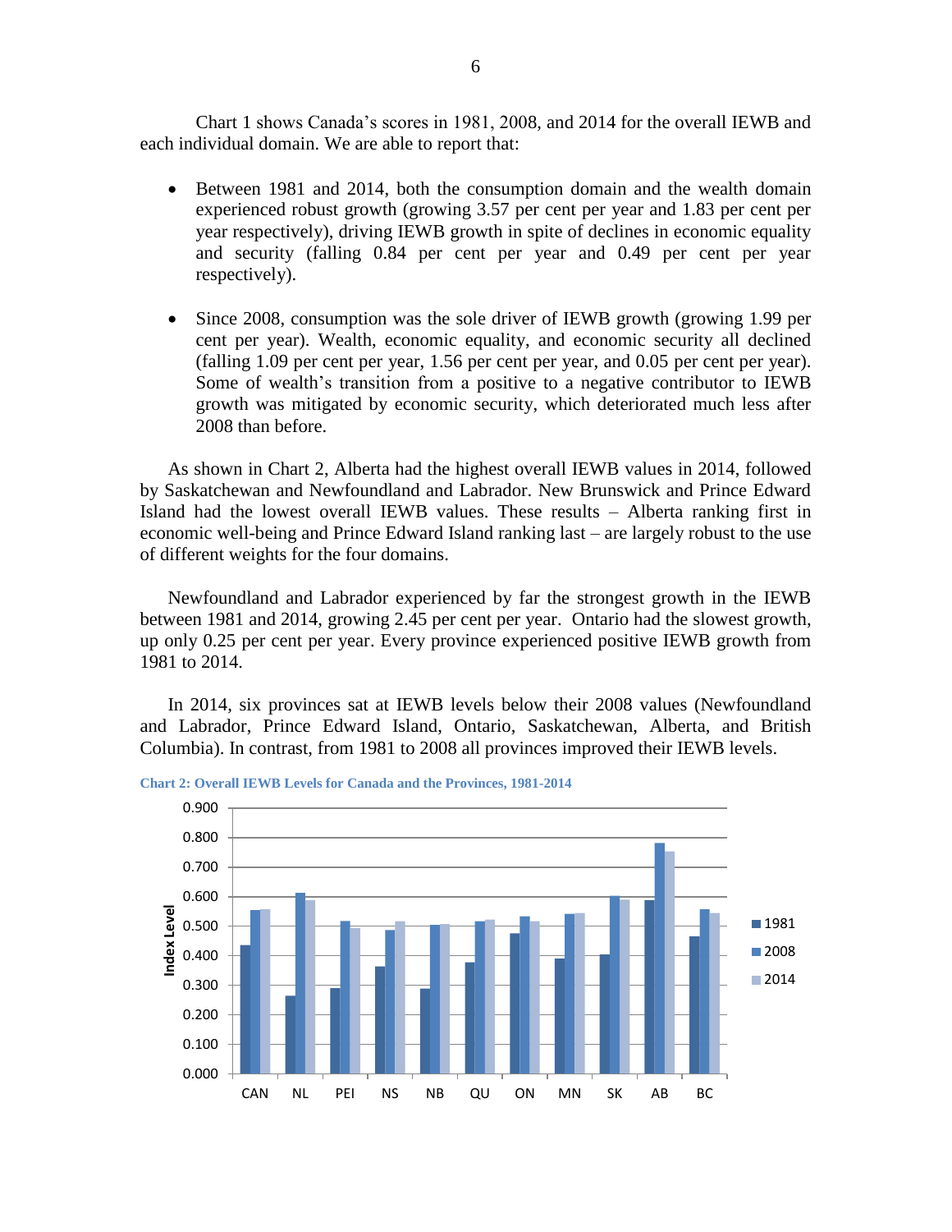Chart 1 shows Canada's scores in 1981, 2008, and 2014 for the overall IEWB and each individual domain. We are able to report that:

- Between 1981 and 2014, both the consumption domain and the wealth domain experienced robust growth (growing 3.57 per cent per year and 1.83 per cent per year respectively), driving IEWB growth in spite of declines in economic equality and security (falling 0.84 per cent per year and 0.49 per cent per year respectively).

- Since 2008, consumption was the sole driver of IEWB growth (growing 1.99 per cent per year). Wealth, economic equality, and economic security all declined (falling 1.09 per cent per year, 1.56 per cent per year, and 0.05 per cent per year). Some of wealth's transition from a positive to a negative contributor to IEWB growth was mitigated by economic security, which deteriorated much less after 2008 than before.

As shown in Chart 2, Alberta had the highest overall IEWB values in 2014, followed by Saskatchewan and Newfoundland and Labrador. New Brunswick and Prince Edward Island had the lowest overall IEWB values. These results – Alberta ranking first in economic well-being and Prince Edward Island ranking last – are largely robust to the use of different weights for the four domains.

Newfoundland and Labrador experienced by far the strongest growth in the IEWB between 1981 and 2014, growing 2.45 per cent per year. Ontario had the slowest growth, up only 0.25 per cent per year. Every province experienced positive IEWB growth from 1981 to 2014.

In 2014, six provinces sat at IEWB levels below their 2008 values (Newfoundland and Labrador, Prince Edward Island, Ontario, Saskatchewan, Alberta, and British Columbia). In contrast, from 1981 to 2008 all provinces improved their IEWB levels.

**Chart 2: Overall IEWB Levels for Canada and the Provinces, 1981-2014**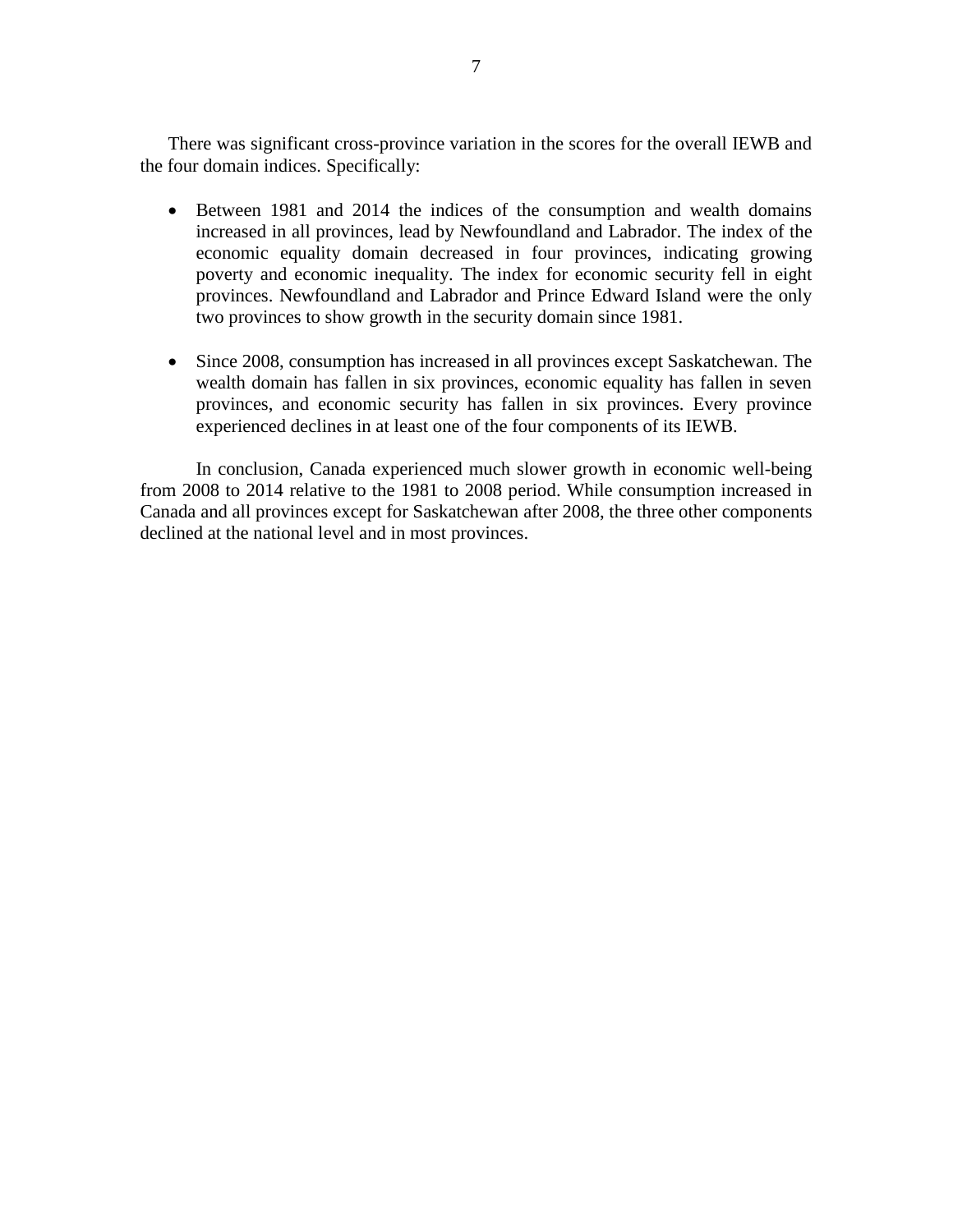There was significant cross-province variation in the scores for the overall IEWB and the four domain indices. Specifically:

- Between 1981 and 2014 the indices of the consumption and wealth domains increased in all provinces, lead by Newfoundland and Labrador. The index of the economic equality domain decreased in four provinces, indicating growing poverty and economic inequality. The index for economic security fell in eight provinces. Newfoundland and Labrador and Prince Edward Island were the only two provinces to show growth in the security domain since 1981.

- Since 2008, consumption has increased in all provinces except Saskatchewan. The wealth domain has fallen in six provinces, economic equality has fallen in seven provinces, and economic security has fallen in six provinces. Every province experienced declines in at least one of the four components of its IEWB.

In conclusion, Canada experienced much slower growth in economic well-being from 2008 to 2014 relative to the 1981 to 2008 period. While consumption increased in Canada and all provinces except for Saskatchewan after 2008, the three other components declined at the national level and in most provinces.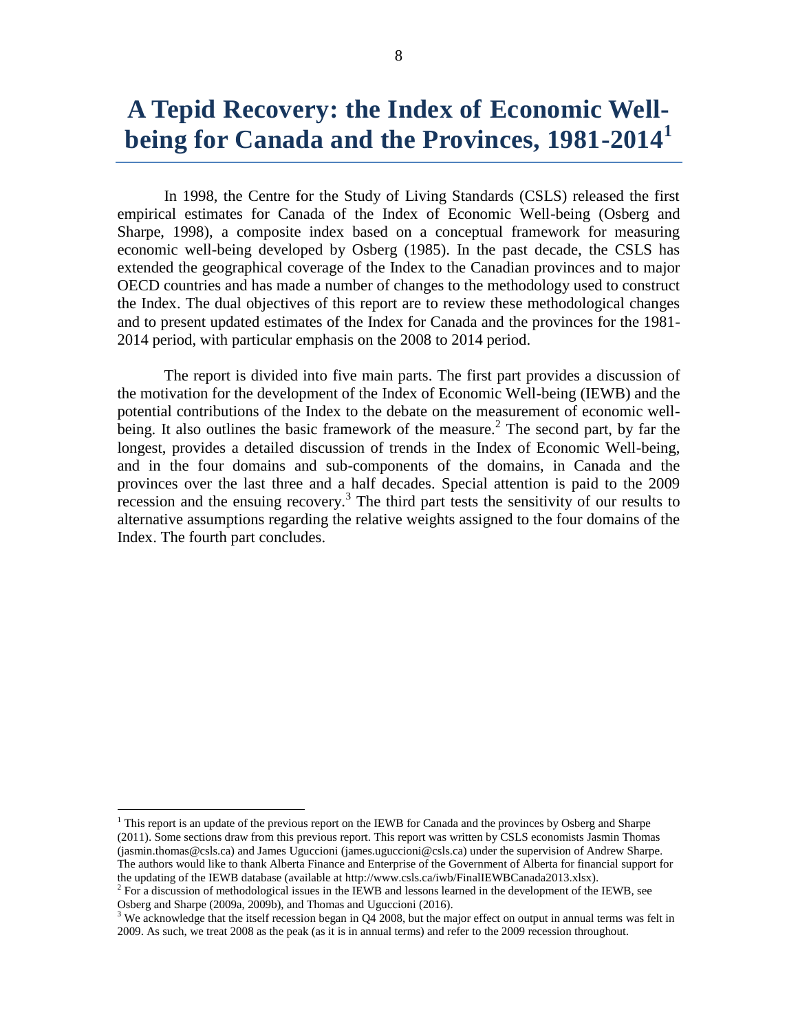# A Tepid Recovery: the Index of Economic Well-being for Canada and the Provinces, 1981-2014[1]

In 1998, the Centre for the Study of Living Standards (CSLS) released the first empirical estimates for Canada of the Index of Economic Well-being (Osberg and Sharpe, 1998), a composite index based on a conceptual framework for measuring economic well-being developed by Osberg (1985). In the past decade, the CSLS has extended the geographical coverage of the Index to the Canadian provinces and to major OECD countries and has made a number of changes to the methodology used to construct the Index. The dual objectives of this report are to review these methodological changes and to present updated estimates of the Index for Canada and the provinces for the 1981-2014 period, with particular emphasis on the 2008 to 2014 period.

The report is divided into five main parts. The first part provides a discussion of the motivation for the development of the Index of Economic Well-being (IEWB) and the potential contributions of the Index to the debate on the measurement of economic well-being. It also outlines the basic framework of the measure.[2] The second part, by far the longest, provides a detailed discussion of trends in the Index of Economic Well-being, and in the four domains and sub-components of the domains, in Canada and the provinces over the last three and a half decades. Special attention is paid to the 2009 recession and the ensuing recovery.[3] The third part tests the sensitivity of our results to alternative assumptions regarding the relative weights assigned to the four domains of the Index. The fourth part concludes.

---

[1] This report is an update of the previous report on the IEWB for Canada and the provinces by Osberg and Sharpe (2011). Some sections draw from this previous report. This report was written by CSLS economists Jasmin Thomas (jasmin.thomas@csls.ca) and James Uguccioni (james.uguccioni@csls.ca) under the supervision of Andrew Sharpe. The authors would like to thank Alberta Finance and Enterprise of the Government of Alberta for financial support for the updating of the IEWB database (available at http://www.csls.ca/iwb/FinalIEWBCanada2013.xlsx).

[2] For a discussion of methodological issues in the IEWB and lessons learned in the development of the IEWB, see Osberg and Sharpe (2009a, 2009b), and Thomas and Uguccioni (2016).

[3] We acknowledge that the itself recession began in Q4 2008, but the major effect on output in annual terms was felt in 2009. As such, we treat 2008 as the peak (as it is in annual terms) and refer to the 2009 recession throughout.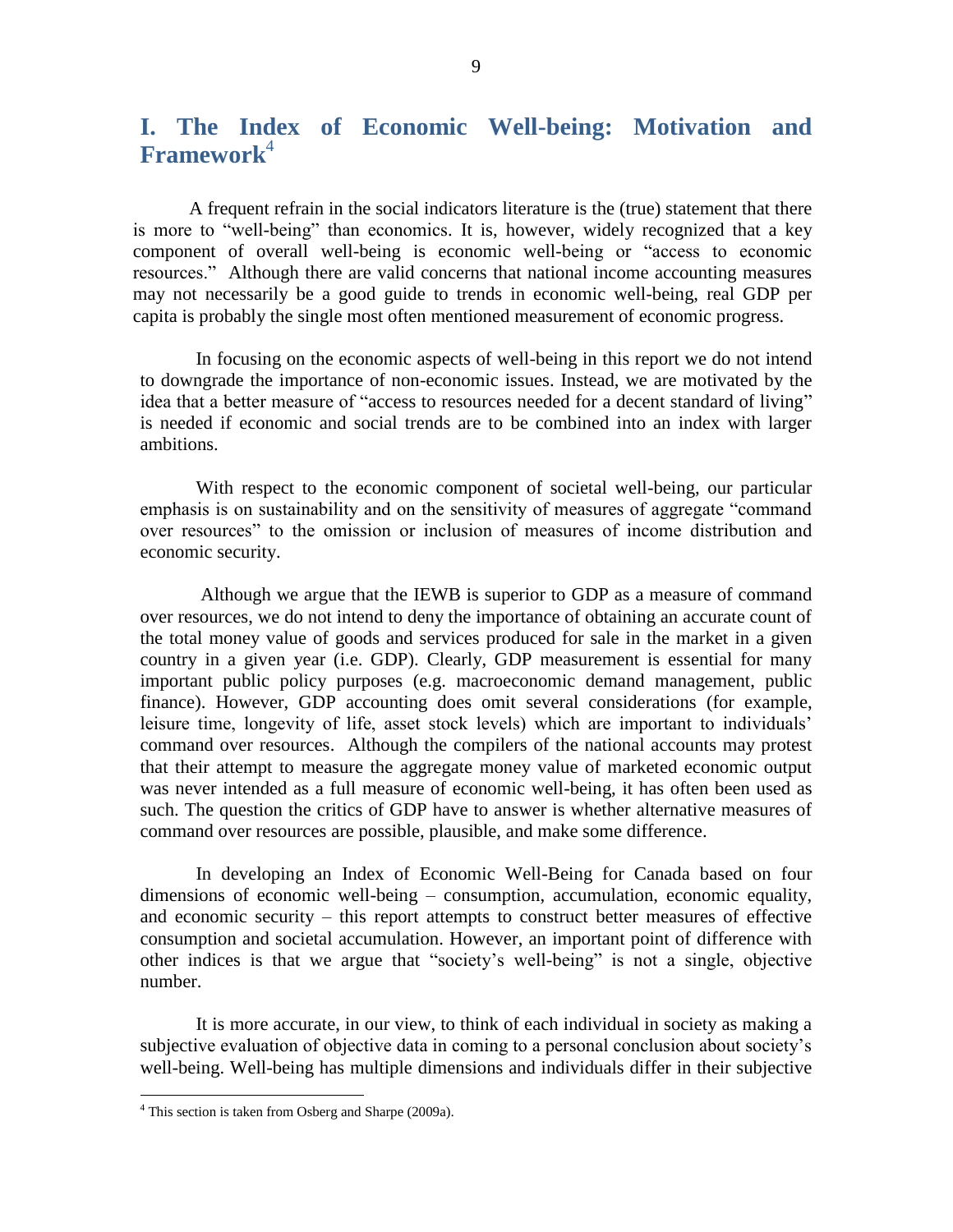# I. The Index of Economic Well-being: Motivation and Framework[4]

A frequent refrain in the social indicators literature is the (true) statement that there is more to "well-being" than economics. It is, however, widely recognized that a key component of overall well-being is economic well-being or "access to economic resources." Although there are valid concerns that national income accounting measures may not necessarily be a good guide to trends in economic well-being, real GDP per capita is probably the single most often mentioned measurement of economic progress.

In focusing on the economic aspects of well-being in this report we do not intend to downgrade the importance of non-economic issues. Instead, we are motivated by the idea that a better measure of "access to resources needed for a decent standard of living" is needed if economic and social trends are to be combined into an index with larger ambitions.

With respect to the economic component of societal well-being, our particular emphasis is on sustainability and on the sensitivity of measures of aggregate "command over resources" to the omission or inclusion of measures of income distribution and economic security.

Although we argue that the IEWB is superior to GDP as a measure of command over resources, we do not intend to deny the importance of obtaining an accurate count of the total money value of goods and services produced for sale in the market in a given country in a given year (i.e. GDP). Clearly, GDP measurement is essential for many important public policy purposes (e.g. macroeconomic demand management, public finance). However, GDP accounting does omit several considerations (for example, leisure time, longevity of life, asset stock levels) which are important to individuals' command over resources. Although the compilers of the national accounts may protest that their attempt to measure the aggregate money value of marketed economic output was never intended as a full measure of economic well-being, it has often been used as such. The question the critics of GDP have to answer is whether alternative measures of command over resources are possible, plausible, and make some difference.

In developing an Index of Economic Well-Being for Canada based on four dimensions of economic well-being – consumption, accumulation, economic equality, and economic security – this report attempts to construct better measures of effective consumption and societal accumulation. However, an important point of difference with other indices is that we argue that "society's well-being" is not a single, objective number.

It is more accurate, in our view, to think of each individual in society as making a subjective evaluation of objective data in coming to a personal conclusion about society's well-being. Well-being has multiple dimensions and individuals differ in their subjective

[4] This section is taken from Osberg and Sharpe (2009a).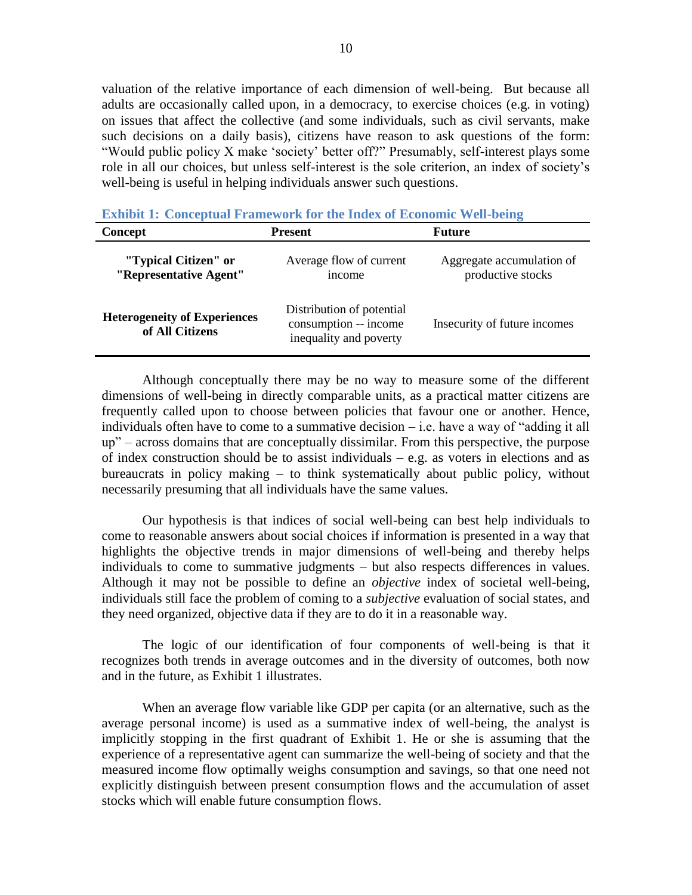valuation of the relative importance of each dimension of well-being. But because all adults are occasionally called upon, in a democracy, to exercise choices (e.g. in voting) on issues that affect the collective (and some individuals, such as civil servants, make such decisions on a daily basis), citizens have reason to ask questions of the form: "Would public policy X make 'society' better off?" Presumably, self-interest plays some role in all our choices, but unless self-interest is the sole criterion, an index of society's well-being is useful in helping individuals answer such questions.

**Exhibit 1: Conceptual Framework for the Index of Economic Well-being**

| Concept | Present | Future |
|---|---|---|
| **"Typical Citizen" or "Representative Agent"** | Average flow of current income | Aggregate accumulation of productive stocks |
| **Heterogeneity of Experiences of All Citizens** | Distribution of potential consumption -- income inequality and poverty | Insecurity of future incomes |

Although conceptually there may be no way to measure some of the different dimensions of well-being in directly comparable units, as a practical matter citizens are frequently called upon to choose between policies that favour one or another. Hence, individuals often have to come to a summative decision – i.e. have a way of "adding it all up" – across domains that are conceptually dissimilar. From this perspective, the purpose of index construction should be to assist individuals – e.g. as voters in elections and as bureaucrats in policy making – to think systematically about public policy, without necessarily presuming that all individuals have the same values.

Our hypothesis is that indices of social well-being can best help individuals to come to reasonable answers about social choices if information is presented in a way that highlights the objective trends in major dimensions of well-being and thereby helps individuals to come to summative judgments – but also respects differences in values. Although it may not be possible to define an *objective* index of societal well-being, individuals still face the problem of coming to a *subjective* evaluation of social states, and they need organized, objective data if they are to do it in a reasonable way.

The logic of our identification of four components of well-being is that it recognizes both trends in average outcomes and in the diversity of outcomes, both now and in the future, as Exhibit 1 illustrates.

When an average flow variable like GDP per capita (or an alternative, such as the average personal income) is used as a summative index of well-being, the analyst is implicitly stopping in the first quadrant of Exhibit 1. He or she is assuming that the experience of a representative agent can summarize the well-being of society and that the measured income flow optimally weighs consumption and savings, so that one need not explicitly distinguish between present consumption flows and the accumulation of asset stocks which will enable future consumption flows.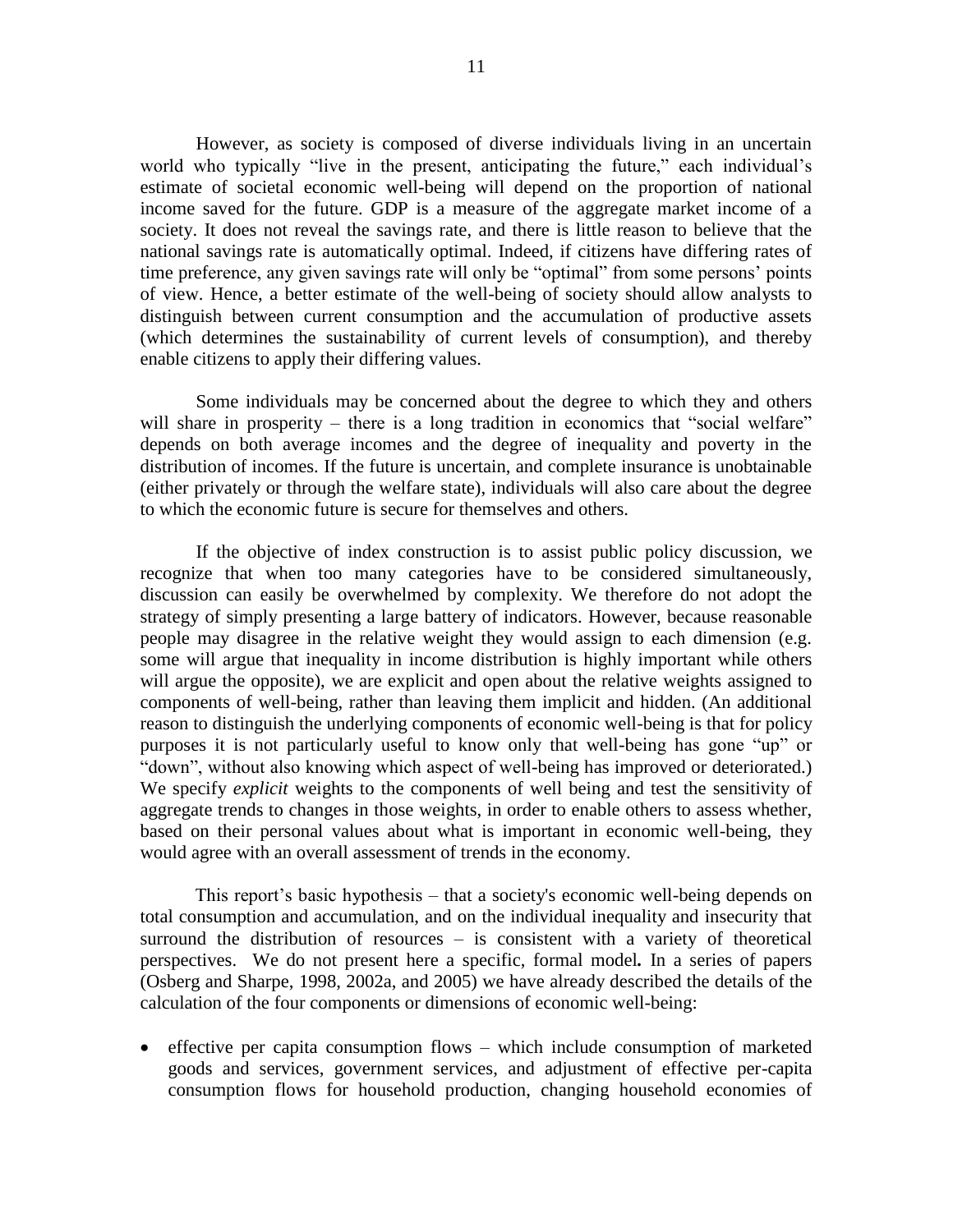However, as society is composed of diverse individuals living in an uncertain world who typically "live in the present, anticipating the future," each individual's estimate of societal economic well-being will depend on the proportion of national income saved for the future. GDP is a measure of the aggregate market income of a society. It does not reveal the savings rate, and there is little reason to believe that the national savings rate is automatically optimal. Indeed, if citizens have differing rates of time preference, any given savings rate will only be "optimal" from some persons' points of view. Hence, a better estimate of the well-being of society should allow analysts to distinguish between current consumption and the accumulation of productive assets (which determines the sustainability of current levels of consumption), and thereby enable citizens to apply their differing values.

Some individuals may be concerned about the degree to which they and others will share in prosperity – there is a long tradition in economics that "social welfare" depends on both average incomes and the degree of inequality and poverty in the distribution of incomes. If the future is uncertain, and complete insurance is unobtainable (either privately or through the welfare state), individuals will also care about the degree to which the economic future is secure for themselves and others.

If the objective of index construction is to assist public policy discussion, we recognize that when too many categories have to be considered simultaneously, discussion can easily be overwhelmed by complexity. We therefore do not adopt the strategy of simply presenting a large battery of indicators. However, because reasonable people may disagree in the relative weight they would assign to each dimension (e.g. some will argue that inequality in income distribution is highly important while others will argue the opposite), we are explicit and open about the relative weights assigned to components of well-being, rather than leaving them implicit and hidden. (An additional reason to distinguish the underlying components of economic well-being is that for policy purposes it is not particularly useful to know only that well-being has gone "up" or "down", without also knowing which aspect of well-being has improved or deteriorated.) We specify *explicit* weights to the components of well being and test the sensitivity of aggregate trends to changes in those weights, in order to enable others to assess whether, based on their personal values about what is important in economic well-being, they would agree with an overall assessment of trends in the economy.

This report's basic hypothesis – that a society's economic well-being depends on total consumption and accumulation, and on the individual inequality and insecurity that surround the distribution of resources – is consistent with a variety of theoretical perspectives. We do not present here a specific, formal model**.** In a series of papers (Osberg and Sharpe, 1998, 2002a, and 2005) we have already described the details of the calculation of the four components or dimensions of economic well-being:

- effective per capita consumption flows – which include consumption of marketed goods and services, government services, and adjustment of effective per-capita consumption flows for household production, changing household economies of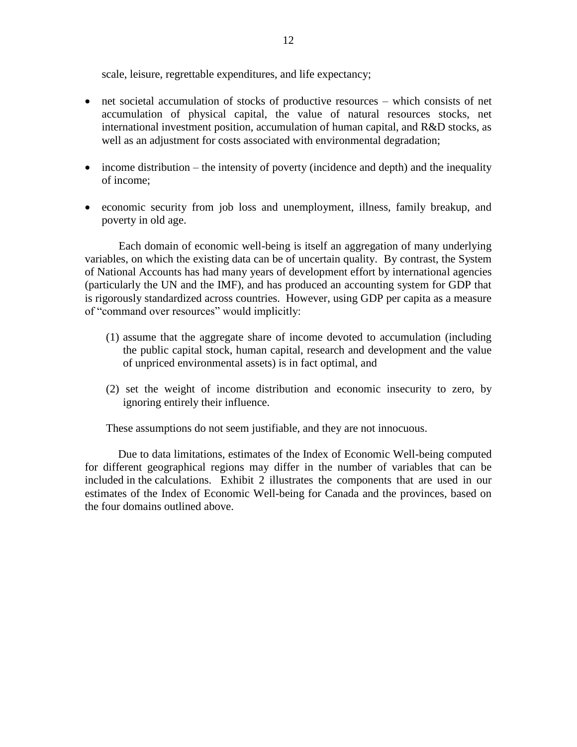scale, leisure, regrettable expenditures, and life expectancy;

- net societal accumulation of stocks of productive resources – which consists of net accumulation of physical capital, the value of natural resources stocks, net international investment position, accumulation of human capital, and R&D stocks, as well as an adjustment for costs associated with environmental degradation;

- income distribution – the intensity of poverty (incidence and depth) and the inequality of income;

- economic security from job loss and unemployment, illness, family breakup, and poverty in old age.

Each domain of economic well-being is itself an aggregation of many underlying variables, on which the existing data can be of uncertain quality. By contrast, the System of National Accounts has had many years of development effort by international agencies (particularly the UN and the IMF), and has produced an accounting system for GDP that is rigorously standardized across countries. However, using GDP per capita as a measure of "command over resources" would implicitly:

(1) assume that the aggregate share of income devoted to accumulation (including the public capital stock, human capital, research and development and the value of unpriced environmental assets) is in fact optimal, and

(2) set the weight of income distribution and economic insecurity to zero, by ignoring entirely their influence.

These assumptions do not seem justifiable, and they are not innocuous.

Due to data limitations, estimates of the Index of Economic Well-being computed for different geographical regions may differ in the number of variables that can be included in the calculations. Exhibit 2 illustrates the components that are used in our estimates of the Index of Economic Well-being for Canada and the provinces, based on the four domains outlined above.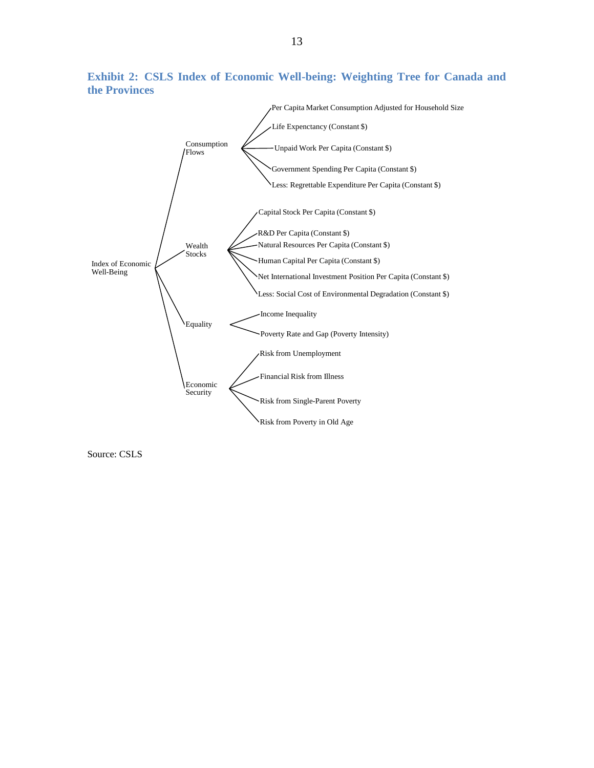### Exhibit 2: CSLS Index of Economic Well-being: Weighting Tree for Canada and the Provinces

- Index of Economic Well-Being
  - Consumption Flows
    - Per Capita Market Consumption Adjusted for Household Size
    - Life Expectancy (Constant $)
    - Unpaid Work Per Capita (Constant $)
    - Government Spending Per Capita (Constant $)
    - Less: Regrettable Expenditure Per Capita (Constant $)
  - Wealth Stocks
    - Capital Stock Per Capita (Constant $)
    - R&D Per Capita (Constant $)
    - Natural Resources Per Capita (Constant $)
    - Human Capital Per Capita (Constant $)
    - Net International Investment Position Per Capita (Constant $)
    - Less: Social Cost of Environmental Degradation (Constant $)
  - Equality
    - Income Inequality
    - Poverty Rate and Gap (Poverty Intensity)
  - Economic Security
    - Risk from Unemployment
    - Financial Risk from Illness
    - Risk from Single-Parent Poverty
    - Risk from Poverty in Old Age

Source: CSLS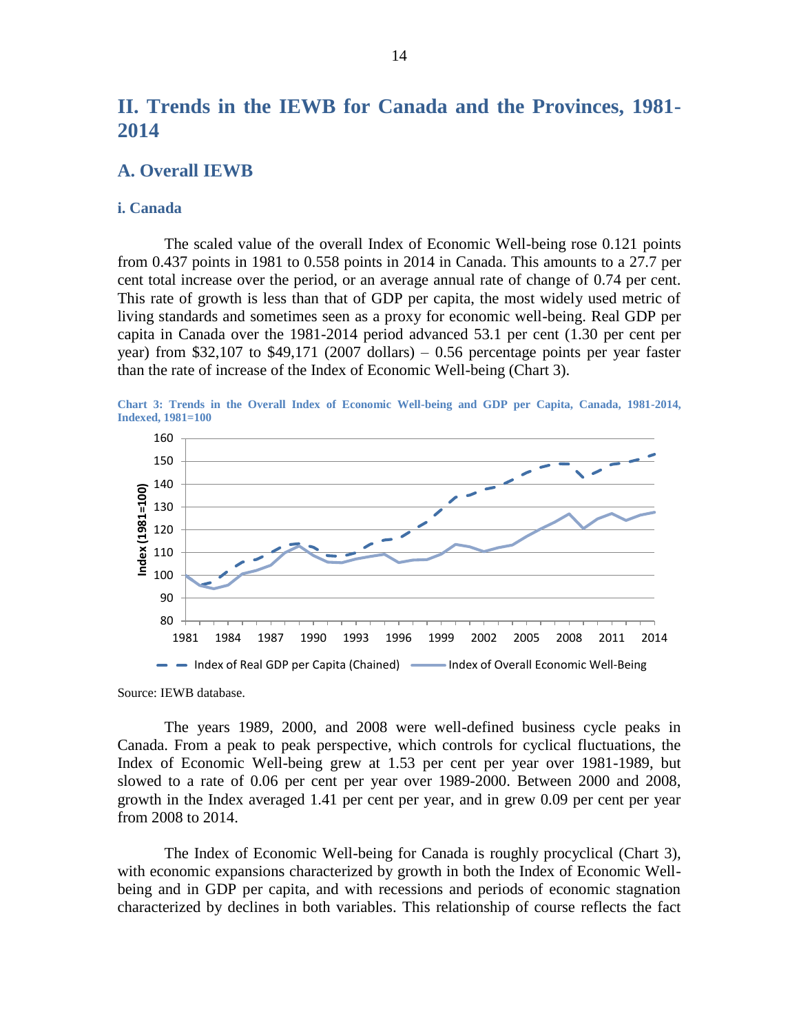## II. Trends in the IEWB for Canada and the Provinces, 1981-2014

### A. Overall IEWB

#### i. Canada

The scaled value of the overall Index of Economic Well-being rose 0.121 points from 0.437 points in 1981 to 0.558 points in 2014 in Canada. This amounts to a 27.7 per cent total increase over the period, or an average annual rate of change of 0.74 per cent. This rate of growth is less than that of GDP per capita, the most widely used metric of living standards and sometimes seen as a proxy for economic well-being. Real GDP per capita in Canada over the 1981-2014 period advanced 53.1 per cent (1.30 per cent per year) from $32,107 to $49,171 (2007 dollars) – 0.56 percentage points per year faster than the rate of increase of the Index of Economic Well-being (Chart 3).

**Chart 3: Trends in the Overall Index of Economic Well-being and GDP per Capita, Canada, 1981-2014, Indexed, 1981=100**

Source: IEWB database.

The years 1989, 2000, and 2008 were well-defined business cycle peaks in Canada. From a peak to peak perspective, which controls for cyclical fluctuations, the Index of Economic Well-being grew at 1.53 per cent per year over 1981-1989, but slowed to a rate of 0.06 per cent per year over 1989-2000. Between 2000 and 2008, growth in the Index averaged 1.41 per cent per year, and in grew 0.09 per cent per year from 2008 to 2014.

The Index of Economic Well-being for Canada is roughly procyclical (Chart 3), with economic expansions characterized by growth in both the Index of Economic Well-being and in GDP per capita, and with recessions and periods of economic stagnation characterized by declines in both variables. This relationship of course reflects the fact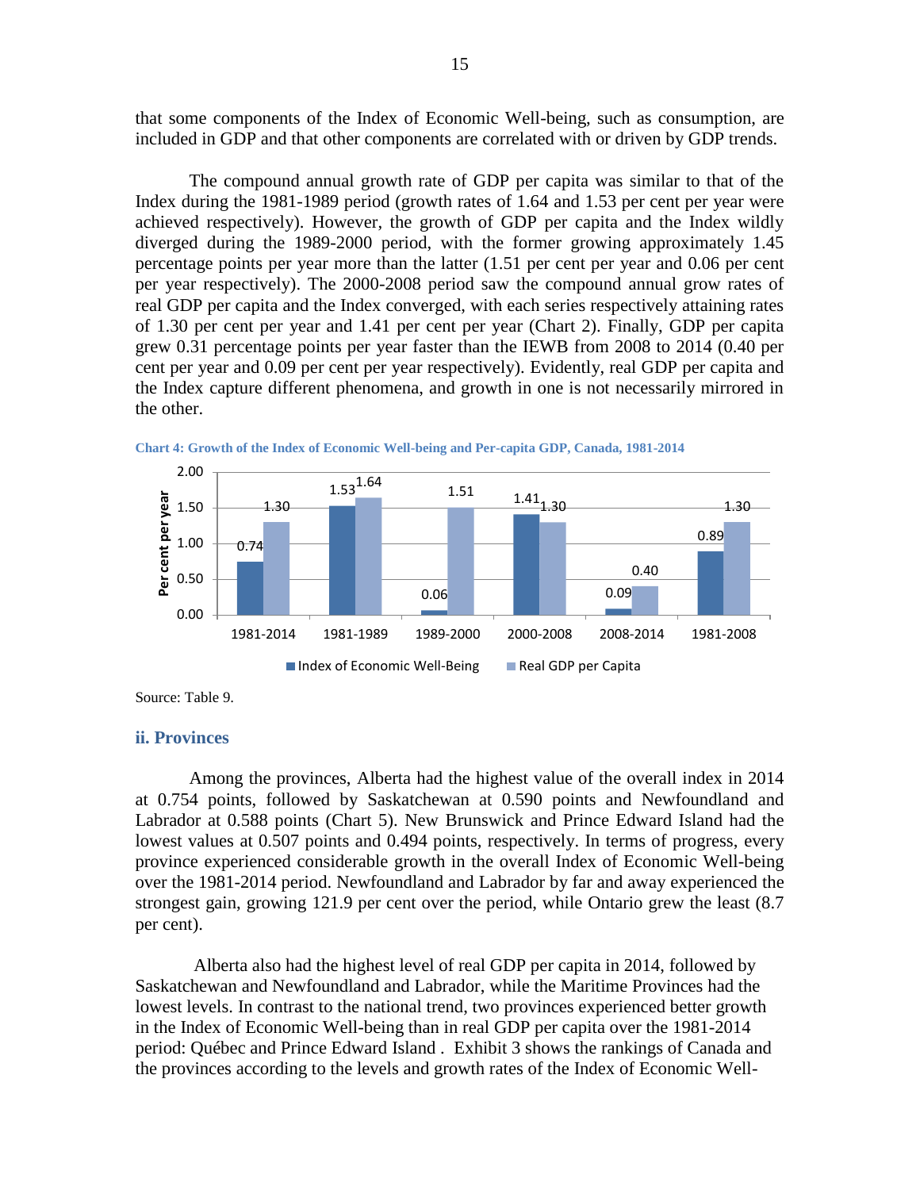that some components of the Index of Economic Well-being, such as consumption, are included in GDP and that other components are correlated with or driven by GDP trends.

The compound annual growth rate of GDP per capita was similar to that of the Index during the 1981-1989 period (growth rates of 1.64 and 1.53 per cent per year were achieved respectively). However, the growth of GDP per capita and the Index wildly diverged during the 1989-2000 period, with the former growing approximately 1.45 percentage points per year more than the latter (1.51 per cent per year and 0.06 per cent per year respectively). The 2000-2008 period saw the compound annual grow rates of real GDP per capita and the Index converged, with each series respectively attaining rates of 1.30 per cent per year and 1.41 per cent per year (Chart 2). Finally, GDP per capita grew 0.31 percentage points per year faster than the IEWB from 2008 to 2014 (0.40 per cent per year and 0.09 per cent per year respectively). Evidently, real GDP per capita and the Index capture different phenomena, and growth in one is not necessarily mirrored in the other.

**Chart 4: Growth of the Index of Economic Well-being and Per-capita GDP, Canada, 1981-2014**

| Period | Index of Economic Well-Being (per cent per year) | Real GDP per Capita (per cent per year) |
|---|---|---|
| 1981-2014 | 0.74 | 1.30 |
| 1981-1989 | 1.53 | 1.64 |
| 1989-2000 | 0.06 | 1.51 |
| 2000-2008 | 1.41 | 1.30 |
| 2008-2014 | 0.09 | 0.40 |
| 1981-2008 | 0.89 | 1.30 |

Source: Table 9.

### ii. Provinces

Among the provinces, Alberta had the highest value of the overall index in 2014 at 0.754 points, followed by Saskatchewan at 0.590 points and Newfoundland and Labrador at 0.588 points (Chart 5). New Brunswick and Prince Edward Island had the lowest values at 0.507 points and 0.494 points, respectively. In terms of progress, every province experienced considerable growth in the overall Index of Economic Well-being over the 1981-2014 period. Newfoundland and Labrador by far and away experienced the strongest gain, growing 121.9 per cent over the period, while Ontario grew the least (8.7 per cent).

Alberta also had the highest level of real GDP per capita in 2014, followed by Saskatchewan and Newfoundland and Labrador, while the Maritime Provinces had the lowest levels. In contrast to the national trend, two provinces experienced better growth in the Index of Economic Well-being than in real GDP per capita over the 1981-2014 period: Québec and Prince Edward Island . Exhibit 3 shows the rankings of Canada and the provinces according to the levels and growth rates of the Index of Economic Well-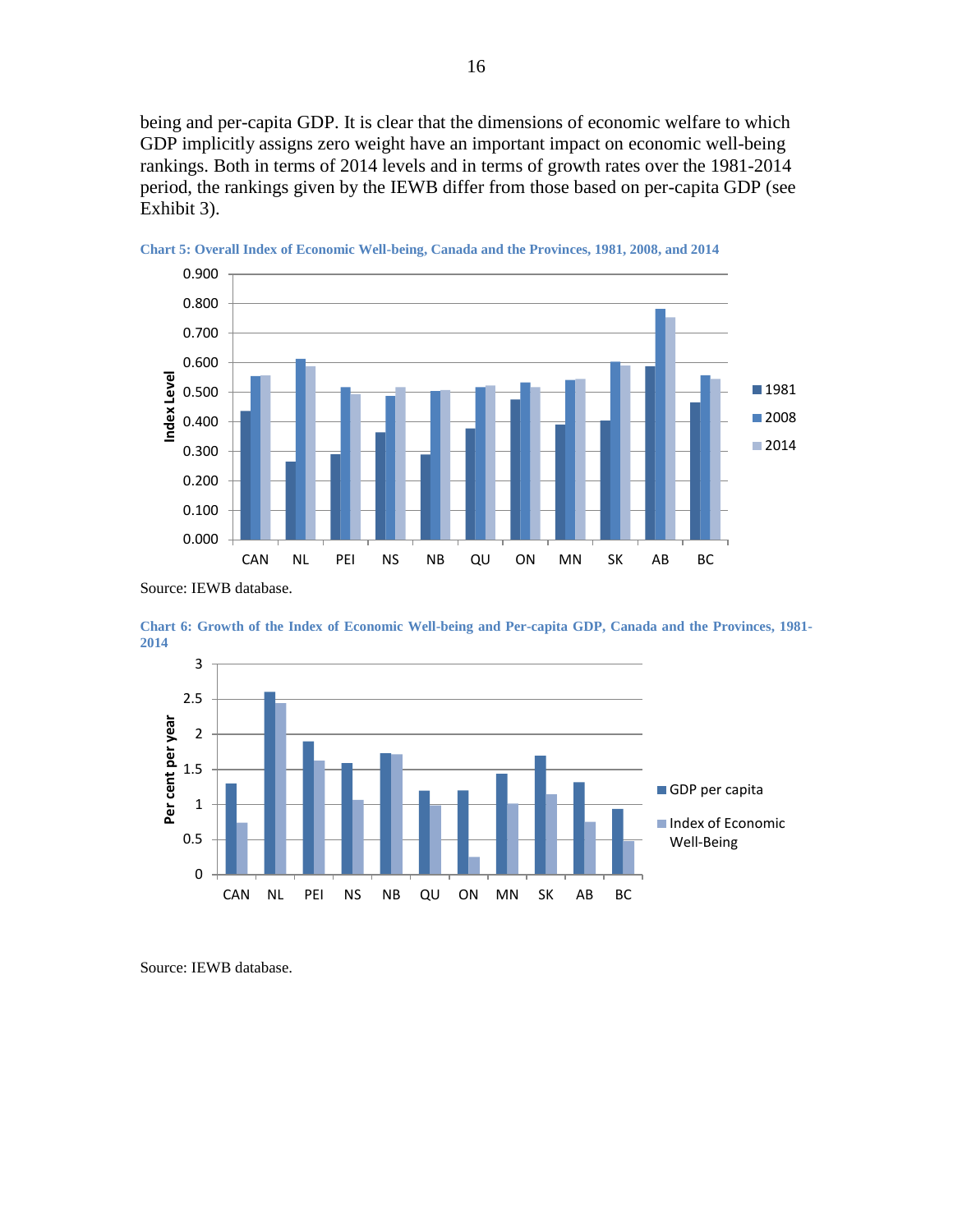being and per-capita GDP. It is clear that the dimensions of economic welfare to which GDP implicitly assigns zero weight have an important impact on economic well-being rankings. Both in terms of 2014 levels and in terms of growth rates over the 1981-2014 period, the rankings given by the IEWB differ from those based on per-capita GDP (see Exhibit 3).

**Chart 5: Overall Index of Economic Well-being, Canada and the Provinces, 1981, 2008, and 2014**

Source: IEWB database.

**Chart 6: Growth of the Index of Economic Well-being and Per-capita GDP, Canada and the Provinces, 1981-2014**

Source: IEWB database.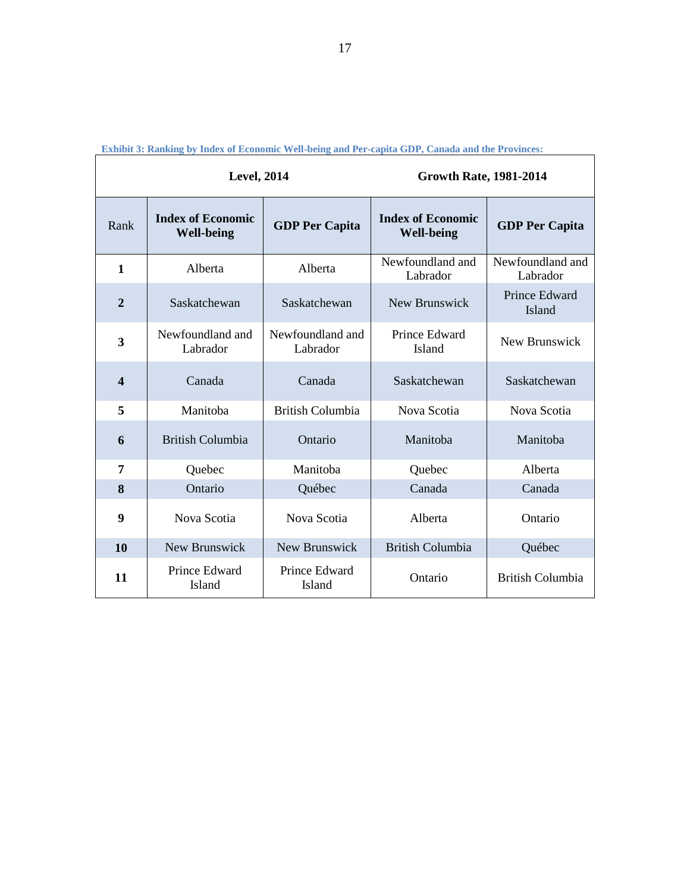**Exhibit 3: Ranking by Index of Economic Well-being and Per-capita GDP, Canada and the Provinces:**

| | Level, 2014 | | Growth Rate, 1981-2014 | |
|---|---|---|---|---|
| Rank | **Index of Economic Well-being** | **GDP Per Capita** | **Index of Economic Well-being** | **GDP Per Capita** |
| **1** | Alberta | Alberta | Newfoundland and Labrador | Newfoundland and Labrador |
| **2** | Saskatchewan | Saskatchewan | New Brunswick | Prince Edward Island |
| **3** | Newfoundland and Labrador | Newfoundland and Labrador | Prince Edward Island | New Brunswick |
| **4** | Canada | Canada | Saskatchewan | Saskatchewan |
| **5** | Manitoba | British Columbia | Nova Scotia | Nova Scotia |
| **6** | British Columbia | Ontario | Manitoba | Manitoba |
| **7** | Quebec | Manitoba | Quebec | Alberta |
| **8** | Ontario | Québec | Canada | Canada |
| **9** | Nova Scotia | Nova Scotia | Alberta | Ontario |
| **10** | New Brunswick | New Brunswick | British Columbia | Québec |
| **11** | Prince Edward Island | Prince Edward Island | Ontario | British Columbia |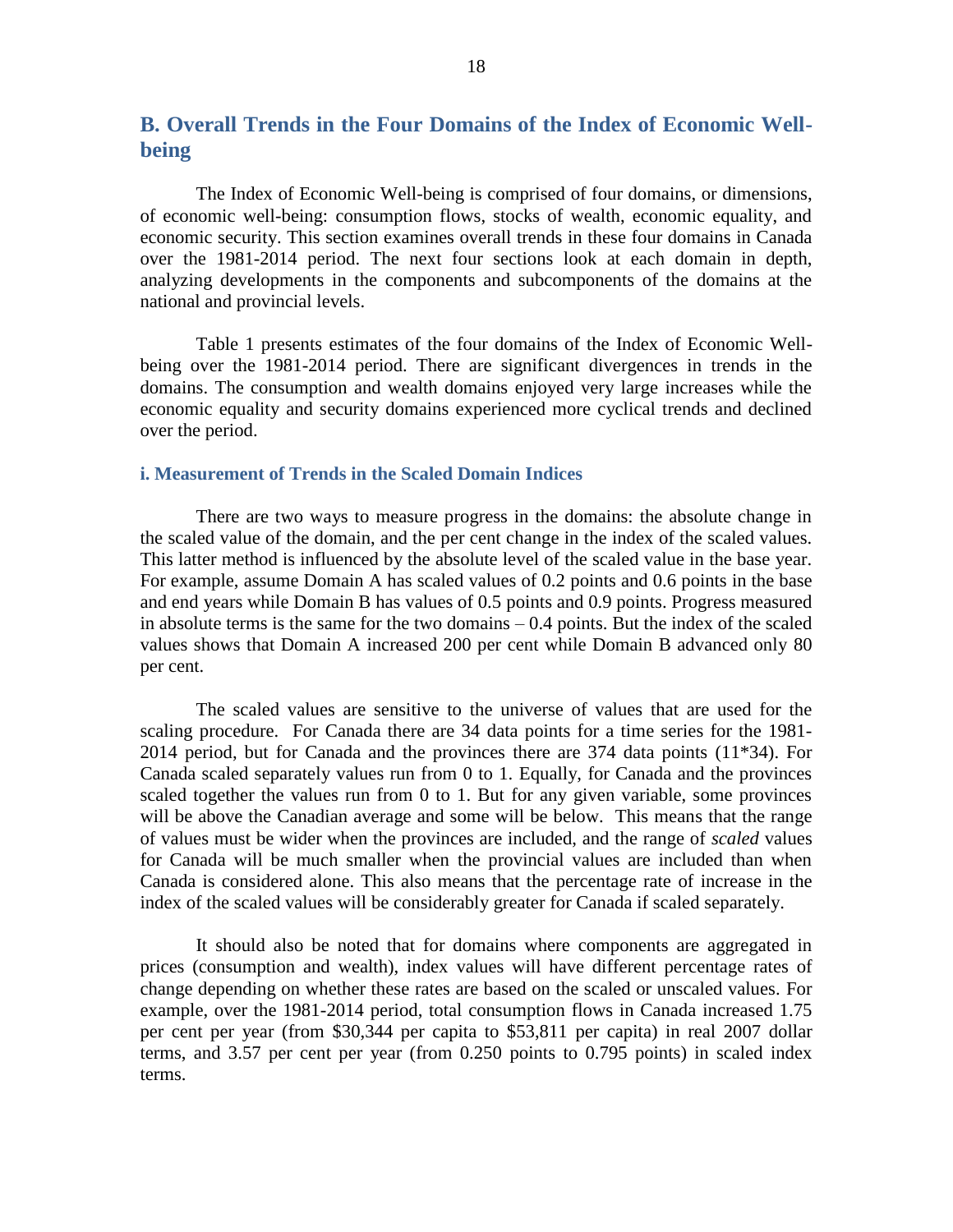## B. Overall Trends in the Four Domains of the Index of Economic Well-being

The Index of Economic Well-being is comprised of four domains, or dimensions, of economic well-being: consumption flows, stocks of wealth, economic equality, and economic security. This section examines overall trends in these four domains in Canada over the 1981-2014 period. The next four sections look at each domain in depth, analyzing developments in the components and subcomponents of the domains at the national and provincial levels.

Table 1 presents estimates of the four domains of the Index of Economic Well-being over the 1981-2014 period. There are significant divergences in trends in the domains. The consumption and wealth domains enjoyed very large increases while the economic equality and security domains experienced more cyclical trends and declined over the period.

### i. Measurement of Trends in the Scaled Domain Indices

There are two ways to measure progress in the domains: the absolute change in the scaled value of the domain, and the per cent change in the index of the scaled values. This latter method is influenced by the absolute level of the scaled value in the base year. For example, assume Domain A has scaled values of 0.2 points and 0.6 points in the base and end years while Domain B has values of 0.5 points and 0.9 points. Progress measured in absolute terms is the same for the two domains – 0.4 points. But the index of the scaled values shows that Domain A increased 200 per cent while Domain B advanced only 80 per cent.

The scaled values are sensitive to the universe of values that are used for the scaling procedure. For Canada there are 34 data points for a time series for the 1981-2014 period, but for Canada and the provinces there are 374 data points (11*34). For Canada scaled separately values run from 0 to 1. Equally, for Canada and the provinces scaled together the values run from 0 to 1. But for any given variable, some provinces will be above the Canadian average and some will be below. This means that the range of values must be wider when the provinces are included, and the range of *scaled* values for Canada will be much smaller when the provincial values are included than when Canada is considered alone. This also means that the percentage rate of increase in the index of the scaled values will be considerably greater for Canada if scaled separately.

It should also be noted that for domains where components are aggregated in prices (consumption and wealth), index values will have different percentage rates of change depending on whether these rates are based on the scaled or unscaled values. For example, over the 1981-2014 period, total consumption flows in Canada increased 1.75 per cent per year (from $30,344 per capita to $53,811 per capita) in real 2007 dollar terms, and 3.57 per cent per year (from 0.250 points to 0.795 points) in scaled index terms.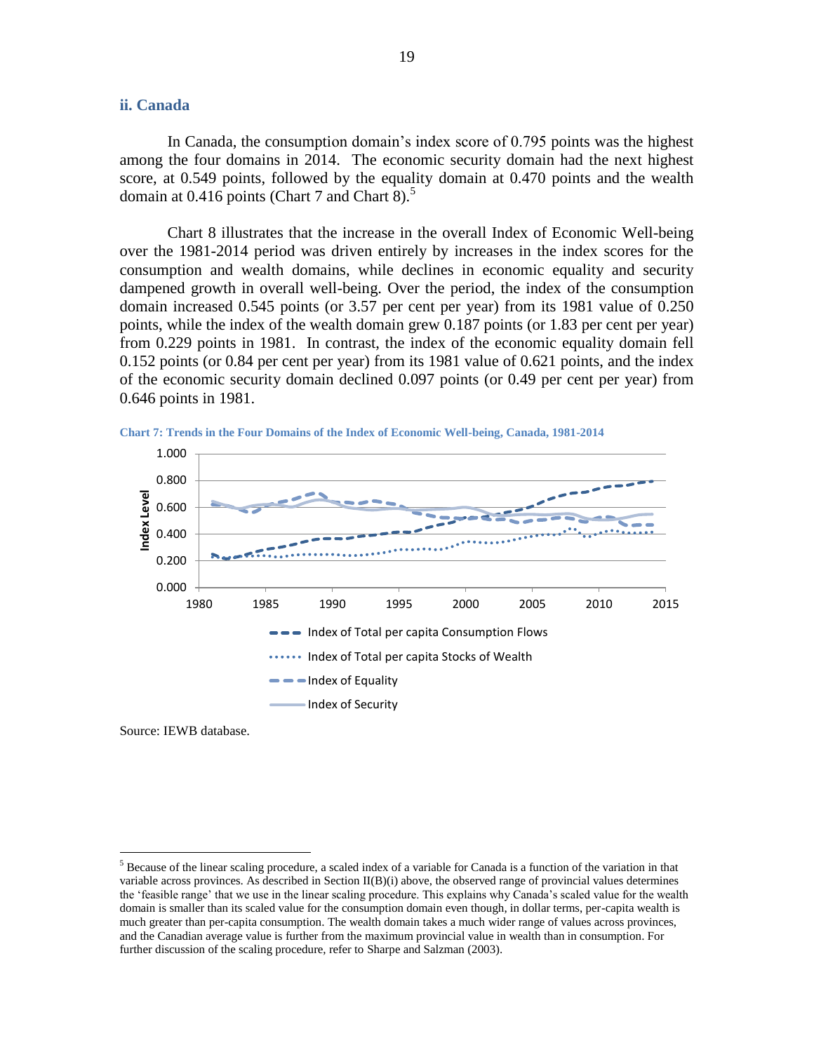### ii. Canada

In Canada, the consumption domain's index score of 0.795 points was the highest among the four domains in 2014. The economic security domain had the next highest score, at 0.549 points, followed by the equality domain at 0.470 points and the wealth domain at 0.416 points (Chart 7 and Chart 8).[5]

Chart 8 illustrates that the increase in the overall Index of Economic Well-being over the 1981-2014 period was driven entirely by increases in the index scores for the consumption and wealth domains, while declines in economic equality and security dampened growth in overall well-being. Over the period, the index of the consumption domain increased 0.545 points (or 3.57 per cent per year) from its 1981 value of 0.250 points, while the index of the wealth domain grew 0.187 points (or 1.83 per cent per year) from 0.229 points in 1981. In contrast, the index of the economic equality domain fell 0.152 points (or 0.84 per cent per year) from its 1981 value of 0.621 points, and the index of the economic security domain declined 0.097 points (or 0.49 per cent per year) from 0.646 points in 1981.

**Chart 7: Trends in the Four Domains of the Index of Economic Well-being, Canada, 1981-2014**

Source: IEWB database.

[5] Because of the linear scaling procedure, a scaled index of a variable for Canada is a function of the variation in that variable across provinces. As described in Section II(B)(i) above, the observed range of provincial values determines the 'feasible range' that we use in the linear scaling procedure. This explains why Canada's scaled value for the wealth domain is smaller than its scaled value for the consumption domain even though, in dollar terms, per-capita wealth is much greater than per-capita consumption. The wealth domain takes a much wider range of values across provinces, and the Canadian average value is further from the maximum provincial value in wealth than in consumption. For further discussion of the scaling procedure, refer to Sharpe and Salzman (2003).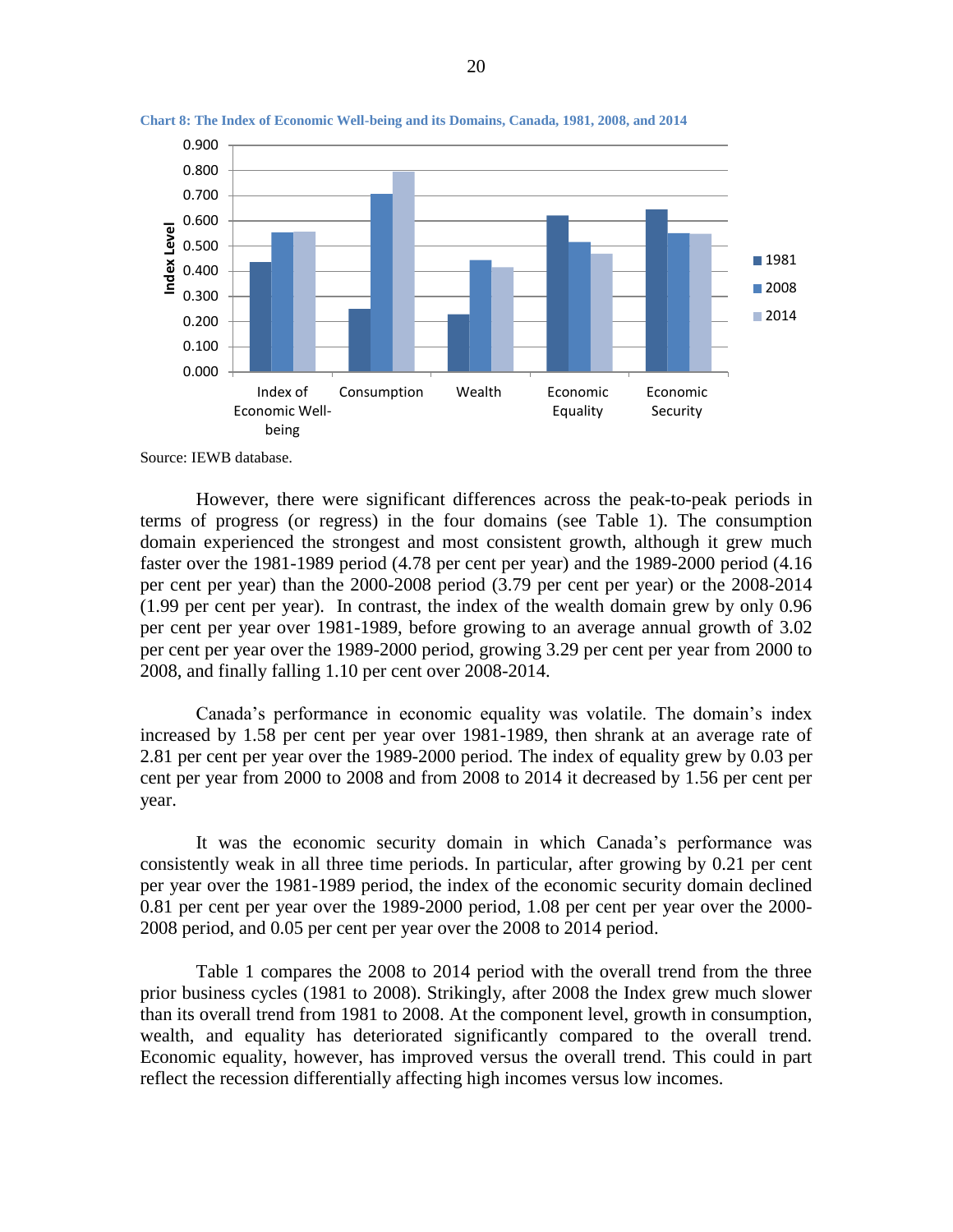**Chart 8: The Index of Economic Well-being and its Domains, Canada, 1981, 2008, and 2014**

Source: IEWB database.

However, there were significant differences across the peak-to-peak periods in terms of progress (or regress) in the four domains (see Table 1). The consumption domain experienced the strongest and most consistent growth, although it grew much faster over the 1981-1989 period (4.78 per cent per year) and the 1989-2000 period (4.16 per cent per year) than the 2000-2008 period (3.79 per cent per year) or the 2008-2014 (1.99 per cent per year). In contrast, the index of the wealth domain grew by only 0.96 per cent per year over 1981-1989, before growing to an average annual growth of 3.02 per cent per year over the 1989-2000 period, growing 3.29 per cent per year from 2000 to 2008, and finally falling 1.10 per cent over 2008-2014.

Canada's performance in economic equality was volatile. The domain's index increased by 1.58 per cent per year over 1981-1989, then shrank at an average rate of 2.81 per cent per year over the 1989-2000 period. The index of equality grew by 0.03 per cent per year from 2000 to 2008 and from 2008 to 2014 it decreased by 1.56 per cent per year.

It was the economic security domain in which Canada's performance was consistently weak in all three time periods. In particular, after growing by 0.21 per cent per year over the 1981-1989 period, the index of the economic security domain declined 0.81 per cent per year over the 1989-2000 period, 1.08 per cent per year over the 2000-2008 period, and 0.05 per cent per year over the 2008 to 2014 period.

Table 1 compares the 2008 to 2014 period with the overall trend from the three prior business cycles (1981 to 2008). Strikingly, after 2008 the Index grew much slower than its overall trend from 1981 to 2008. At the component level, growth in consumption, wealth, and equality has deteriorated significantly compared to the overall trend. Economic equality, however, has improved versus the overall trend. This could in part reflect the recession differentially affecting high incomes versus low incomes.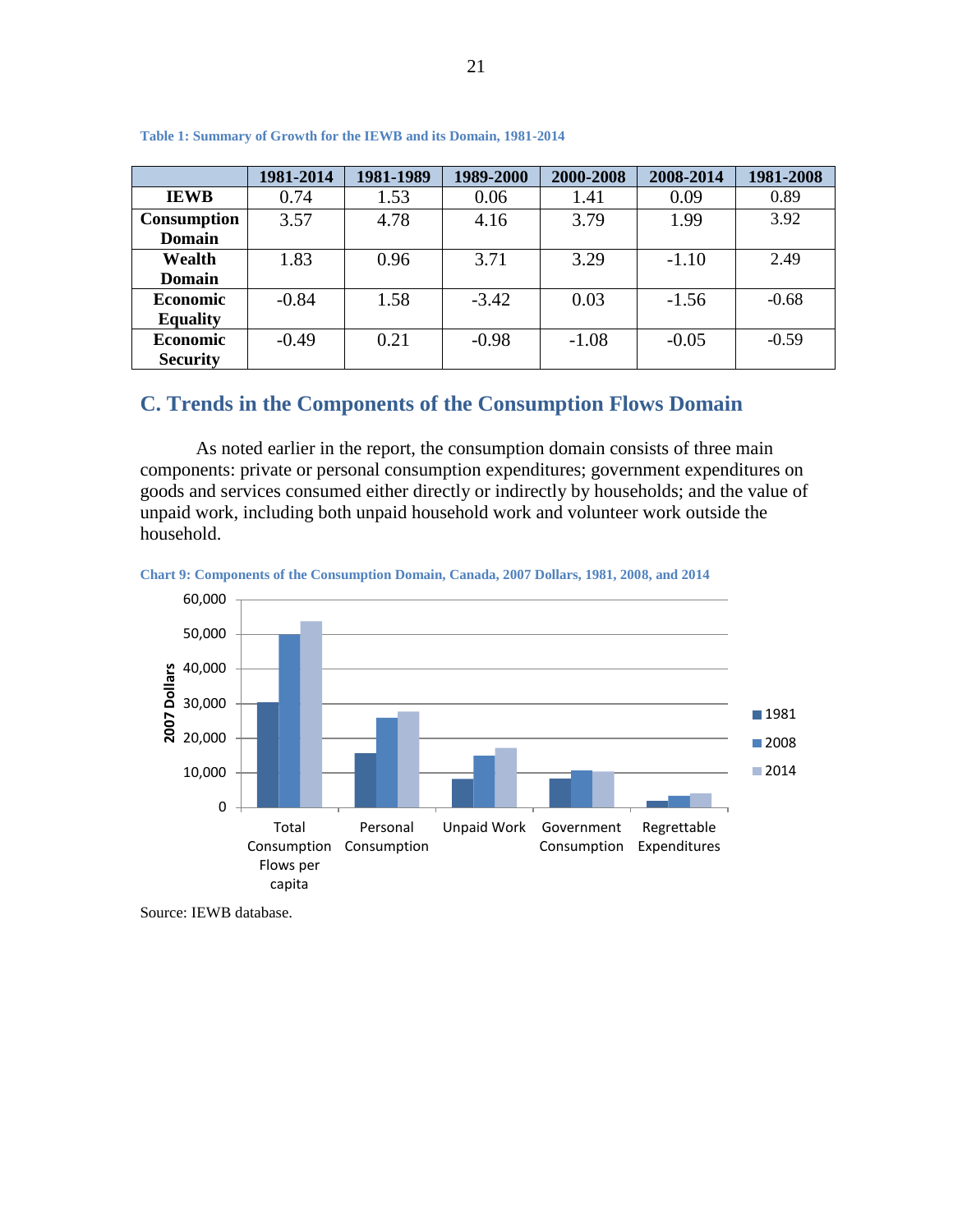Table 1: Summary of Growth for the IEWB and its Domain, 1981-2014

| | 1981-2014 | 1981-1989 | 1989-2000 | 2000-2008 | 2008-2014 | 1981-2008 |
|---|---|---|---|---|---|---|
| **IEWB** | 0.74 | 1.53 | 0.06 | 1.41 | 0.09 | 0.89 |
| **Consumption Domain** | 3.57 | 4.78 | 4.16 | 3.79 | 1.99 | 3.92 |
| **Wealth Domain** | 1.83 | 0.96 | 3.71 | 3.29 | -1.10 | 2.49 |
| **Economic Equality** | -0.84 | 1.58 | -3.42 | 0.03 | -1.56 | -0.68 |
| **Economic Security** | -0.49 | 0.21 | -0.98 | -1.08 | -0.05 | -0.59 |

## C. Trends in the Components of the Consumption Flows Domain

As noted earlier in the report, the consumption domain consists of three main components: private or personal consumption expenditures; government expenditures on goods and services consumed either directly or indirectly by households; and the value of unpaid work, including both unpaid household work and volunteer work outside the household.

Chart 9: Components of the Consumption Domain, Canada, 2007 Dollars, 1981, 2008, and 2014

Source: IEWB database.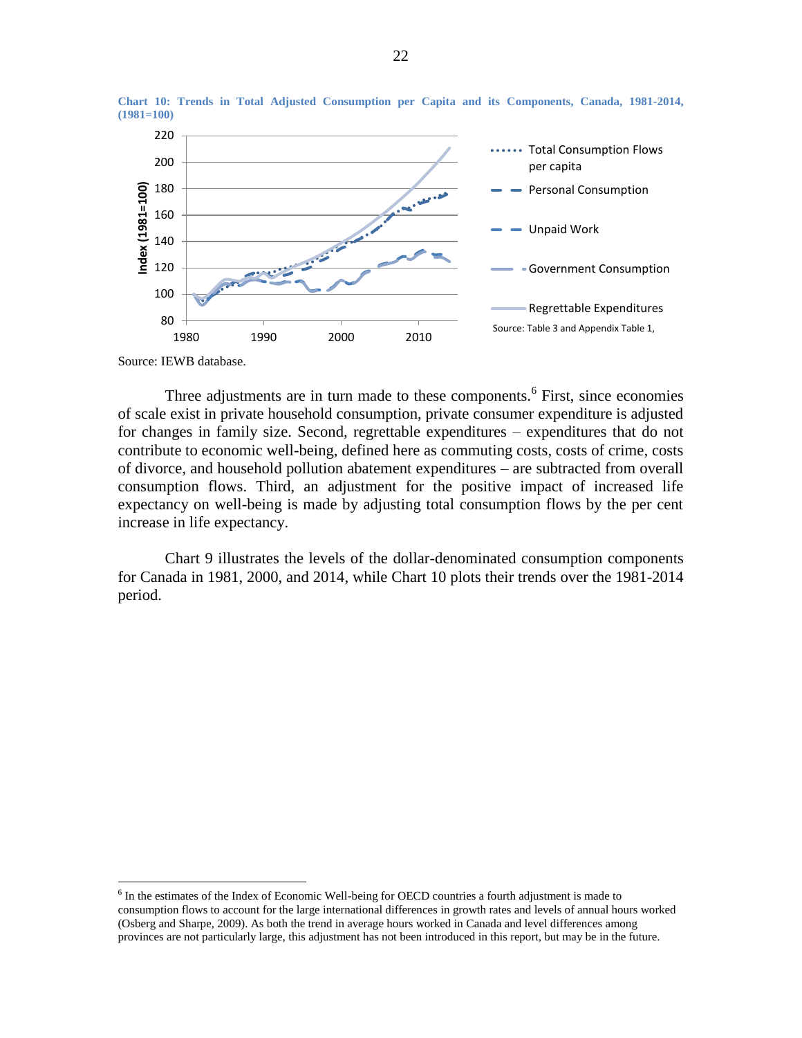**Chart 10: Trends in Total Adjusted Consumption per Capita and its Components, Canada, 1981-2014, (1981=100)**

Source: IEWB database.

Three adjustments are in turn made to these components.[6] First, since economies of scale exist in private household consumption, private consumer expenditure is adjusted for changes in family size. Second, regrettable expenditures – expenditures that do not contribute to economic well-being, defined here as commuting costs, costs of crime, costs of divorce, and household pollution abatement expenditures – are subtracted from overall consumption flows. Third, an adjustment for the positive impact of increased life expectancy on well-being is made by adjusting total consumption flows by the per cent increase in life expectancy.

Chart 9 illustrates the levels of the dollar-denominated consumption components for Canada in 1981, 2000, and 2014, while Chart 10 plots their trends over the 1981-2014 period.

[6] In the estimates of the Index of Economic Well-being for OECD countries a fourth adjustment is made to consumption flows to account for the large international differences in growth rates and levels of annual hours worked (Osberg and Sharpe, 2009). As both the trend in average hours worked in Canada and level differences among provinces are not particularly large, this adjustment has not been introduced in this report, but may be in the future.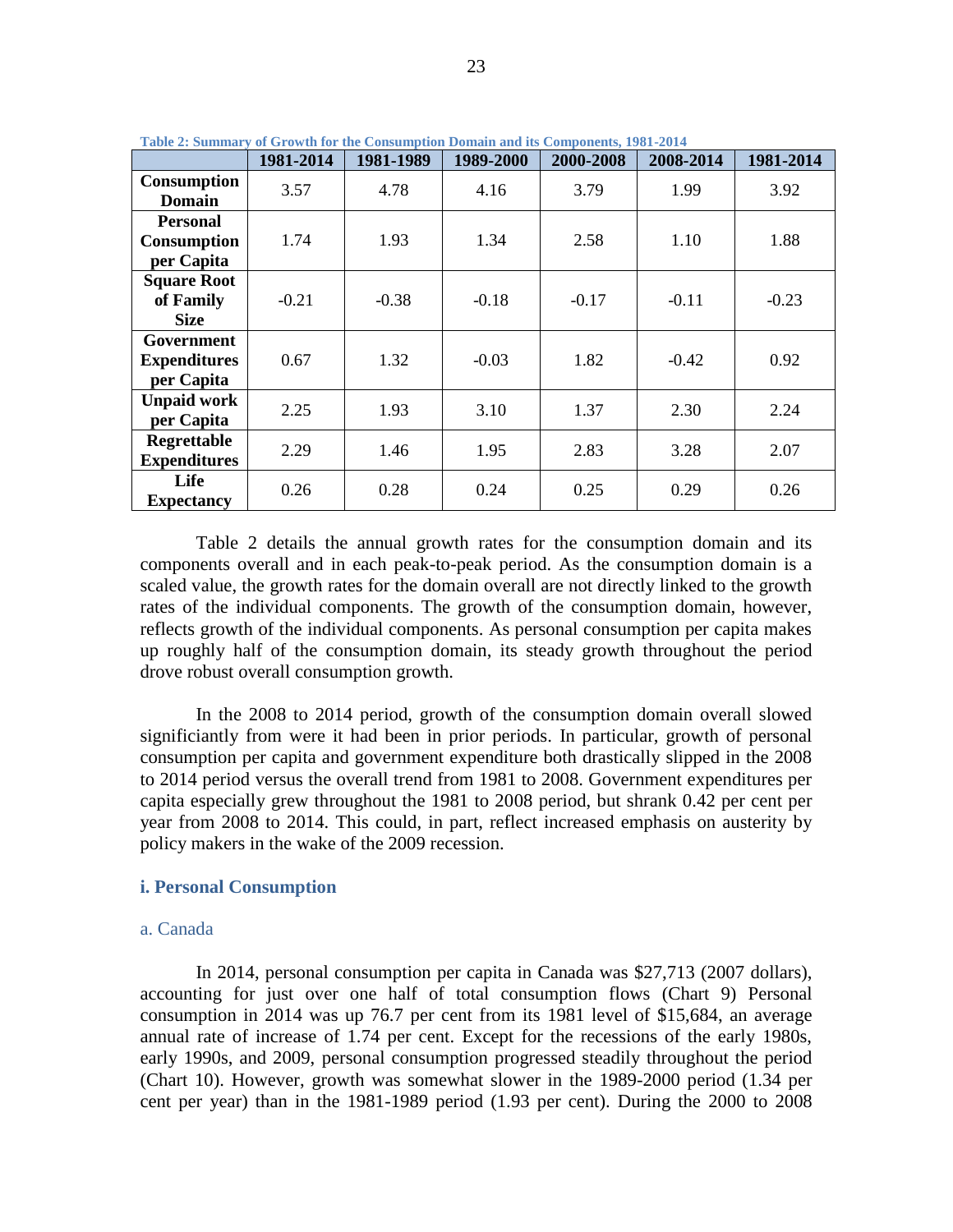Table 2: Summary of Growth for the Consumption Domain and its Components, 1981-2014

| | 1981-2014 | 1981-1989 | 1989-2000 | 2000-2008 | 2008-2014 | 1981-2014 |
|---|---|---|---|---|---|---|
| **Consumption Domain** | 3.57 | 4.78 | 4.16 | 3.79 | 1.99 | 3.92 |
| **Personal Consumption per Capita** | 1.74 | 1.93 | 1.34 | 2.58 | 1.10 | 1.88 |
| **Square Root of Family Size** | -0.21 | -0.38 | -0.18 | -0.17 | -0.11 | -0.23 |
| **Government Expenditures per Capita** | 0.67 | 1.32 | -0.03 | 1.82 | -0.42 | 0.92 |
| **Unpaid work per Capita** | 2.25 | 1.93 | 3.10 | 1.37 | 2.30 | 2.24 |
| **Regrettable Expenditures** | 2.29 | 1.46 | 1.95 | 2.83 | 3.28 | 2.07 |
| **Life Expectancy** | 0.26 | 0.28 | 0.24 | 0.25 | 0.29 | 0.26 |

Table 2 details the annual growth rates for the consumption domain and its components overall and in each peak-to-peak period. As the consumption domain is a scaled value, the growth rates for the domain overall are not directly linked to the growth rates of the individual components. The growth of the consumption domain, however, reflects growth of the individual components. As personal consumption per capita makes up roughly half of the consumption domain, its steady growth throughout the period drove robust overall consumption growth.

In the 2008 to 2014 period, growth of the consumption domain overall slowed significiantly from were it had been in prior periods. In particular, growth of personal consumption per capita and government expenditure both drastically slipped in the 2008 to 2014 period versus the overall trend from 1981 to 2008. Government expenditures per capita especially grew throughout the 1981 to 2008 period, but shrank 0.42 per cent per year from 2008 to 2014. This could, in part, reflect increased emphasis on austerity by policy makers in the wake of the 2009 recession.

### i. Personal Consumption

#### a. Canada

In 2014, personal consumption per capita in Canada was $27,713 (2007 dollars), accounting for just over one half of total consumption flows (Chart 9) Personal consumption in 2014 was up 76.7 per cent from its 1981 level of $15,684, an average annual rate of increase of 1.74 per cent. Except for the recessions of the early 1980s, early 1990s, and 2009, personal consumption progressed steadily throughout the period (Chart 10). However, growth was somewhat slower in the 1989-2000 period (1.34 per cent per year) than in the 1981-1989 period (1.93 per cent). During the 2000 to 2008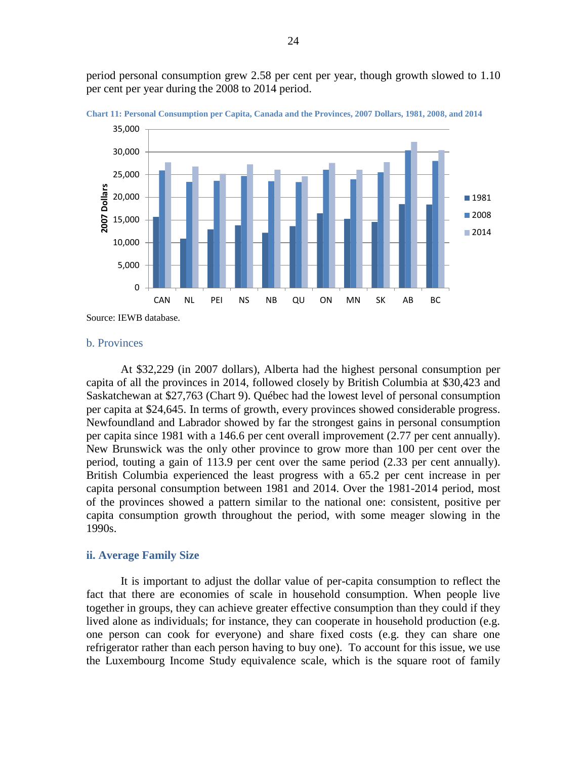period personal consumption grew 2.58 per cent per year, though growth slowed to 1.10 per cent per year during the 2008 to 2014 period.

**Chart 11: Personal Consumption per Capita, Canada and the Provinces, 2007 Dollars, 1981, 2008, and 2014**

Source: IEWB database.

### b. Provinces

At $32,229 (in 2007 dollars), Alberta had the highest personal consumption per capita of all the provinces in 2014, followed closely by British Columbia at $30,423 and Saskatchewan at $27,763 (Chart 9). Québec had the lowest level of personal consumption per capita at $24,645. In terms of growth, every provinces showed considerable progress. Newfoundland and Labrador showed by far the strongest gains in personal consumption per capita since 1981 with a 146.6 per cent overall improvement (2.77 per cent annually). New Brunswick was the only other province to grow more than 100 per cent over the period, touting a gain of 113.9 per cent over the same period (2.33 per cent annually). British Columbia experienced the least progress with a 65.2 per cent increase in per capita personal consumption between 1981 and 2014. Over the 1981-2014 period, most of the provinces showed a pattern similar to the national one: consistent, positive per capita consumption growth throughout the period, with some meager slowing in the 1990s.

## ii. Average Family Size

It is important to adjust the dollar value of per-capita consumption to reflect the fact that there are economies of scale in household consumption. When people live together in groups, they can achieve greater effective consumption than they could if they lived alone as individuals; for instance, they can cooperate in household production (e.g. one person can cook for everyone) and share fixed costs (e.g. they can share one refrigerator rather than each person having to buy one). To account for this issue, we use the Luxembourg Income Study equivalence scale, which is the square root of family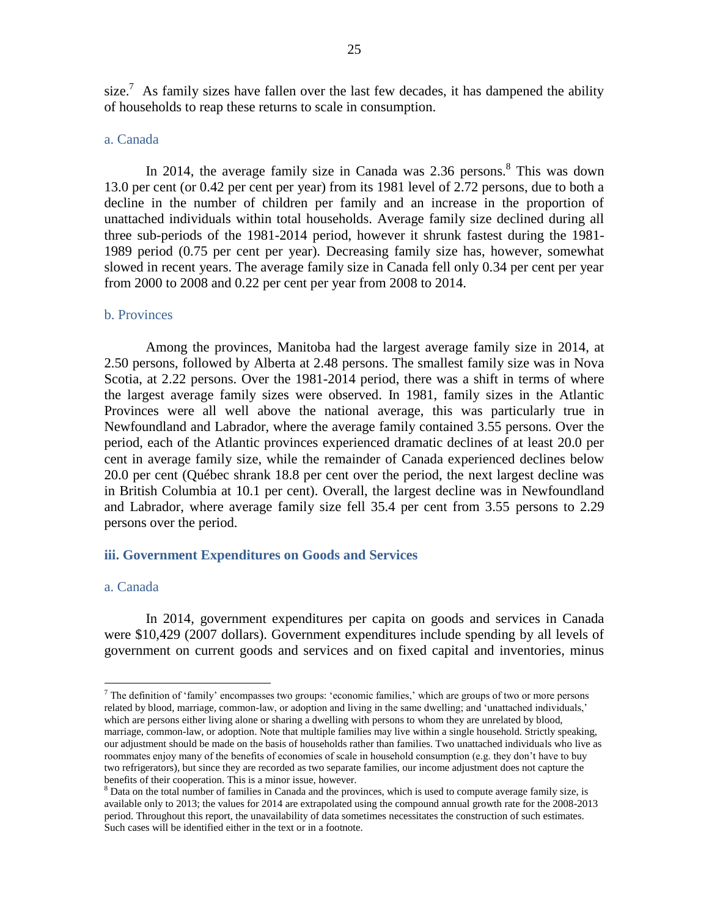size.[7] As family sizes have fallen over the last few decades, it has dampened the ability of households to reap these returns to scale in consumption.

#### a. Canada

In 2014, the average family size in Canada was 2.36 persons.[8] This was down 13.0 per cent (or 0.42 per cent per year) from its 1981 level of 2.72 persons, due to both a decline in the number of children per family and an increase in the proportion of unattached individuals within total households. Average family size declined during all three sub-periods of the 1981-2014 period, however it shrunk fastest during the 1981-1989 period (0.75 per cent per year). Decreasing family size has, however, somewhat slowed in recent years. The average family size in Canada fell only 0.34 per cent per year from 2000 to 2008 and 0.22 per cent per year from 2008 to 2014.

#### b. Provinces

Among the provinces, Manitoba had the largest average family size in 2014, at 2.50 persons, followed by Alberta at 2.48 persons. The smallest family size was in Nova Scotia, at 2.22 persons. Over the 1981-2014 period, there was a shift in terms of where the largest average family sizes were observed. In 1981, family sizes in the Atlantic Provinces were all well above the national average, this was particularly true in Newfoundland and Labrador, where the average family contained 3.55 persons. Over the period, each of the Atlantic provinces experienced dramatic declines of at least 20.0 per cent in average family size, while the remainder of Canada experienced declines below 20.0 per cent (Québec shrank 18.8 per cent over the period, the next largest decline was in British Columbia at 10.1 per cent). Overall, the largest decline was in Newfoundland and Labrador, where average family size fell 35.4 per cent from 3.55 persons to 2.29 persons over the period.

### iii. Government Expenditures on Goods and Services

#### a. Canada

In 2014, government expenditures per capita on goods and services in Canada were $10,429 (2007 dollars). Government expenditures include spending by all levels of government on current goods and services and on fixed capital and inventories, minus

---

[7] The definition of 'family' encompasses two groups: 'economic families,' which are groups of two or more persons related by blood, marriage, common-law, or adoption and living in the same dwelling; and 'unattached individuals,' which are persons either living alone or sharing a dwelling with persons to whom they are unrelated by blood, marriage, common-law, or adoption. Note that multiple families may live within a single household. Strictly speaking, our adjustment should be made on the basis of households rather than families. Two unattached individuals who live as roommates enjoy many of the benefits of economies of scale in household consumption (e.g. they don't have to buy two refrigerators), but since they are recorded as two separate families, our income adjustment does not capture the benefits of their cooperation. This is a minor issue, however.

[8] Data on the total number of families in Canada and the provinces, which is used to compute average family size, is available only to 2013; the values for 2014 are extrapolated using the compound annual growth rate for the 2008-2013 period. Throughout this report, the unavailability of data sometimes necessitates the construction of such estimates. Such cases will be identified either in the text or in a footnote.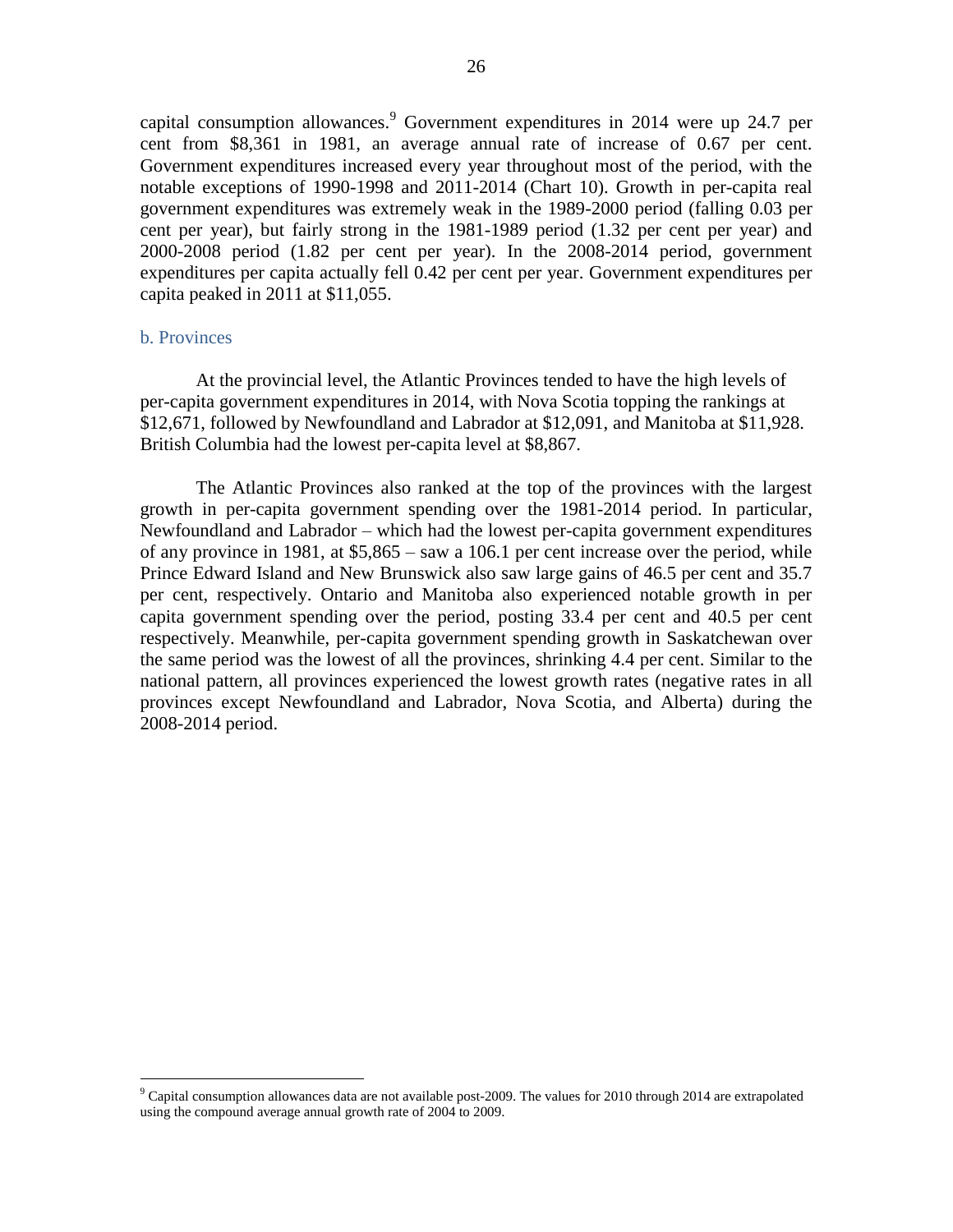capital consumption allowances.[9] Government expenditures in 2014 were up 24.7 per cent from $8,361 in 1981, an average annual rate of increase of 0.67 per cent. Government expenditures increased every year throughout most of the period, with the notable exceptions of 1990-1998 and 2011-2014 (Chart 10). Growth in per-capita real government expenditures was extremely weak in the 1989-2000 period (falling 0.03 per cent per year), but fairly strong in the 1981-1989 period (1.32 per cent per year) and 2000-2008 period (1.82 per cent per year). In the 2008-2014 period, government expenditures per capita actually fell 0.42 per cent per year. Government expenditures per capita peaked in 2011 at $11,055.

### b. Provinces

At the provincial level, the Atlantic Provinces tended to have the high levels of per-capita government expenditures in 2014, with Nova Scotia topping the rankings at $12,671, followed by Newfoundland and Labrador at $12,091, and Manitoba at $11,928. British Columbia had the lowest per-capita level at $8,867.

The Atlantic Provinces also ranked at the top of the provinces with the largest growth in per-capita government spending over the 1981-2014 period. In particular, Newfoundland and Labrador – which had the lowest per-capita government expenditures of any province in 1981, at $5,865 – saw a 106.1 per cent increase over the period, while Prince Edward Island and New Brunswick also saw large gains of 46.5 per cent and 35.7 per cent, respectively. Ontario and Manitoba also experienced notable growth in per capita government spending over the period, posting 33.4 per cent and 40.5 per cent respectively. Meanwhile, per-capita government spending growth in Saskatchewan over the same period was the lowest of all the provinces, shrinking 4.4 per cent. Similar to the national pattern, all provinces experienced the lowest growth rates (negative rates in all provinces except Newfoundland and Labrador, Nova Scotia, and Alberta) during the 2008-2014 period.

---

[9] Capital consumption allowances data are not available post-2009. The values for 2010 through 2014 are extrapolated using the compound average annual growth rate of 2004 to 2009.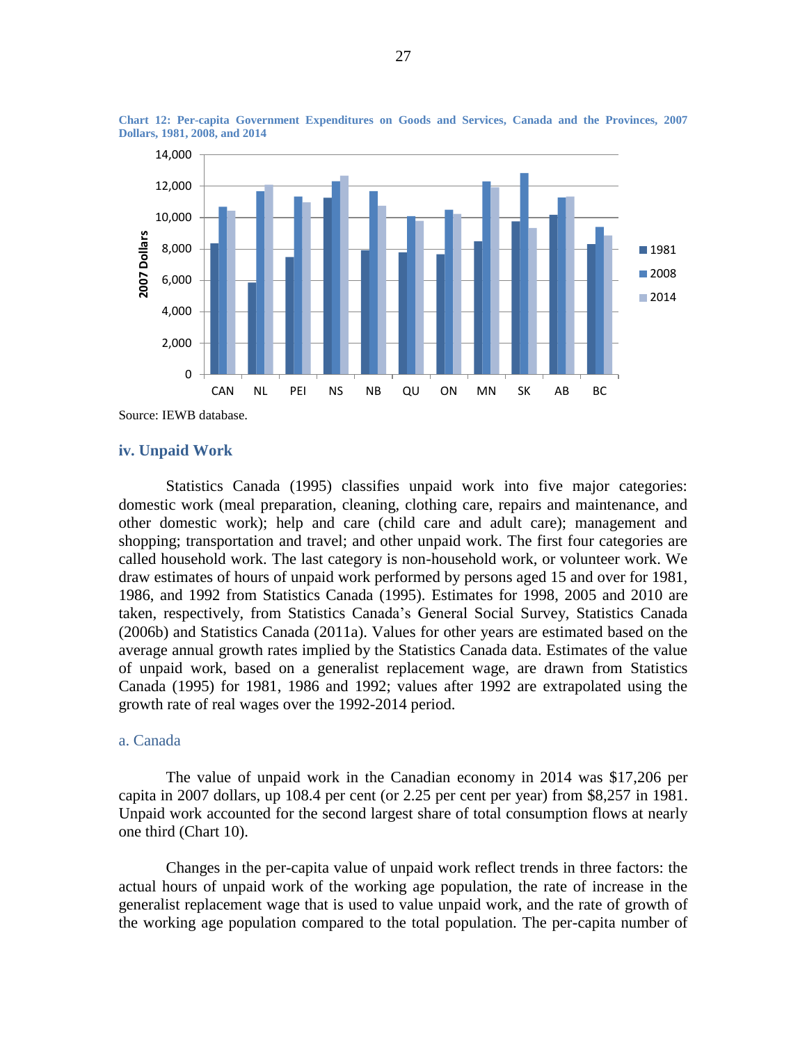**Chart 12: Per-capita Government Expenditures on Goods and Services, Canada and the Provinces, 2007 Dollars, 1981, 2008, and 2014**

Source: IEWB database.

### iv. Unpaid Work

Statistics Canada (1995) classifies unpaid work into five major categories: domestic work (meal preparation, cleaning, clothing care, repairs and maintenance, and other domestic work); help and care (child care and adult care); management and shopping; transportation and travel; and other unpaid work. The first four categories are called household work. The last category is non-household work, or volunteer work. We draw estimates of hours of unpaid work performed by persons aged 15 and over for 1981, 1986, and 1992 from Statistics Canada (1995). Estimates for 1998, 2005 and 2010 are taken, respectively, from Statistics Canada's General Social Survey, Statistics Canada (2006b) and Statistics Canada (2011a). Values for other years are estimated based on the average annual growth rates implied by the Statistics Canada data. Estimates of the value of unpaid work, based on a generalist replacement wage, are drawn from Statistics Canada (1995) for 1981, 1986 and 1992; values after 1992 are extrapolated using the growth rate of real wages over the 1992-2014 period.

#### a. Canada

The value of unpaid work in the Canadian economy in 2014 was $17,206 per capita in 2007 dollars, up 108.4 per cent (or 2.25 per cent per year) from $8,257 in 1981. Unpaid work accounted for the second largest share of total consumption flows at nearly one third (Chart 10).

Changes in the per-capita value of unpaid work reflect trends in three factors: the actual hours of unpaid work of the working age population, the rate of increase in the generalist replacement wage that is used to value unpaid work, and the rate of growth of the working age population compared to the total population. The per-capita number of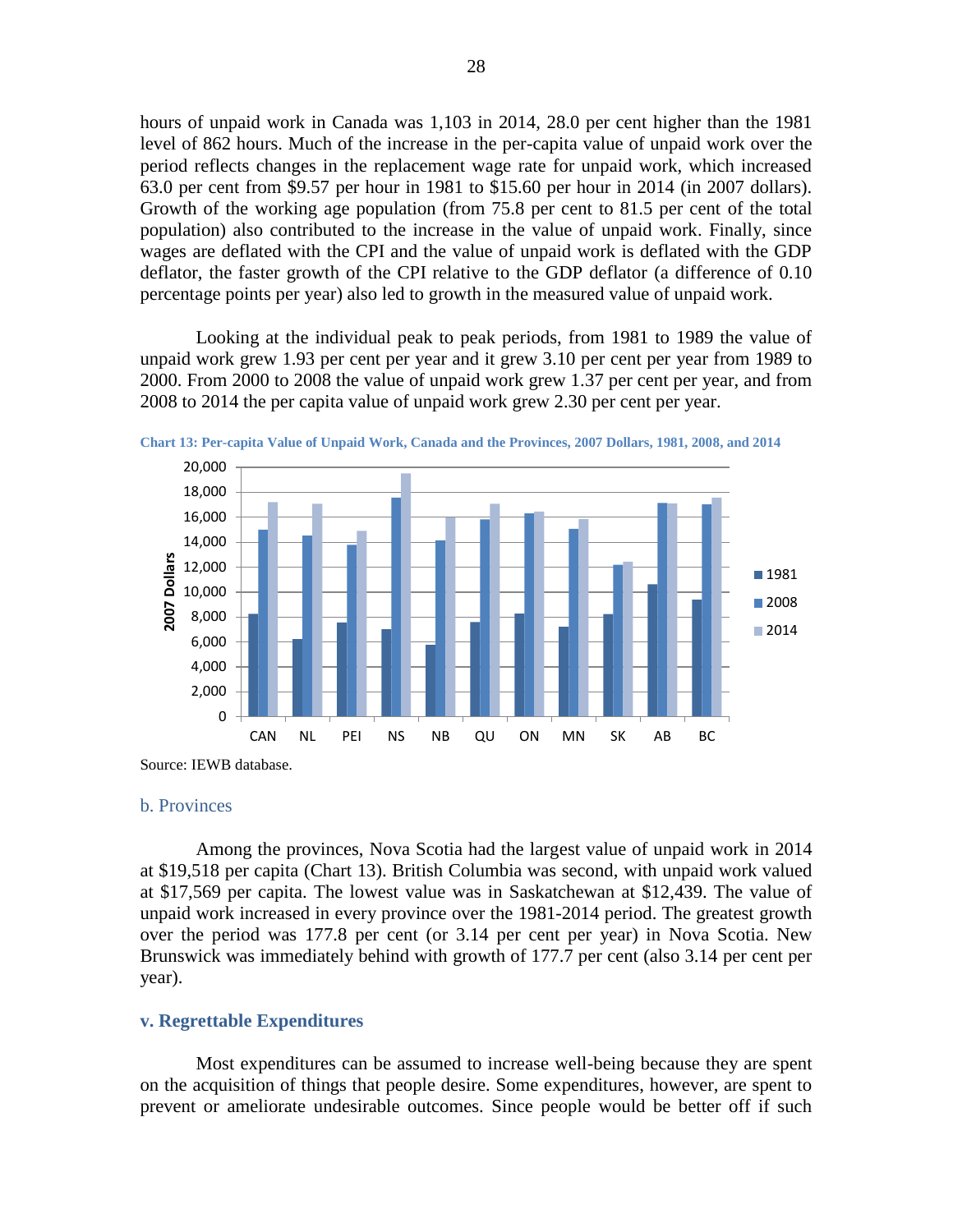hours of unpaid work in Canada was 1,103 in 2014, 28.0 per cent higher than the 1981 level of 862 hours. Much of the increase in the per-capita value of unpaid work over the period reflects changes in the replacement wage rate for unpaid work, which increased 63.0 per cent from $9.57 per hour in 1981 to $15.60 per hour in 2014 (in 2007 dollars). Growth of the working age population (from 75.8 per cent to 81.5 per cent of the total population) also contributed to the increase in the value of unpaid work. Finally, since wages are deflated with the CPI and the value of unpaid work is deflated with the GDP deflator, the faster growth of the CPI relative to the GDP deflator (a difference of 0.10 percentage points per year) also led to growth in the measured value of unpaid work.

Looking at the individual peak to peak periods, from 1981 to 1989 the value of unpaid work grew 1.93 per cent per year and it grew 3.10 per cent per year from 1989 to 2000. From 2000 to 2008 the value of unpaid work grew 1.37 per cent per year, and from 2008 to 2014 the per capita value of unpaid work grew 2.30 per cent per year.

**Chart 13: Per-capita Value of Unpaid Work, Canada and the Provinces, 2007 Dollars, 1981, 2008, and 2014**

Source: IEWB database.

### b. Provinces

Among the provinces, Nova Scotia had the largest value of unpaid work in 2014 at $19,518 per capita (Chart 13). British Columbia was second, with unpaid work valued at $17,569 per capita. The lowest value was in Saskatchewan at $12,439. The value of unpaid work increased in every province over the 1981-2014 period. The greatest growth over the period was 177.8 per cent (or 3.14 per cent per year) in Nova Scotia. New Brunswick was immediately behind with growth of 177.7 per cent (also 3.14 per cent per year).

## v. Regrettable Expenditures

Most expenditures can be assumed to increase well-being because they are spent on the acquisition of things that people desire. Some expenditures, however, are spent to prevent or ameliorate undesirable outcomes. Since people would be better off if such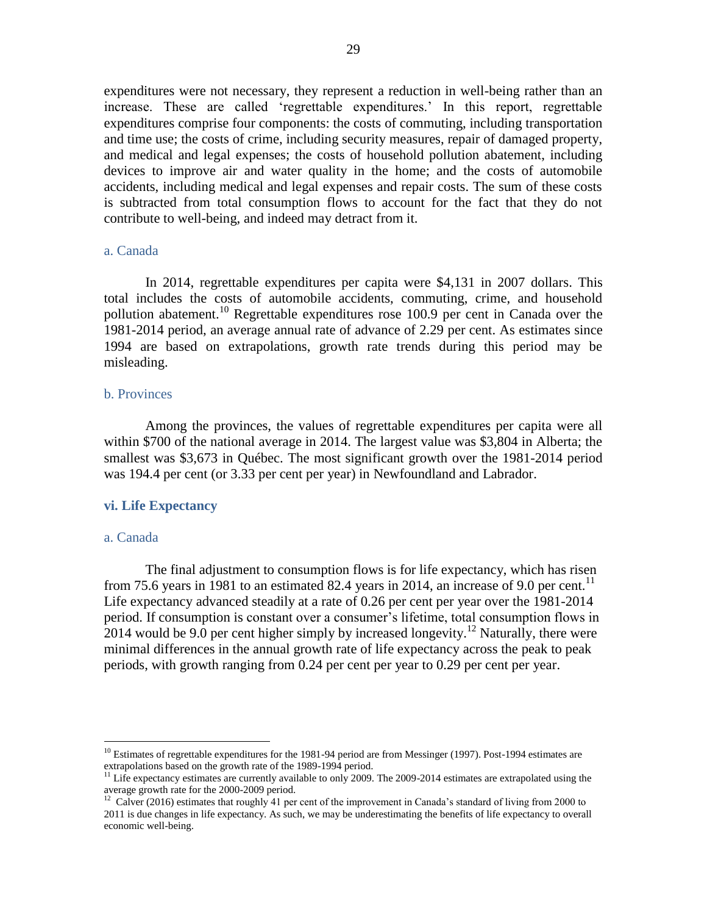expenditures were not necessary, they represent a reduction in well-being rather than an increase. These are called 'regrettable expenditures.' In this report, regrettable expenditures comprise four components: the costs of commuting, including transportation and time use; the costs of crime, including security measures, repair of damaged property, and medical and legal expenses; the costs of household pollution abatement, including devices to improve air and water quality in the home; and the costs of automobile accidents, including medical and legal expenses and repair costs. The sum of these costs is subtracted from total consumption flows to account for the fact that they do not contribute to well-being, and indeed may detract from it.

#### a. Canada

In 2014, regrettable expenditures per capita were $4,131 in 2007 dollars. This total includes the costs of automobile accidents, commuting, crime, and household pollution abatement.[10] Regrettable expenditures rose 100.9 per cent in Canada over the 1981-2014 period, an average annual rate of advance of 2.29 per cent. As estimates since 1994 are based on extrapolations, growth rate trends during this period may be misleading.

#### b. Provinces

Among the provinces, the values of regrettable expenditures per capita were all within $700 of the national average in 2014. The largest value was $3,804 in Alberta; the smallest was $3,673 in Québec. The most significant growth over the 1981-2014 period was 194.4 per cent (or 3.33 per cent per year) in Newfoundland and Labrador.

### vi. Life Expectancy

#### a. Canada

The final adjustment to consumption flows is for life expectancy, which has risen from 75.6 years in 1981 to an estimated 82.4 years in 2014, an increase of 9.0 per cent.[11] Life expectancy advanced steadily at a rate of 0.26 per cent per year over the 1981-2014 period. If consumption is constant over a consumer's lifetime, total consumption flows in 2014 would be 9.0 per cent higher simply by increased longevity.[12] Naturally, there were minimal differences in the annual growth rate of life expectancy across the peak to peak periods, with growth ranging from 0.24 per cent per year to 0.29 per cent per year.

---

[10] Estimates of regrettable expenditures for the 1981-94 period are from Messinger (1997). Post-1994 estimates are extrapolations based on the growth rate of the 1989-1994 period.

[11] Life expectancy estimates are currently available to only 2009. The 2009-2014 estimates are extrapolated using the average growth rate for the 2000-2009 period.

[12] Calver (2016) estimates that roughly 41 per cent of the improvement in Canada's standard of living from 2000 to 2011 is due changes in life expectancy. As such, we may be underestimating the benefits of life expectancy to overall economic well-being.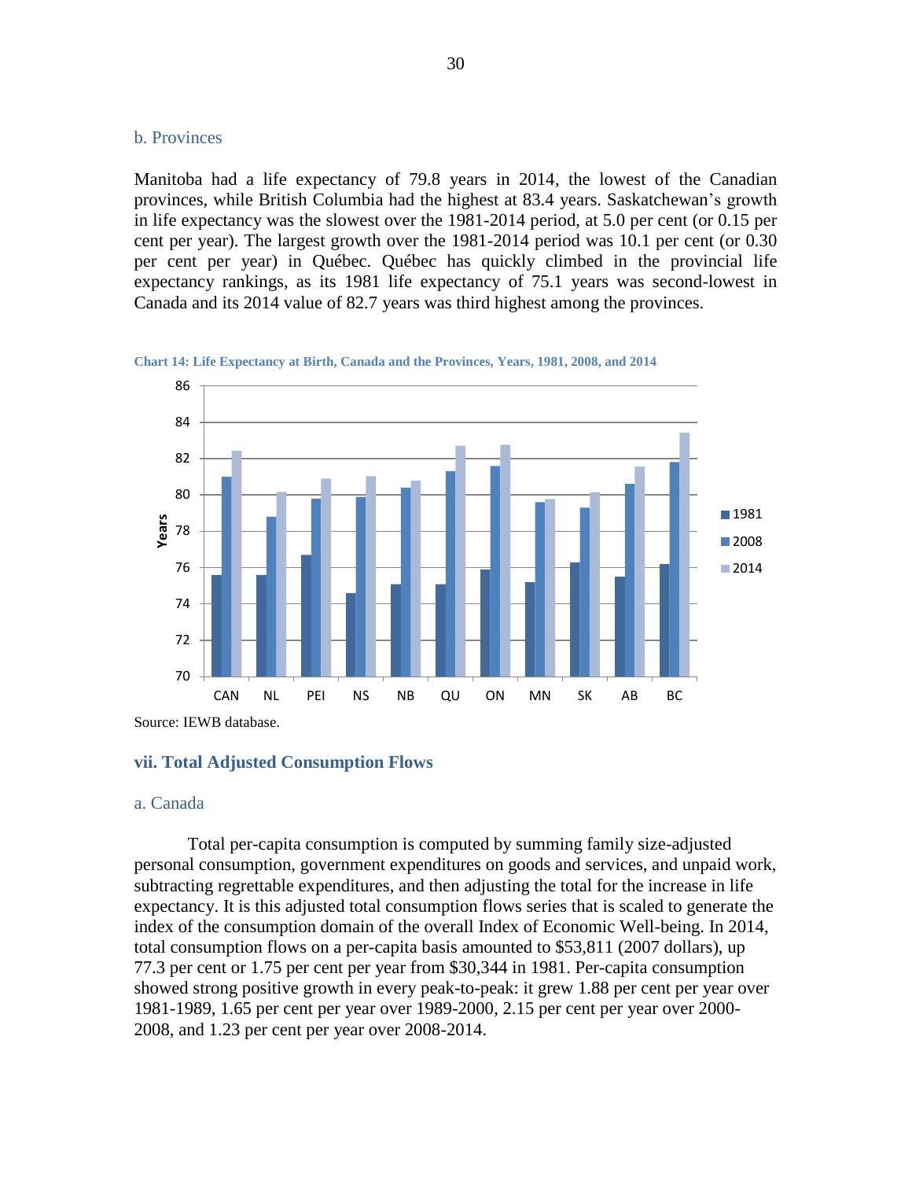### b. Provinces

Manitoba had a life expectancy of 79.8 years in 2014, the lowest of the Canadian provinces, while British Columbia had the highest at 83.4 years. Saskatchewan's growth in life expectancy was the slowest over the 1981-2014 period, at 5.0 per cent (or 0.15 per cent per year). The largest growth over the 1981-2014 period was 10.1 per cent (or 0.30 per cent per year) in Québec. Québec has quickly climbed in the provincial life expectancy rankings, as its 1981 life expectancy of 75.1 years was second-lowest in Canada and its 2014 value of 82.7 years was third highest among the provinces.

**Chart 14: Life Expectancy at Birth, Canada and the Provinces, Years, 1981, 2008, and 2014**

Source: IEWB database.

## vii. Total Adjusted Consumption Flows

### a. Canada

Total per-capita consumption is computed by summing family size-adjusted personal consumption, government expenditures on goods and services, and unpaid work, subtracting regrettable expenditures, and then adjusting the total for the increase in life expectancy. It is this adjusted total consumption flows series that is scaled to generate the index of the consumption domain of the overall Index of Economic Well-being. In 2014, total consumption flows on a per-capita basis amounted to $53,811 (2007 dollars), up 77.3 per cent or 1.75 per cent per year from $30,344 in 1981. Per-capita consumption showed strong positive growth in every peak-to-peak: it grew 1.88 per cent per year over 1981-1989, 1.65 per cent per year over 1989-2000, 2.15 per cent per year over 2000-2008, and 1.23 per cent per year over 2008-2014.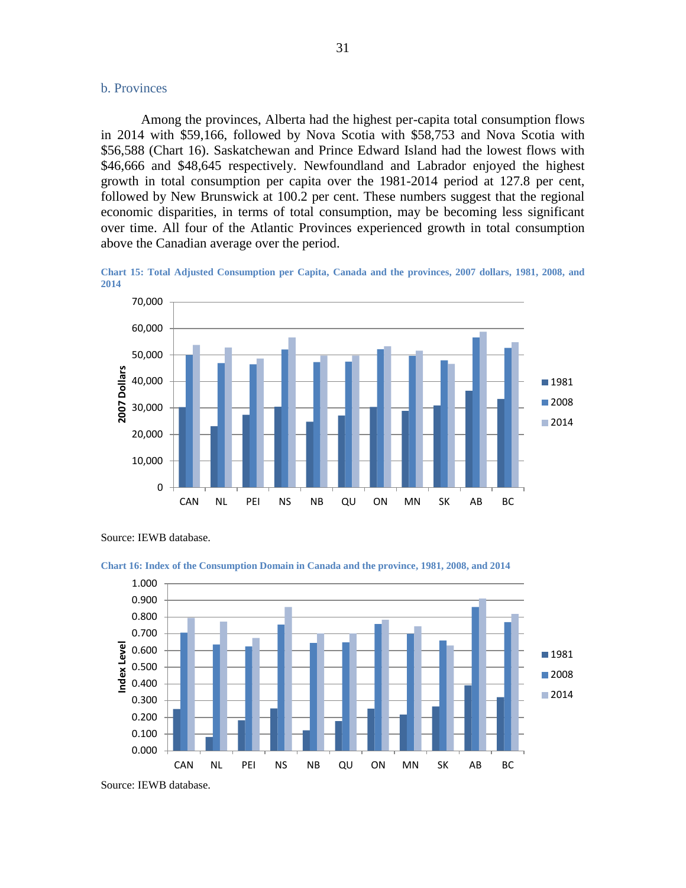## b. Provinces

Among the provinces, Alberta had the highest per-capita total consumption flows in 2014 with $59,166, followed by Nova Scotia with $58,753 and Nova Scotia with $56,588 (Chart 16). Saskatchewan and Prince Edward Island had the lowest flows with $46,666 and $48,645 respectively. Newfoundland and Labrador enjoyed the highest growth in total consumption per capita over the 1981-2014 period at 127.8 per cent, followed by New Brunswick at 100.2 per cent. These numbers suggest that the regional economic disparities, in terms of total consumption, may be becoming less significant over time. All four of the Atlantic Provinces experienced growth in total consumption above the Canadian average over the period.

**Chart 15: Total Adjusted Consumption per Capita, Canada and the provinces, 2007 dollars, 1981, 2008, and 2014**

Source: IEWB database.

**Chart 16: Index of the Consumption Domain in Canada and the province, 1981, 2008, and 2014**

Source: IEWB database.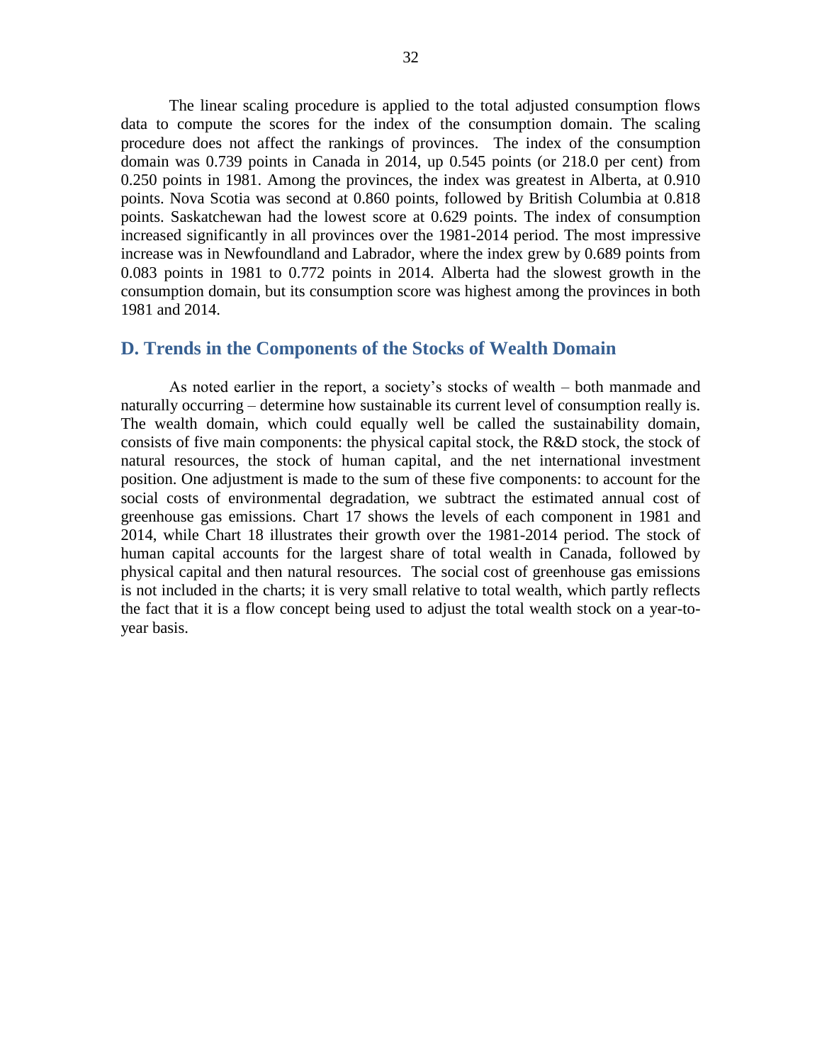The linear scaling procedure is applied to the total adjusted consumption flows data to compute the scores for the index of the consumption domain. The scaling procedure does not affect the rankings of provinces. The index of the consumption domain was 0.739 points in Canada in 2014, up 0.545 points (or 218.0 per cent) from 0.250 points in 1981. Among the provinces, the index was greatest in Alberta, at 0.910 points. Nova Scotia was second at 0.860 points, followed by British Columbia at 0.818 points. Saskatchewan had the lowest score at 0.629 points. The index of consumption increased significantly in all provinces over the 1981-2014 period. The most impressive increase was in Newfoundland and Labrador, where the index grew by 0.689 points from 0.083 points in 1981 to 0.772 points in 2014. Alberta had the slowest growth in the consumption domain, but its consumption score was highest among the provinces in both 1981 and 2014.

## D. Trends in the Components of the Stocks of Wealth Domain

As noted earlier in the report, a society's stocks of wealth – both manmade and naturally occurring – determine how sustainable its current level of consumption really is. The wealth domain, which could equally well be called the sustainability domain, consists of five main components: the physical capital stock, the R&D stock, the stock of natural resources, the stock of human capital, and the net international investment position. One adjustment is made to the sum of these five components: to account for the social costs of environmental degradation, we subtract the estimated annual cost of greenhouse gas emissions. Chart 17 shows the levels of each component in 1981 and 2014, while Chart 18 illustrates their growth over the 1981-2014 period. The stock of human capital accounts for the largest share of total wealth in Canada, followed by physical capital and then natural resources. The social cost of greenhouse gas emissions is not included in the charts; it is very small relative to total wealth, which partly reflects the fact that it is a flow concept being used to adjust the total wealth stock on a year-to-year basis.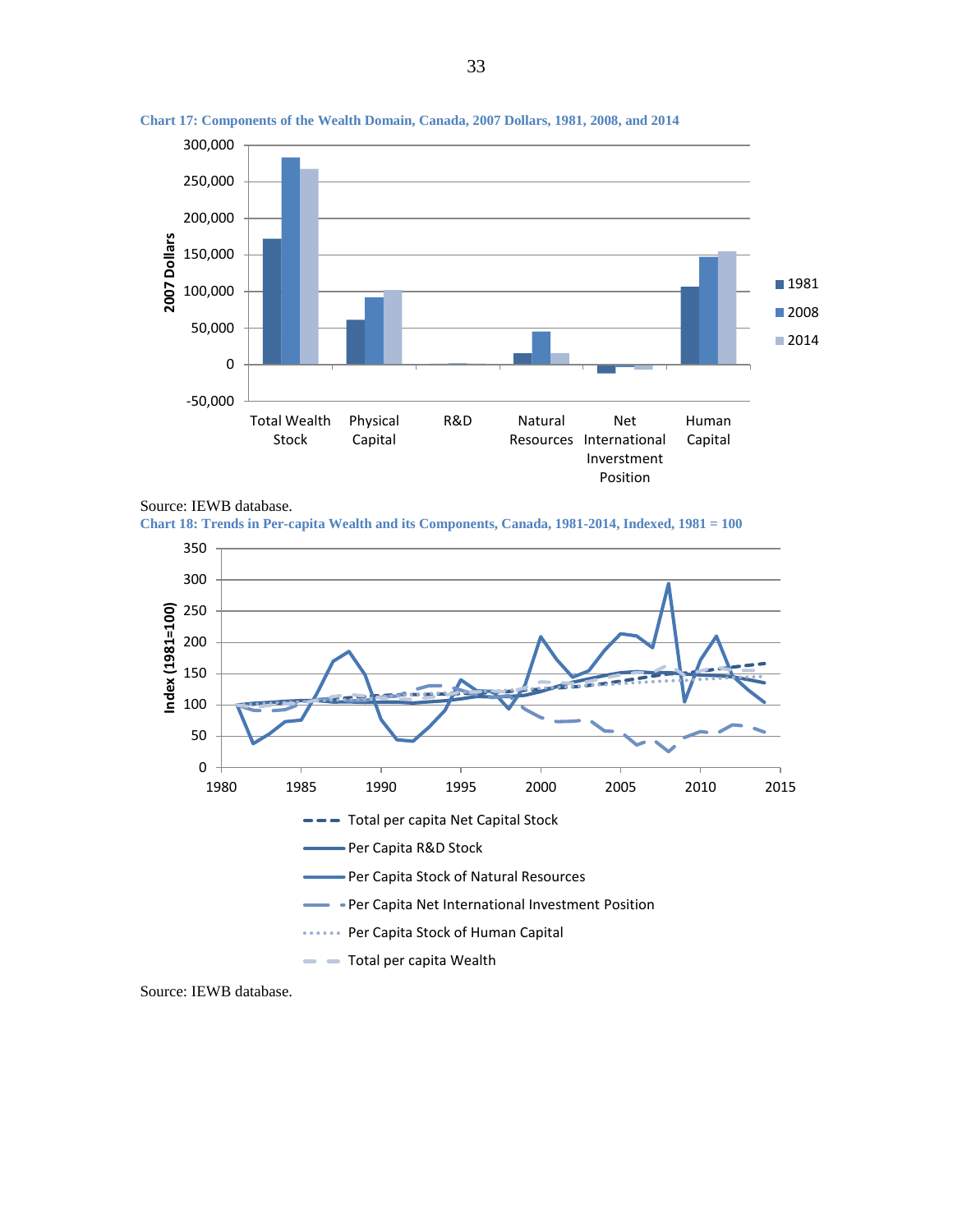**Chart 17: Components of the Wealth Domain, Canada, 2007 Dollars, 1981, 2008, and 2014**

Source: IEWB database.

**Chart 18: Trends in Per-capita Wealth and its Components, Canada, 1981-2014, Indexed, 1981 = 100**

Source: IEWB database.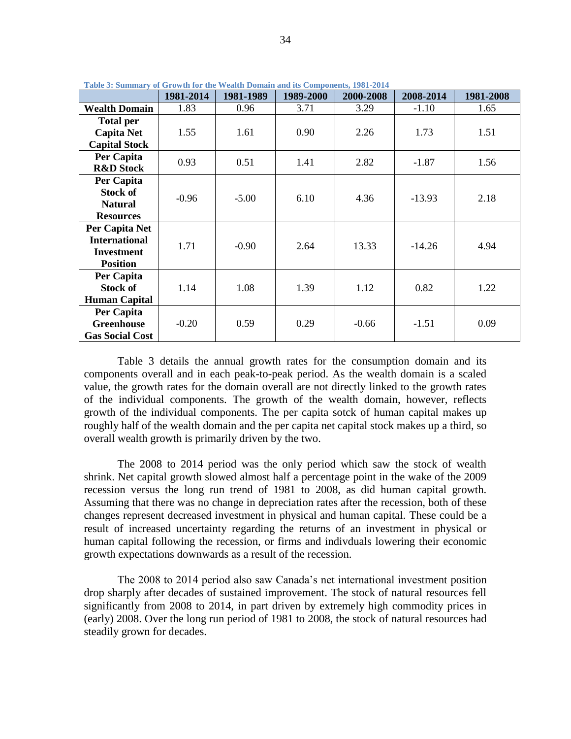**Table 3: Summary of Growth for the Wealth Domain and its Components, 1981-2014**

| | 1981-2014 | 1981-1989 | 1989-2000 | 2000-2008 | 2008-2014 | 1981-2008 |
|---|---|---|---|---|---|---|
| **Wealth Domain** | 1.83 | 0.96 | 3.71 | 3.29 | -1.10 | 1.65 |
| **Total per Capita Net Capital Stock** | 1.55 | 1.61 | 0.90 | 2.26 | 1.73 | 1.51 |
| **Per Capita R&D Stock** | 0.93 | 0.51 | 1.41 | 2.82 | -1.87 | 1.56 |
| **Per Capita Stock of Natural Resources** | -0.96 | -5.00 | 6.10 | 4.36 | -13.93 | 2.18 |
| **Per Capita Net International Investment Position** | 1.71 | -0.90 | 2.64 | 13.33 | -14.26 | 4.94 |
| **Per Capita Stock of Human Capital** | 1.14 | 1.08 | 1.39 | 1.12 | 0.82 | 1.22 |
| **Per Capita Greenhouse Gas Social Cost** | -0.20 | 0.59 | 0.29 | -0.66 | -1.51 | 0.09 |

Table 3 details the annual growth rates for the consumption domain and its components overall and in each peak-to-peak period. As the wealth domain is a scaled value, the growth rates for the domain overall are not directly linked to the growth rates of the individual components. The growth of the wealth domain, however, reflects growth of the individual components. The per capita sotck of human capital makes up roughly half of the wealth domain and the per capita net capital stock makes up a third, so overall wealth growth is primarily driven by the two.

The 2008 to 2014 period was the only period which saw the stock of wealth shrink. Net capital growth slowed almost half a percentage point in the wake of the 2009 recession versus the long run trend of 1981 to 2008, as did human capital growth. Assuming that there was no change in depreciation rates after the recession, both of these changes represent decreased investment in physical and human capital. These could be a result of increased uncertainty regarding the returns of an investment in physical or human capital following the recession, or firms and indivduals lowering their economic growth expectations downwards as a result of the recession.

The 2008 to 2014 period also saw Canada's net international investment position drop sharply after decades of sustained improvement. The stock of natural resources fell significantly from 2008 to 2014, in part driven by extremely high commodity prices in (early) 2008. Over the long run period of 1981 to 2008, the stock of natural resources had steadily grown for decades.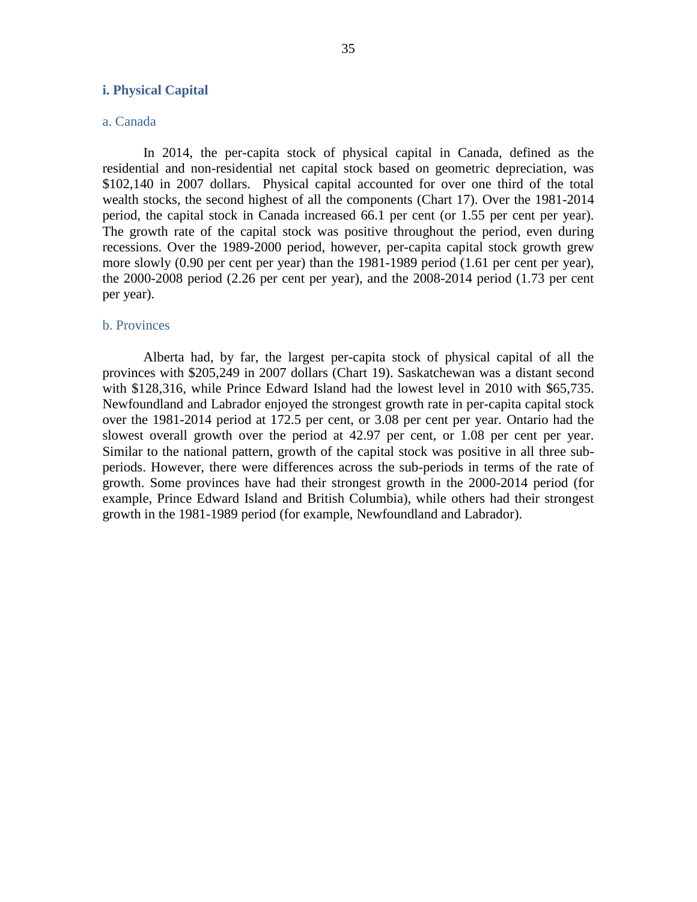### i. Physical Capital

#### a. Canada

In 2014, the per-capita stock of physical capital in Canada, defined as the residential and non-residential net capital stock based on geometric depreciation, was \$102,140 in 2007 dollars. Physical capital accounted for over one third of the total wealth stocks, the second highest of all the components (Chart 17). Over the 1981-2014 period, the capital stock in Canada increased 66.1 per cent (or 1.55 per cent per year). The growth rate of the capital stock was positive throughout the period, even during recessions. Over the 1989-2000 period, however, per-capita capital stock growth grew more slowly (0.90 per cent per year) than the 1981-1989 period (1.61 per cent per year), the 2000-2008 period (2.26 per cent per year), and the 2008-2014 period (1.73 per cent per year).

#### b. Provinces

Alberta had, by far, the largest per-capita stock of physical capital of all the provinces with \$205,249 in 2007 dollars (Chart 19). Saskatchewan was a distant second with \$128,316, while Prince Edward Island had the lowest level in 2010 with \$65,735. Newfoundland and Labrador enjoyed the strongest growth rate in per-capita capital stock over the 1981-2014 period at 172.5 per cent, or 3.08 per cent per year. Ontario had the slowest overall growth over the period at 42.97 per cent, or 1.08 per cent per year. Similar to the national pattern, growth of the capital stock was positive in all three sub-periods. However, there were differences across the sub-periods in terms of the rate of growth. Some provinces have had their strongest growth in the 2000-2014 period (for example, Prince Edward Island and British Columbia), while others had their strongest growth in the 1981-1989 period (for example, Newfoundland and Labrador).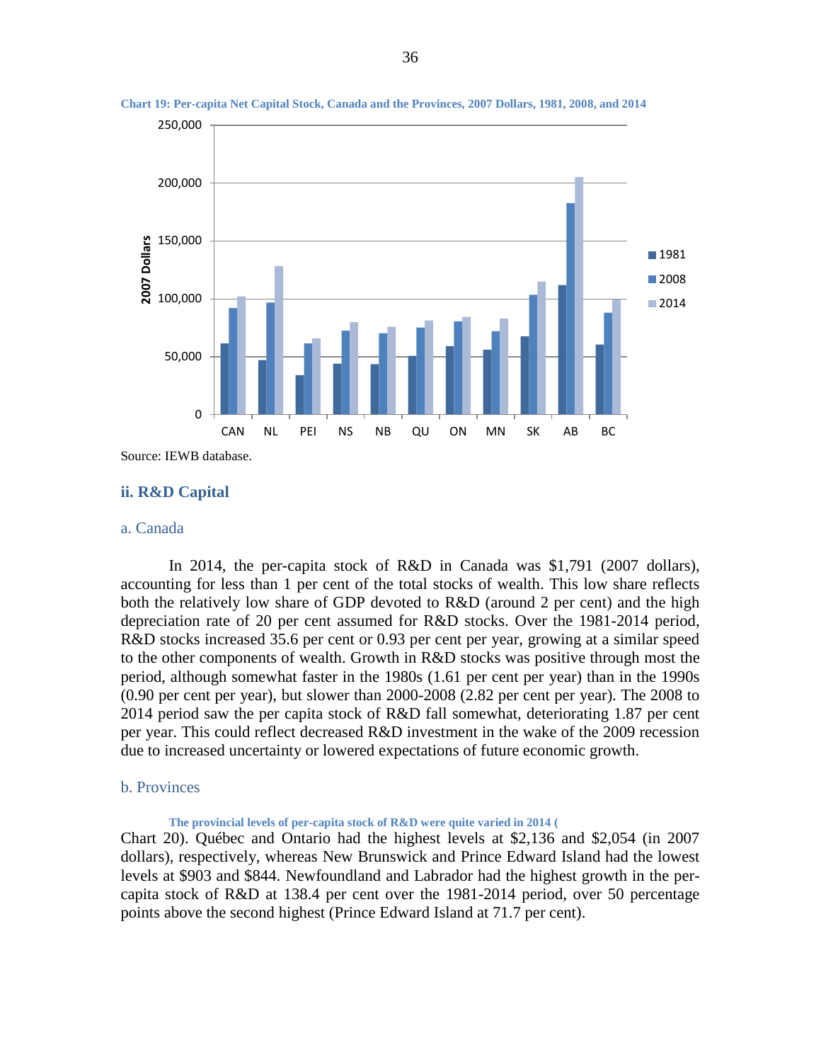**Chart 19: Per-capita Net Capital Stock, Canada and the Provinces, 2007 Dollars, 1981, 2008, and 2014**

Source: IEWB database.

### ii. R&D Capital

#### a. Canada

In 2014, the per-capita stock of R&D in Canada was $1,791 (2007 dollars), accounting for less than 1 per cent of the total stocks of wealth. This low share reflects both the relatively low share of GDP devoted to R&D (around 2 per cent) and the high depreciation rate of 20 per cent assumed for R&D stocks. Over the 1981-2014 period, R&D stocks increased 35.6 per cent or 0.93 per cent per year, growing at a similar speed to the other components of wealth. Growth in R&D stocks was positive through most the period, although somewhat faster in the 1980s (1.61 per cent per year) than in the 1990s (0.90 per cent per year), but slower than 2000-2008 (2.82 per cent per year). The 2008 to 2014 period saw the per capita stock of R&D fall somewhat, deteriorating 1.87 per cent per year. This could reflect decreased R&D investment in the wake of the 2009 recession due to increased uncertainty or lowered expectations of future economic growth.

#### b. Provinces

The provincial levels of per-capita stock of R&D were quite varied in 2014 (Chart 20). Québec and Ontario had the highest levels at $2,136 and $2,054 (in 2007 dollars), respectively, whereas New Brunswick and Prince Edward Island had the lowest levels at $903 and $844. Newfoundland and Labrador had the highest growth in the per-capita stock of R&D at 138.4 per cent over the 1981-2014 period, over 50 percentage points above the second highest (Prince Edward Island at 71.7 per cent).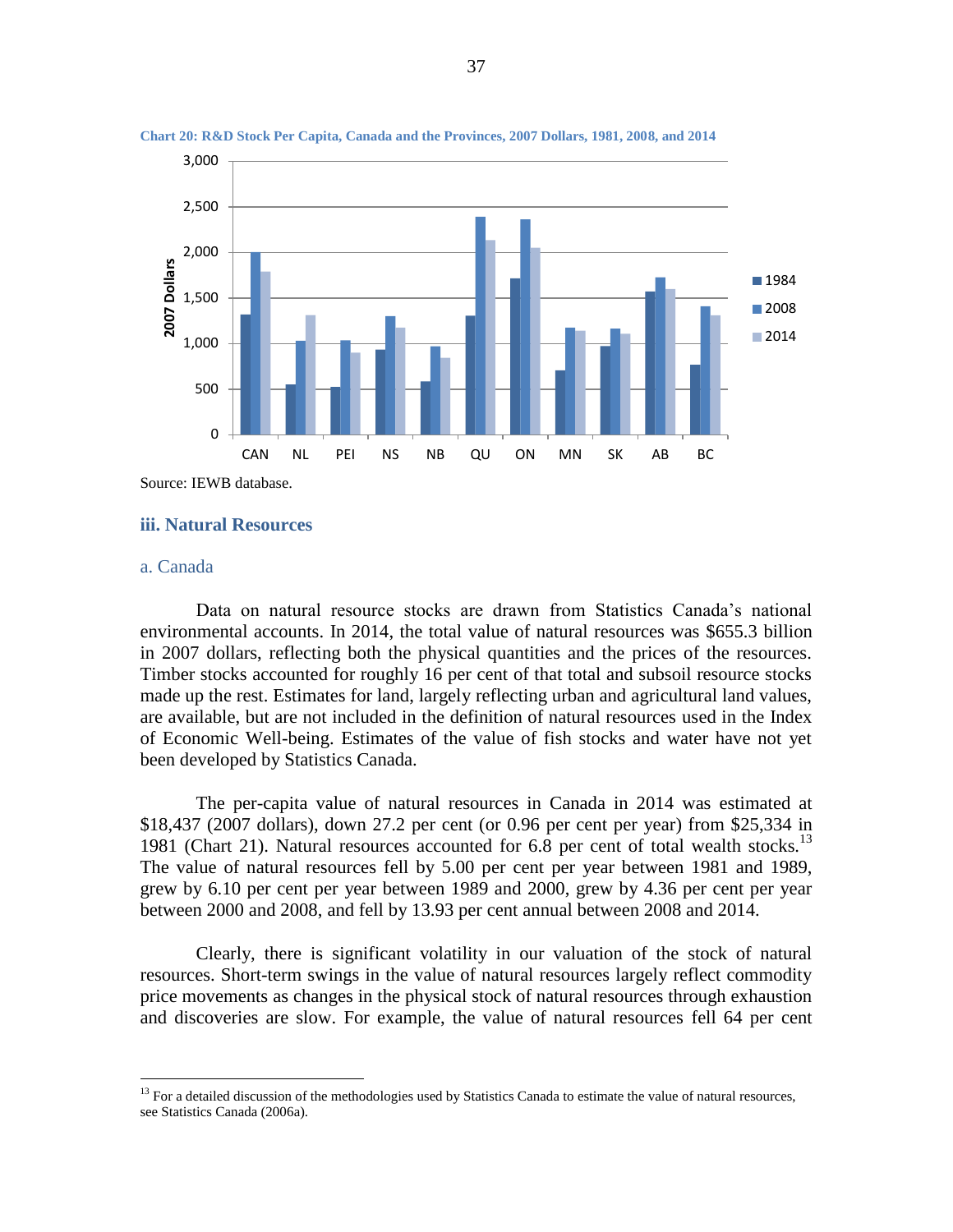Chart 20: R&D Stock Per Capita, Canada and the Provinces, 2007 Dollars, 1981, 2008, and 2014

Source: IEWB database.

## iii. Natural Resources

### a. Canada

Data on natural resource stocks are drawn from Statistics Canada's national environmental accounts. In 2014, the total value of natural resources was $655.3 billion in 2007 dollars, reflecting both the physical quantities and the prices of the resources. Timber stocks accounted for roughly 16 per cent of that total and subsoil resource stocks made up the rest. Estimates for land, largely reflecting urban and agricultural land values, are available, but are not included in the definition of natural resources used in the Index of Economic Well-being. Estimates of the value of fish stocks and water have not yet been developed by Statistics Canada.

The per-capita value of natural resources in Canada in 2014 was estimated at $18,437 (2007 dollars), down 27.2 per cent (or 0.96 per cent per year) from $25,334 in 1981 (Chart 21). Natural resources accounted for 6.8 per cent of total wealth stocks.[13] The value of natural resources fell by 5.00 per cent per year between 1981 and 1989, grew by 6.10 per cent per year between 1989 and 2000, grew by 4.36 per cent per year between 2000 and 2008, and fell by 13.93 per cent annual between 2008 and 2014.

Clearly, there is significant volatility in our valuation of the stock of natural resources. Short-term swings in the value of natural resources largely reflect commodity price movements as changes in the physical stock of natural resources through exhaustion and discoveries are slow. For example, the value of natural resources fell 64 per cent

[13] For a detailed discussion of the methodologies used by Statistics Canada to estimate the value of natural resources, see Statistics Canada (2006a).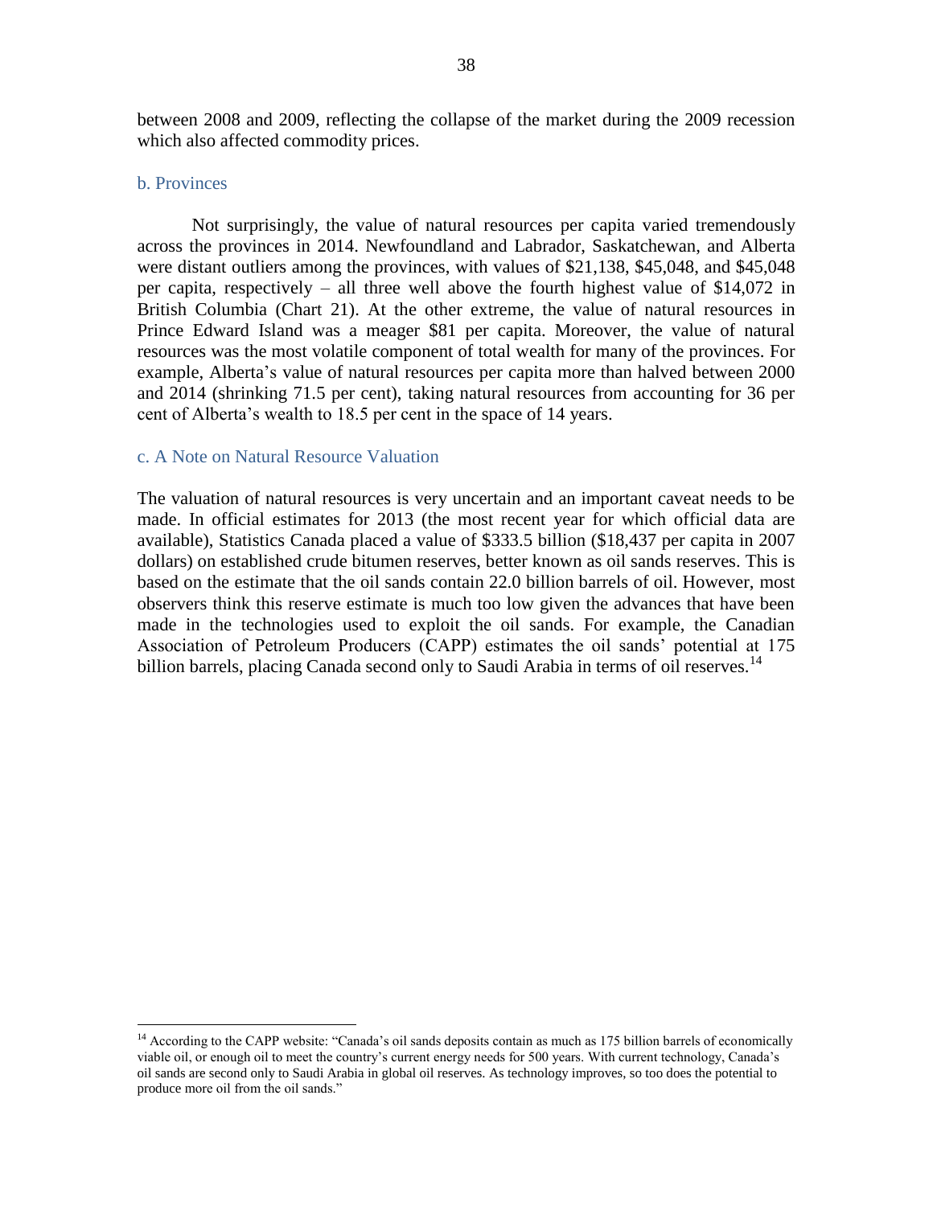between 2008 and 2009, reflecting the collapse of the market during the 2009 recession which also affected commodity prices.

### b. Provinces

Not surprisingly, the value of natural resources per capita varied tremendously across the provinces in 2014. Newfoundland and Labrador, Saskatchewan, and Alberta were distant outliers among the provinces, with values of $21,138, $45,048, and $45,048 per capita, respectively – all three well above the fourth highest value of $14,072 in British Columbia (Chart 21). At the other extreme, the value of natural resources in Prince Edward Island was a meager $81 per capita. Moreover, the value of natural resources was the most volatile component of total wealth for many of the provinces. For example, Alberta's value of natural resources per capita more than halved between 2000 and 2014 (shrinking 71.5 per cent), taking natural resources from accounting for 36 per cent of Alberta's wealth to 18.5 per cent in the space of 14 years.

### c. A Note on Natural Resource Valuation

The valuation of natural resources is very uncertain and an important caveat needs to be made. In official estimates for 2013 (the most recent year for which official data are available), Statistics Canada placed a value of $333.5 billion ($18,437 per capita in 2007 dollars) on established crude bitumen reserves, better known as oil sands reserves. This is based on the estimate that the oil sands contain 22.0 billion barrels of oil. However, most observers think this reserve estimate is much too low given the advances that have been made in the technologies used to exploit the oil sands. For example, the Canadian Association of Petroleum Producers (CAPP) estimates the oil sands' potential at 175 billion barrels, placing Canada second only to Saudi Arabia in terms of oil reserves.[14]

---

[14] According to the CAPP website: "Canada's oil sands deposits contain as much as 175 billion barrels of economically viable oil, or enough oil to meet the country's current energy needs for 500 years. With current technology, Canada's oil sands are second only to Saudi Arabia in global oil reserves. As technology improves, so too does the potential to produce more oil from the oil sands."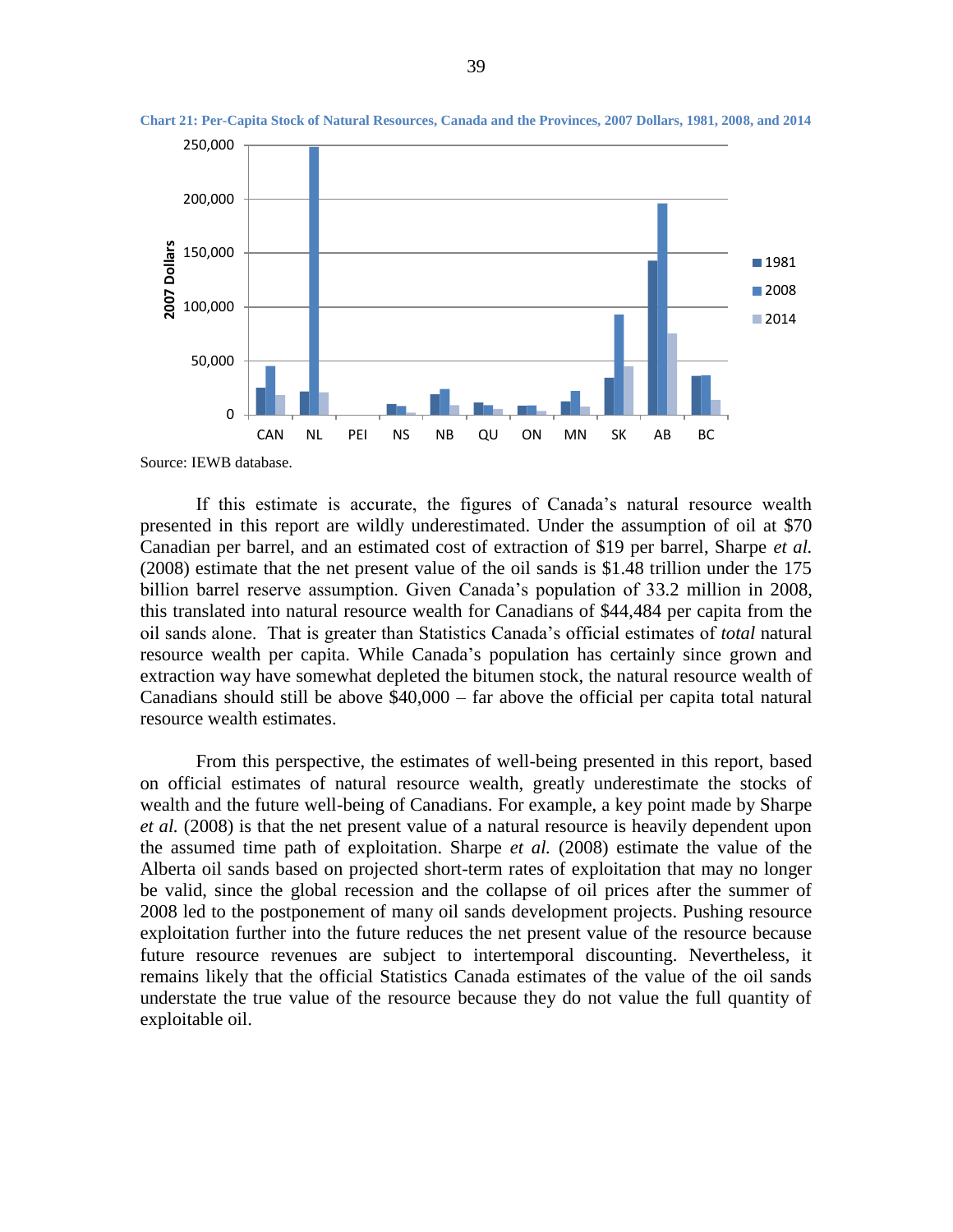**Chart 21: Per-Capita Stock of Natural Resources, Canada and the Provinces, 2007 Dollars, 1981, 2008, and 2014**

Source: IEWB database.

If this estimate is accurate, the figures of Canada's natural resource wealth presented in this report are wildly underestimated. Under the assumption of oil at $70 Canadian per barrel, and an estimated cost of extraction of $19 per barrel, Sharpe *et al.* (2008) estimate that the net present value of the oil sands is $1.48 trillion under the 175 billion barrel reserve assumption. Given Canada's population of 33.2 million in 2008, this translated into natural resource wealth for Canadians of $44,484 per capita from the oil sands alone. That is greater than Statistics Canada's official estimates of *total* natural resource wealth per capita. While Canada's population has certainly since grown and extraction way have somewhat depleted the bitumen stock, the natural resource wealth of Canadians should still be above $40,000 – far above the official per capita total natural resource wealth estimates.

From this perspective, the estimates of well-being presented in this report, based on official estimates of natural resource wealth, greatly underestimate the stocks of wealth and the future well-being of Canadians. For example, a key point made by Sharpe *et al.* (2008) is that the net present value of a natural resource is heavily dependent upon the assumed time path of exploitation. Sharpe *et al.* (2008) estimate the value of the Alberta oil sands based on projected short-term rates of exploitation that may no longer be valid, since the global recession and the collapse of oil prices after the summer of 2008 led to the postponement of many oil sands development projects. Pushing resource exploitation further into the future reduces the net present value of the resource because future resource revenues are subject to intertemporal discounting. Nevertheless, it remains likely that the official Statistics Canada estimates of the value of the oil sands understate the true value of the resource because they do not value the full quantity of exploitable oil.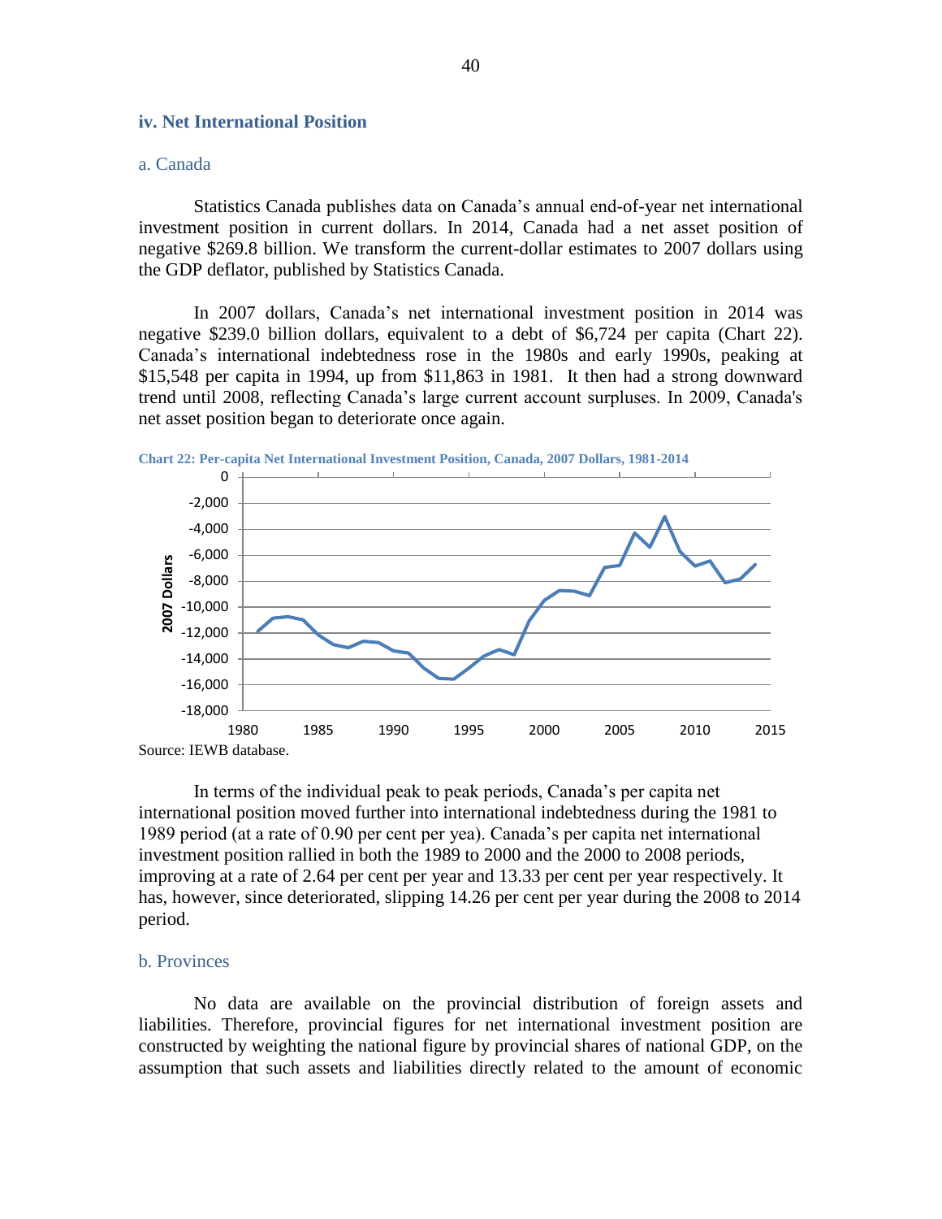### iv. Net International Position

#### a. Canada

Statistics Canada publishes data on Canada's annual end-of-year net international investment position in current dollars. In 2014, Canada had a net asset position of negative $269.8 billion. We transform the current-dollar estimates to 2007 dollars using the GDP deflator, published by Statistics Canada.

In 2007 dollars, Canada's net international investment position in 2014 was negative $239.0 billion dollars, equivalent to a debt of $6,724 per capita (Chart 22). Canada's international indebtedness rose in the 1980s and early 1990s, peaking at $15,548 per capita in 1994, up from $11,863 in 1981. It then had a strong downward trend until 2008, reflecting Canada's large current account surpluses. In 2009, Canada's net asset position began to deteriorate once again.

Chart 22: Per-capita Net International Investment Position, Canada, 2007 Dollars, 1981-2014

Source: IEWB database.

In terms of the individual peak to peak periods, Canada's per capita net international position moved further into international indebtedness during the 1981 to 1989 period (at a rate of 0.90 per cent per yea). Canada's per capita net international investment position rallied in both the 1989 to 2000 and the 2000 to 2008 periods, improving at a rate of 2.64 per cent per year and 13.33 per cent per year respectively. It has, however, since deteriorated, slipping 14.26 per cent per year during the 2008 to 2014 period.

#### b. Provinces

No data are available on the provincial distribution of foreign assets and liabilities. Therefore, provincial figures for net international investment position are constructed by weighting the national figure by provincial shares of national GDP, on the assumption that such assets and liabilities directly related to the amount of economic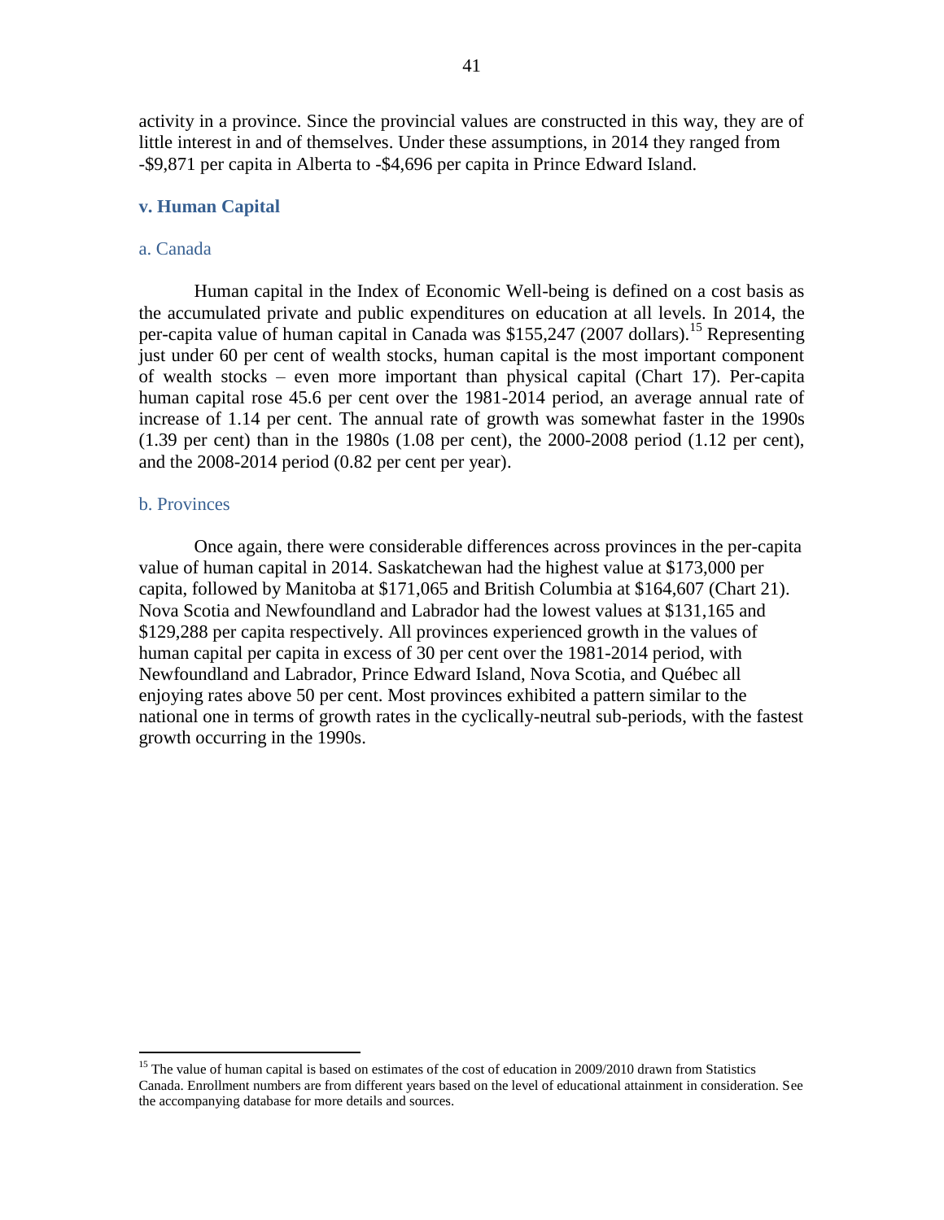activity in a province. Since the provincial values are constructed in this way, they are of little interest in and of themselves. Under these assumptions, in 2014 they ranged from -$9,871 per capita in Alberta to -$4,696 per capita in Prince Edward Island.

### v. Human Capital

#### a. Canada

Human capital in the Index of Economic Well-being is defined on a cost basis as the accumulated private and public expenditures on education at all levels. In 2014, the per-capita value of human capital in Canada was $155,247 (2007 dollars).[15] Representing just under 60 per cent of wealth stocks, human capital is the most important component of wealth stocks – even more important than physical capital (Chart 17). Per-capita human capital rose 45.6 per cent over the 1981-2014 period, an average annual rate of increase of 1.14 per cent. The annual rate of growth was somewhat faster in the 1990s (1.39 per cent) than in the 1980s (1.08 per cent), the 2000-2008 period (1.12 per cent), and the 2008-2014 period (0.82 per cent per year).

#### b. Provinces

Once again, there were considerable differences across provinces in the per-capita value of human capital in 2014. Saskatchewan had the highest value at $173,000 per capita, followed by Manitoba at $171,065 and British Columbia at $164,607 (Chart 21). Nova Scotia and Newfoundland and Labrador had the lowest values at $131,165 and $129,288 per capita respectively. All provinces experienced growth in the values of human capital per capita in excess of 30 per cent over the 1981-2014 period, with Newfoundland and Labrador, Prince Edward Island, Nova Scotia, and Québec all enjoying rates above 50 per cent. Most provinces exhibited a pattern similar to the national one in terms of growth rates in the cyclically-neutral sub-periods, with the fastest growth occurring in the 1990s.

---

[15] The value of human capital is based on estimates of the cost of education in 2009/2010 drawn from Statistics Canada. Enrollment numbers are from different years based on the level of educational attainment in consideration. See the accompanying database for more details and sources.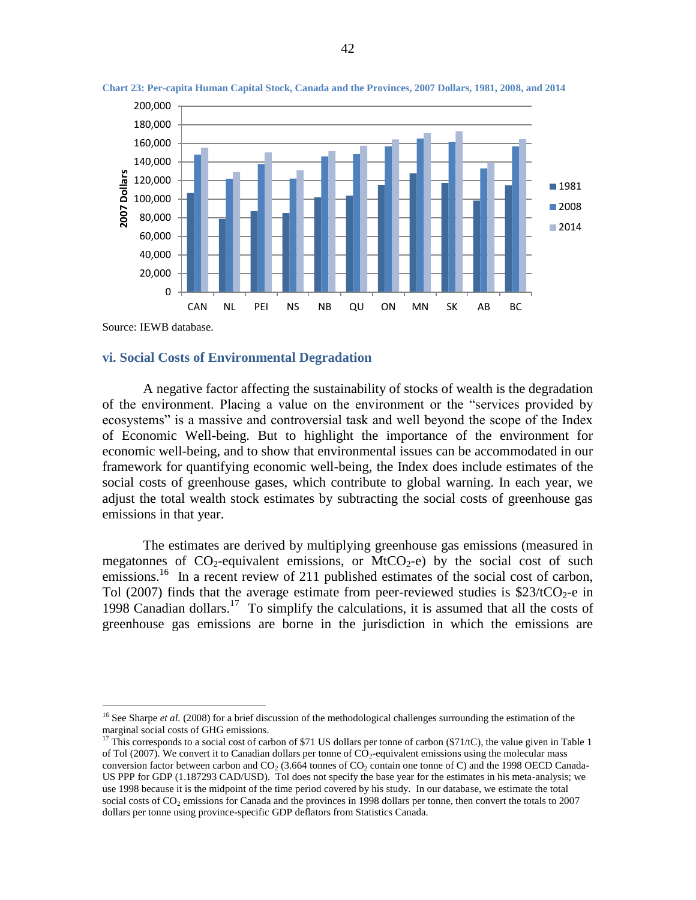**Chart 23: Per-capita Human Capital Stock, Canada and the Provinces, 2007 Dollars, 1981, 2008, and 2014**

Source: IEWB database.

### vi. Social Costs of Environmental Degradation

A negative factor affecting the sustainability of stocks of wealth is the degradation of the environment. Placing a value on the environment or the "services provided by ecosystems" is a massive and controversial task and well beyond the scope of the Index of Economic Well-being. But to highlight the importance of the environment for economic well-being, and to show that environmental issues can be accommodated in our framework for quantifying economic well-being, the Index does include estimates of the social costs of greenhouse gases, which contribute to global warning. In each year, we adjust the total wealth stock estimates by subtracting the social costs of greenhouse gas emissions in that year.

The estimates are derived by multiplying greenhouse gas emissions (measured in megatonnes of $CO_2$-equivalent emissions, or $MtCO_2$-e) by the social cost of such emissions.[16] In a recent review of 211 published estimates of the social cost of carbon, Tol (2007) finds that the average estimate from peer-reviewed studies is \$23/$tCO_2$-e in 1998 Canadian dollars.[17] To simplify the calculations, it is assumed that all the costs of greenhouse gas emissions are borne in the jurisdiction in which the emissions are

---

[16] See Sharpe *et al.* (2008) for a brief discussion of the methodological challenges surrounding the estimation of the marginal social costs of GHG emissions.

[17] This corresponds to a social cost of carbon of \$71 US dollars per tonne of carbon (\$71/tC), the value given in Table 1 of Tol (2007). We convert it to Canadian dollars per tonne of $CO_2$-equivalent emissions using the molecular mass conversion factor between carbon and $CO_2$ (3.664 tonnes of $CO_2$ contain one tonne of C) and the 1998 OECD Canada-US PPP for GDP (1.187293 CAD/USD). Tol does not specify the base year for the estimates in his meta-analysis; we use 1998 because it is the midpoint of the time period covered by his study. In our database, we estimate the total social costs of $CO_2$ emissions for Canada and the provinces in 1998 dollars per tonne, then convert the totals to 2007 dollars per tonne using province-specific GDP deflators from Statistics Canada.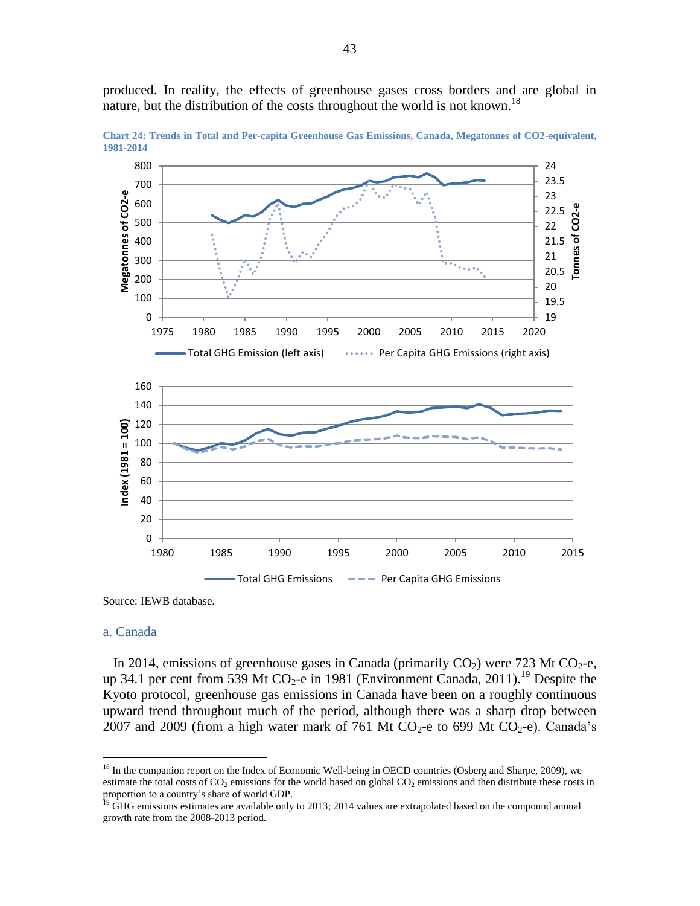produced. In reality, the effects of greenhouse gases cross borders and are global in nature, but the distribution of the costs throughout the world is not known.[18]

**Chart 24: Trends in Total and Per-capita Greenhouse Gas Emissions, Canada, Megatonnes of CO2-equivalent, 1981-2014**

Source: IEWB database.

## a. Canada

In 2014, emissions of greenhouse gases in Canada (primarily $CO_2$) were 723 Mt $CO_2$-e, up 34.1 per cent from 539 Mt $CO_2$-e in 1981 (Environment Canada, 2011).[19] Despite the Kyoto protocol, greenhouse gas emissions in Canada have been on a roughly continuous upward trend throughout much of the period, although there was a sharp drop between 2007 and 2009 (from a high water mark of 761 Mt $CO_2$-e to 699 Mt $CO_2$-e). Canada's

[18] In the companion report on the Index of Economic Well-being in OECD countries (Osberg and Sharpe, 2009), we estimate the total costs of $CO_2$ emissions for the world based on global $CO_2$ emissions and then distribute these costs in proportion to a country's share of world GDP.

[19] GHG emissions estimates are available only to 2013; 2014 values are extrapolated based on the compound annual growth rate from the 2008-2013 period.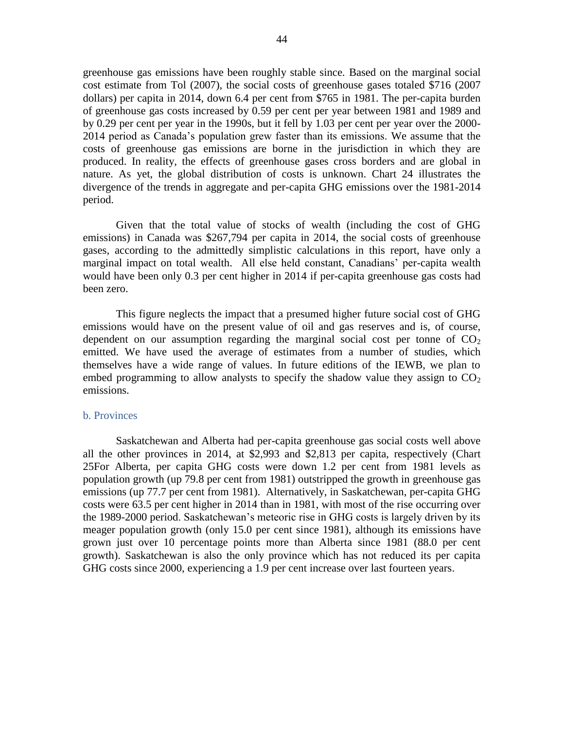greenhouse gas emissions have been roughly stable since. Based on the marginal social cost estimate from Tol (2007), the social costs of greenhouse gases totaled $716 (2007 dollars) per capita in 2014, down 6.4 per cent from $765 in 1981. The per-capita burden of greenhouse gas costs increased by 0.59 per cent per year between 1981 and 1989 and by 0.29 per cent per year in the 1990s, but it fell by 1.03 per cent per year over the 2000-2014 period as Canada's population grew faster than its emissions. We assume that the costs of greenhouse gas emissions are borne in the jurisdiction in which they are produced. In reality, the effects of greenhouse gases cross borders and are global in nature. As yet, the global distribution of costs is unknown. Chart 24 illustrates the divergence of the trends in aggregate and per-capita GHG emissions over the 1981-2014 period.

Given that the total value of stocks of wealth (including the cost of GHG emissions) in Canada was $267,794 per capita in 2014, the social costs of greenhouse gases, according to the admittedly simplistic calculations in this report, have only a marginal impact on total wealth. All else held constant, Canadians' per-capita wealth would have been only 0.3 per cent higher in 2014 if per-capita greenhouse gas costs had been zero.

This figure neglects the impact that a presumed higher future social cost of GHG emissions would have on the present value of oil and gas reserves and is, of course, dependent on our assumption regarding the marginal social cost per tonne of $CO_2$ emitted. We have used the average of estimates from a number of studies, which themselves have a wide range of values. In future editions of the IEWB, we plan to embed programming to allow analysts to specify the shadow value they assign to $CO_2$ emissions.

### b. Provinces

Saskatchewan and Alberta had per-capita greenhouse gas social costs well above all the other provinces in 2014, at $2,993 and $2,813 per capita, respectively (Chart 25For Alberta, per capita GHG costs were down 1.2 per cent from 1981 levels as population growth (up 79.8 per cent from 1981) outstripped the growth in greenhouse gas emissions (up 77.7 per cent from 1981). Alternatively, in Saskatchewan, per-capita GHG costs were 63.5 per cent higher in 2014 than in 1981, with most of the rise occurring over the 1989-2000 period. Saskatchewan's meteoric rise in GHG costs is largely driven by its meager population growth (only 15.0 per cent since 1981), although its emissions have grown just over 10 percentage points more than Alberta since 1981 (88.0 per cent growth). Saskatchewan is also the only province which has not reduced its per capita GHG costs since 2000, experiencing a 1.9 per cent increase over last fourteen years.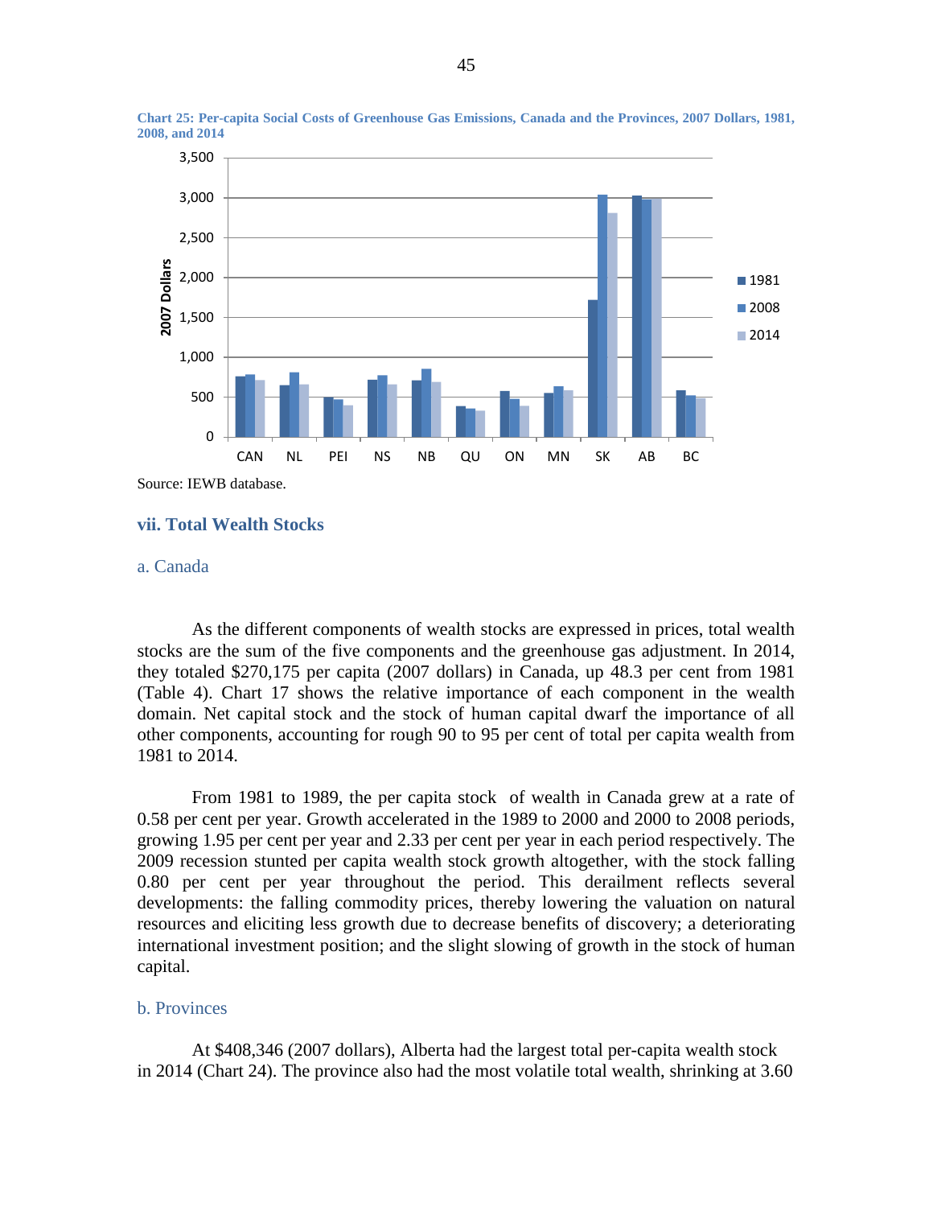**Chart 25: Per-capita Social Costs of Greenhouse Gas Emissions, Canada and the Provinces, 2007 Dollars, 1981, 2008, and 2014**

Source: IEWB database.

## vii. Total Wealth Stocks

### a. Canada

As the different components of wealth stocks are expressed in prices, total wealth stocks are the sum of the five components and the greenhouse gas adjustment. In 2014, they totaled $270,175 per capita (2007 dollars) in Canada, up 48.3 per cent from 1981 (Table 4). Chart 17 shows the relative importance of each component in the wealth domain. Net capital stock and the stock of human capital dwarf the importance of all other components, accounting for rough 90 to 95 per cent of total per capita wealth from 1981 to 2014.

From 1981 to 1989, the per capita stock of wealth in Canada grew at a rate of 0.58 per cent per year. Growth accelerated in the 1989 to 2000 and 2000 to 2008 periods, growing 1.95 per cent per year and 2.33 per cent per year in each period respectively. The 2009 recession stunted per capita wealth stock growth altogether, with the stock falling 0.80 per cent per year throughout the period. This derailment reflects several developments: the falling commodity prices, thereby lowering the valuation on natural resources and eliciting less growth due to decrease benefits of discovery; a deteriorating international investment position; and the slight slowing of growth in the stock of human capital.

### b. Provinces

At $408,346 (2007 dollars), Alberta had the largest total per-capita wealth stock in 2014 (Chart 24). The province also had the most volatile total wealth, shrinking at 3.60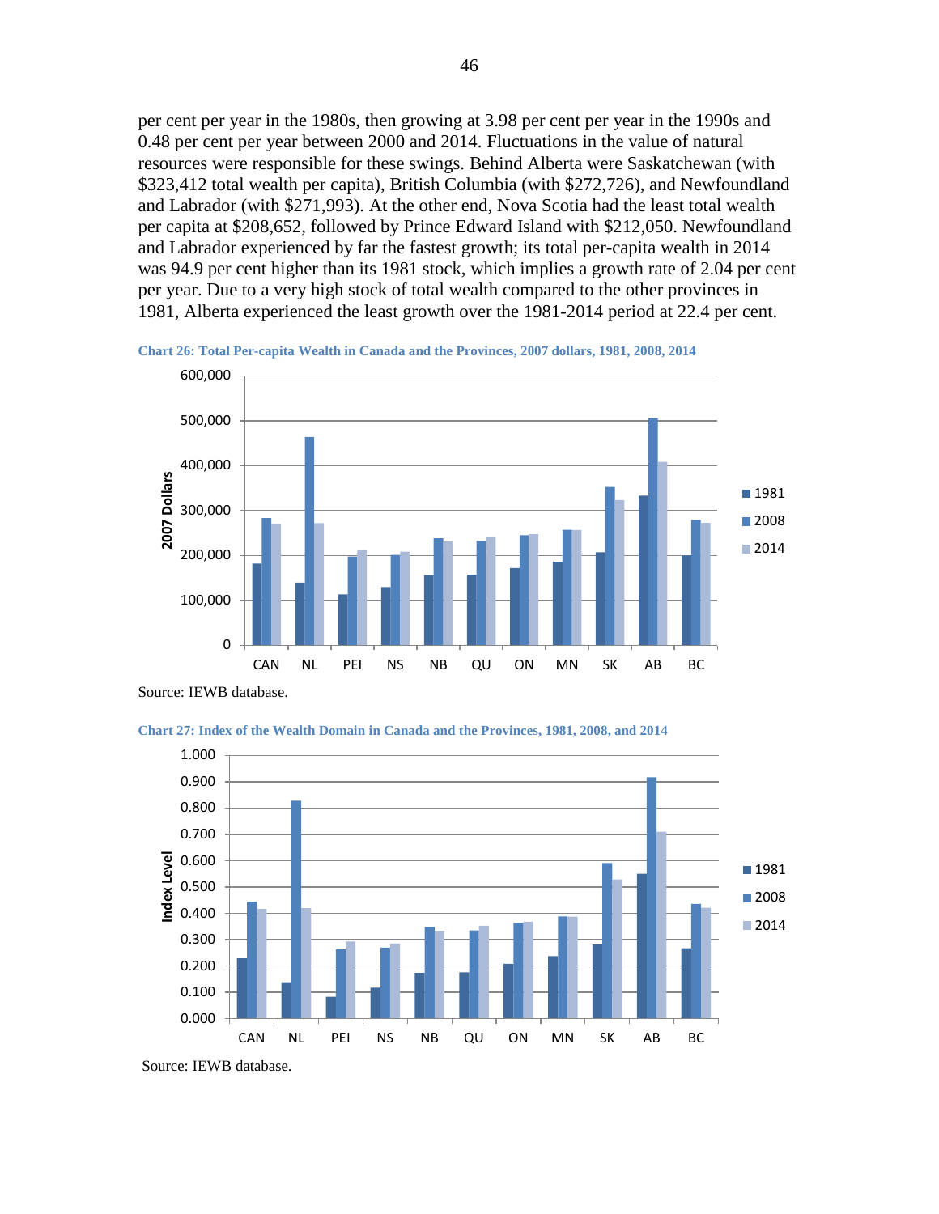per cent per year in the 1980s, then growing at 3.98 per cent per year in the 1990s and 0.48 per cent per year between 2000 and 2014. Fluctuations in the value of natural resources were responsible for these swings. Behind Alberta were Saskatchewan (with $323,412 total wealth per capita), British Columbia (with $272,726), and Newfoundland and Labrador (with $271,993). At the other end, Nova Scotia had the least total wealth per capita at $208,652, followed by Prince Edward Island with $212,050. Newfoundland and Labrador experienced by far the fastest growth; its total per-capita wealth in 2014 was 94.9 per cent higher than its 1981 stock, which implies a growth rate of 2.04 per cent per year. Due to a very high stock of total wealth compared to the other provinces in 1981, Alberta experienced the least growth over the 1981-2014 period at 22.4 per cent.

**Chart 26: Total Per-capita Wealth in Canada and the Provinces, 2007 dollars, 1981, 2008, 2014**

Source: IEWB database.

**Chart 27: Index of the Wealth Domain in Canada and the Provinces, 1981, 2008, and 2014**

Source: IEWB database.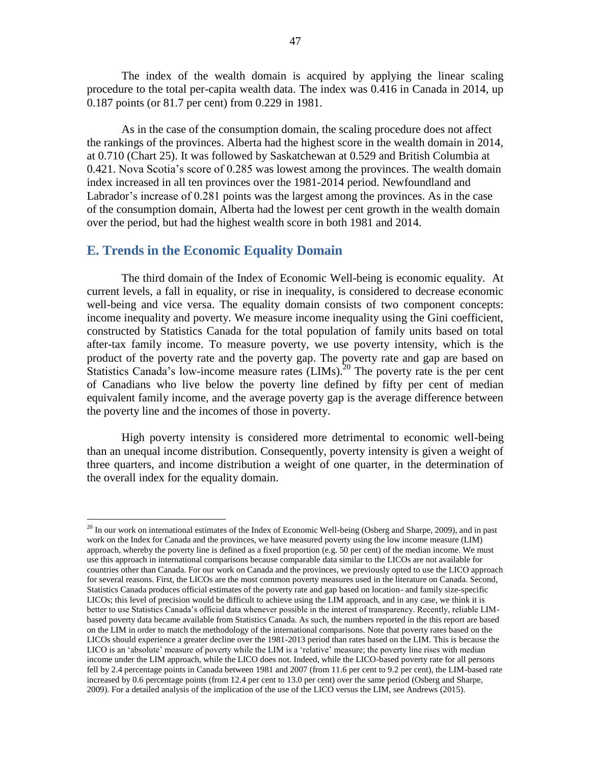The index of the wealth domain is acquired by applying the linear scaling procedure to the total per-capita wealth data. The index was 0.416 in Canada in 2014, up 0.187 points (or 81.7 per cent) from 0.229 in 1981.

As in the case of the consumption domain, the scaling procedure does not affect the rankings of the provinces. Alberta had the highest score in the wealth domain in 2014, at 0.710 (Chart 25). It was followed by Saskatchewan at 0.529 and British Columbia at 0.421. Nova Scotia's score of 0.285 was lowest among the provinces. The wealth domain index increased in all ten provinces over the 1981-2014 period. Newfoundland and Labrador's increase of 0.281 points was the largest among the provinces. As in the case of the consumption domain, Alberta had the lowest per cent growth in the wealth domain over the period, but had the highest wealth score in both 1981 and 2014.

## E. Trends in the Economic Equality Domain

The third domain of the Index of Economic Well-being is economic equality. At current levels, a fall in equality, or rise in inequality, is considered to decrease economic well-being and vice versa. The equality domain consists of two component concepts: income inequality and poverty. We measure income inequality using the Gini coefficient, constructed by Statistics Canada for the total population of family units based on total after-tax family income. To measure poverty, we use poverty intensity, which is the product of the poverty rate and the poverty gap. The poverty rate and gap are based on Statistics Canada's low-income measure rates (LIMs).[20] The poverty rate is the per cent of Canadians who live below the poverty line defined by fifty per cent of median equivalent family income, and the average poverty gap is the average difference between the poverty line and the incomes of those in poverty.

High poverty intensity is considered more detrimental to economic well-being than an unequal income distribution. Consequently, poverty intensity is given a weight of three quarters, and income distribution a weight of one quarter, in the determination of the overall index for the equality domain.

---

[20] In our work on international estimates of the Index of Economic Well-being (Osberg and Sharpe, 2009), and in past work on the Index for Canada and the provinces, we have measured poverty using the low income measure (LIM) approach, whereby the poverty line is defined as a fixed proportion (e.g. 50 per cent) of the median income. We must use this approach in international comparisons because comparable data similar to the LICOs are not available for countries other than Canada. For our work on Canada and the provinces, we previously opted to use the LICO approach for several reasons. First, the LICOs are the most common poverty measures used in the literature on Canada. Second, Statistics Canada produces official estimates of the poverty rate and gap based on location- and family size-specific LICOs; this level of precision would be difficult to achieve using the LIM approach, and in any case, we think it is better to use Statistics Canada's official data whenever possible in the interest of transparency. Recently, reliable LIM-based poverty data became available from Statistics Canada. As such, the numbers reported in the this report are based on the LIM in order to match the methodology of the international comparisons. Note that poverty rates based on the LICOs should experience a greater decline over the 1981-2013 period than rates based on the LIM. This is because the LICO is an 'absolute' measure of poverty while the LIM is a 'relative' measure; the poverty line rises with median income under the LIM approach, while the LICO does not. Indeed, while the LICO-based poverty rate for all persons fell by 2.4 percentage points in Canada between 1981 and 2007 (from 11.6 per cent to 9.2 per cent), the LIM-based rate increased by 0.6 percentage points (from 12.4 per cent to 13.0 per cent) over the same period (Osberg and Sharpe, 2009). For a detailed analysis of the implication of the use of the LICO versus the LIM, see Andrews (2015).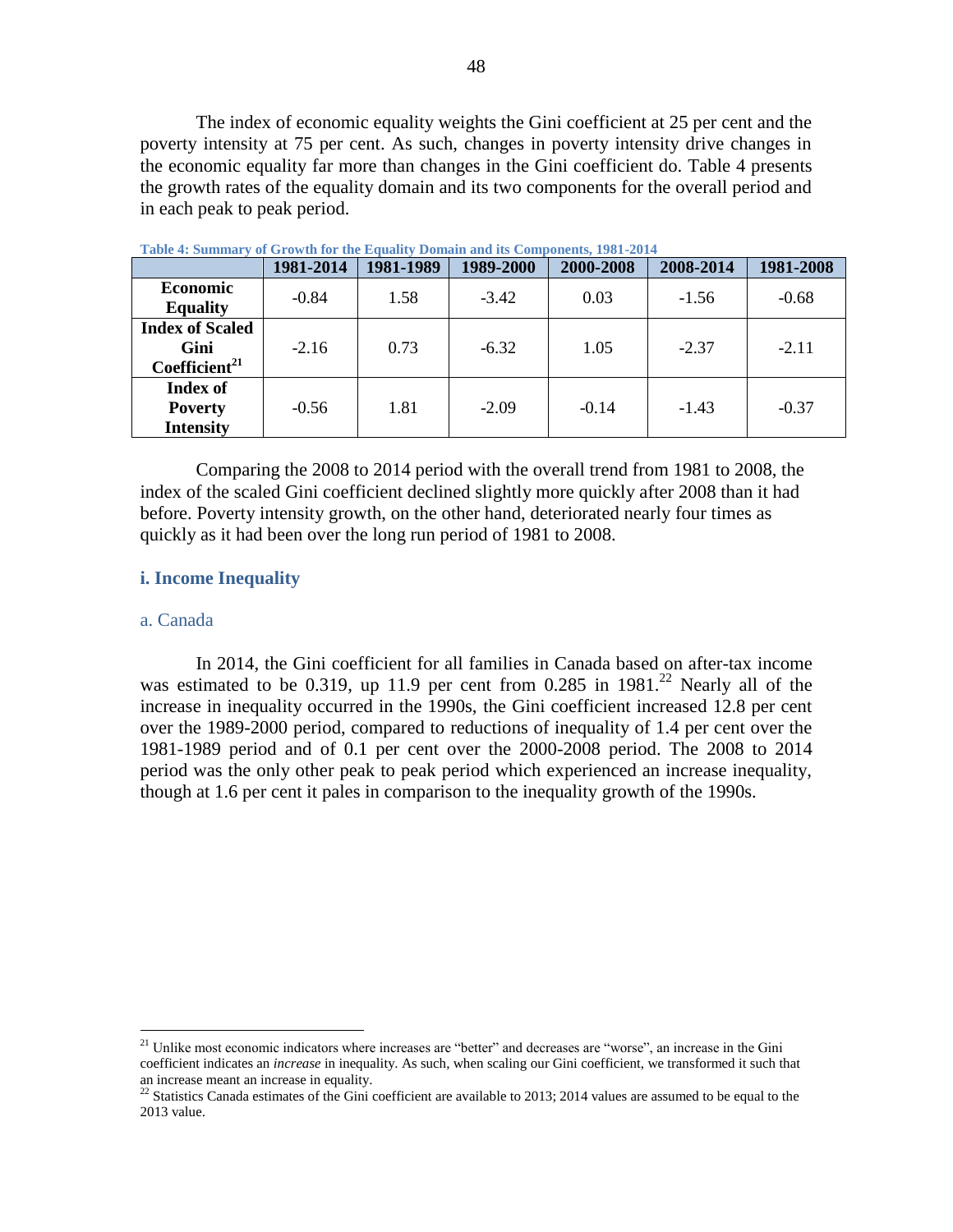The index of economic equality weights the Gini coefficient at 25 per cent and the poverty intensity at 75 per cent. As such, changes in poverty intensity drive changes in the economic equality far more than changes in the Gini coefficient do. Table 4 presents the growth rates of the equality domain and its two components for the overall period and in each peak to peak period.

**Table 4: Summary of Growth for the Equality Domain and its Components, 1981-2014**

| | 1981-2014 | 1981-1989 | 1989-2000 | 2000-2008 | 2008-2014 | 1981-2008 |
|---|---|---|---|---|---|---|
| **Economic Equality** | -0.84 | 1.58 | -3.42 | 0.03 | -1.56 | -0.68 |
| **Index of Scaled Gini Coefficient**[21] | -2.16 | 0.73 | -6.32 | 1.05 | -2.37 | -2.11 |
| **Index of Poverty Intensity** | -0.56 | 1.81 | -2.09 | -0.14 | -1.43 | -0.37 |

Comparing the 2008 to 2014 period with the overall trend from 1981 to 2008, the index of the scaled Gini coefficient declined slightly more quickly after 2008 than it had before. Poverty intensity growth, on the other hand, deteriorated nearly four times as quickly as it had been over the long run period of 1981 to 2008.

### i. Income Inequality

#### a. Canada

In 2014, the Gini coefficient for all families in Canada based on after-tax income was estimated to be 0.319, up 11.9 per cent from 0.285 in 1981.[22] Nearly all of the increase in inequality occurred in the 1990s, the Gini coefficient increased 12.8 per cent over the 1989-2000 period, compared to reductions of inequality of 1.4 per cent over the 1981-1989 period and of 0.1 per cent over the 2000-2008 period. The 2008 to 2014 period was the only other peak to peak period which experienced an increase inequality, though at 1.6 per cent it pales in comparison to the inequality growth of the 1990s.

---

[21] Unlike most economic indicators where increases are "better" and decreases are "worse", an increase in the Gini coefficient indicates an *increase* in inequality. As such, when scaling our Gini coefficient, we transformed it such that an increase meant an increase in equality.

[22] Statistics Canada estimates of the Gini coefficient are available to 2013; 2014 values are assumed to be equal to the 2013 value.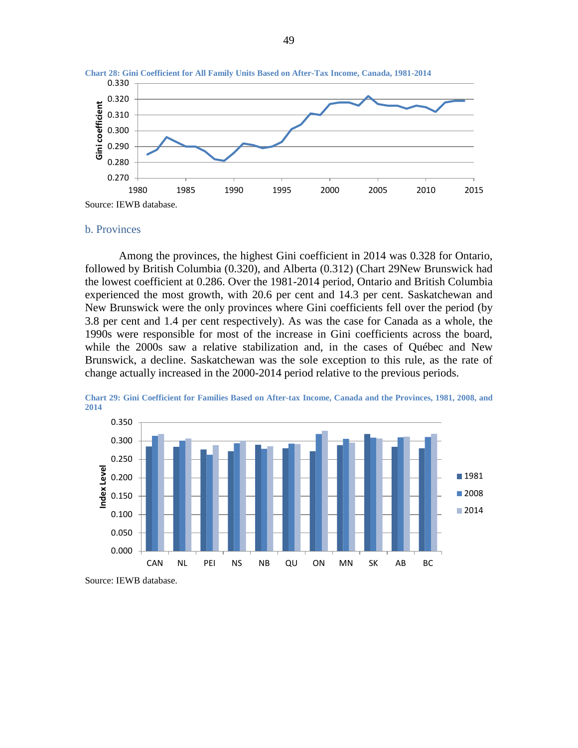**Chart 28: Gini Coefficient for All Family Units Based on After-Tax Income, Canada, 1981-2014**

Source: IEWB database.

### b. Provinces

Among the provinces, the highest Gini coefficient in 2014 was 0.328 for Ontario, followed by British Columbia (0.320), and Alberta (0.312) (Chart 29New Brunswick had the lowest coefficient at 0.286. Over the 1981-2014 period, Ontario and British Columbia experienced the most growth, with 20.6 per cent and 14.3 per cent. Saskatchewan and New Brunswick were the only provinces where Gini coefficients fell over the period (by 3.8 per cent and 1.4 per cent respectively). As was the case for Canada as a whole, the 1990s were responsible for most of the increase in Gini coefficients across the board, while the 2000s saw a relative stabilization and, in the cases of Québec and New Brunswick, a decline. Saskatchewan was the sole exception to this rule, as the rate of change actually increased in the 2000-2014 period relative to the previous periods.

**Chart 29: Gini Coefficient for Families Based on After-tax Income, Canada and the Provinces, 1981, 2008, and 2014**

Source: IEWB database.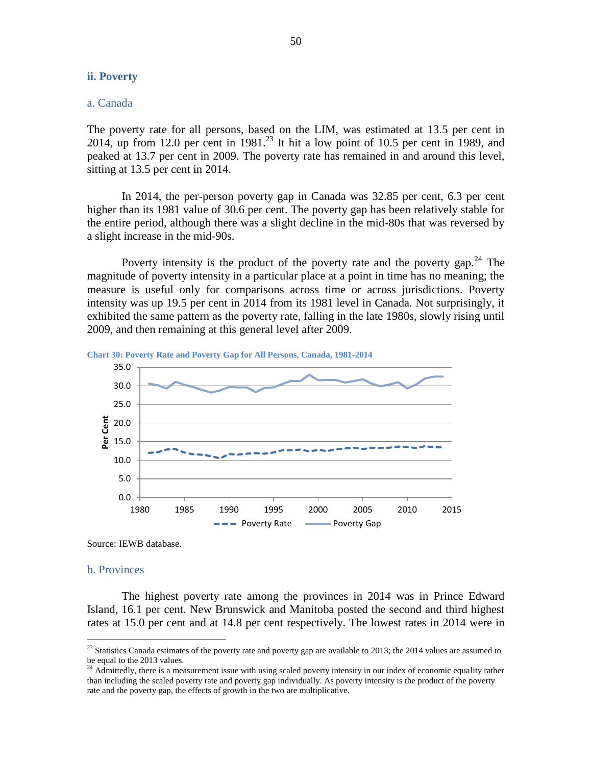### ii. Poverty

#### a. Canada

The poverty rate for all persons, based on the LIM, was estimated at 13.5 per cent in 2014, up from 12.0 per cent in 1981.[23] It hit a low point of 10.5 per cent in 1989, and peaked at 13.7 per cent in 2009. The poverty rate has remained in and around this level, sitting at 13.5 per cent in 2014.

In 2014, the per-person poverty gap in Canada was 32.85 per cent, 6.3 per cent higher than its 1981 value of 30.6 per cent. The poverty gap has been relatively stable for the entire period, although there was a slight decline in the mid-80s that was reversed by a slight increase in the mid-90s.

Poverty intensity is the product of the poverty rate and the poverty gap.[24] The magnitude of poverty intensity in a particular place at a point in time has no meaning; the measure is useful only for comparisons across time or across jurisdictions. Poverty intensity was up 19.5 per cent in 2014 from its 1981 level in Canada. Not surprisingly, it exhibited the same pattern as the poverty rate, falling in the late 1980s, slowly rising until 2009, and then remaining at this general level after 2009.

**Chart 30: Poverty Rate and Poverty Gap for All Persons, Canada, 1981-2014**

Source: IEWB database.

#### b. Provinces

The highest poverty rate among the provinces in 2014 was in Prince Edward Island, 16.1 per cent. New Brunswick and Manitoba posted the second and third highest rates at 15.0 per cent and at 14.8 per cent respectively. The lowest rates in 2014 were in

---

[23] Statistics Canada estimates of the poverty rate and poverty gap are available to 2013; the 2014 values are assumed to be equal to the 2013 values.

[24] Admittedly, there is a measurement issue with using scaled poverty intensity in our index of economic equality rather than including the scaled poverty rate and poverty gap individually. As poverty intensity is the product of the poverty rate and the poverty gap, the effects of growth in the two are multiplicative.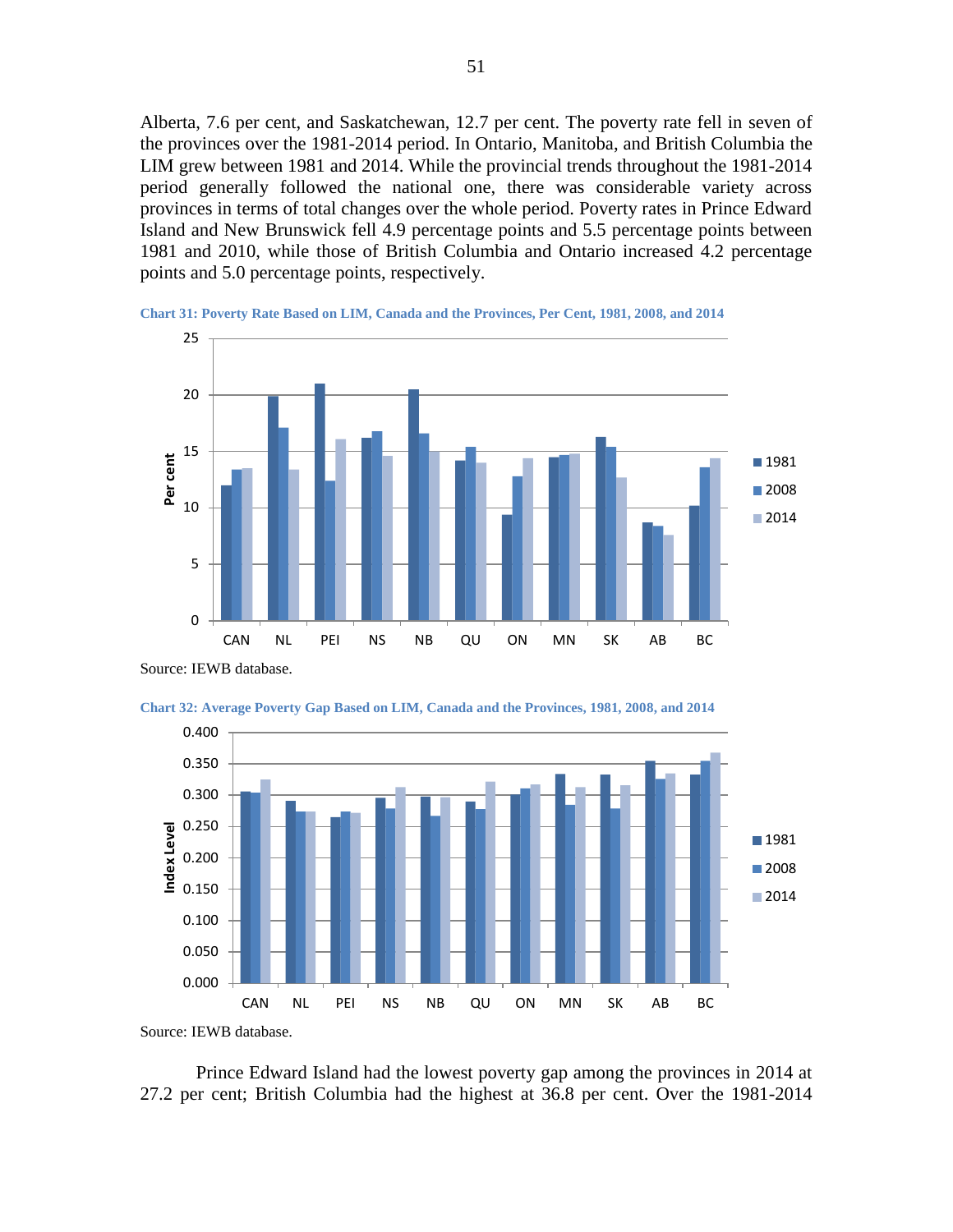Alberta, 7.6 per cent, and Saskatchewan, 12.7 per cent. The poverty rate fell in seven of the provinces over the 1981-2014 period. In Ontario, Manitoba, and British Columbia the LIM grew between 1981 and 2014. While the provincial trends throughout the 1981-2014 period generally followed the national one, there was considerable variety across provinces in terms of total changes over the whole period. Poverty rates in Prince Edward Island and New Brunswick fell 4.9 percentage points and 5.5 percentage points between 1981 and 2010, while those of British Columbia and Ontario increased 4.2 percentage points and 5.0 percentage points, respectively.

**Chart 31: Poverty Rate Based on LIM, Canada and the Provinces, Per Cent, 1981, 2008, and 2014**

Source: IEWB database.

**Chart 32: Average Poverty Gap Based on LIM, Canada and the Provinces, 1981, 2008, and 2014**

Source: IEWB database.

Prince Edward Island had the lowest poverty gap among the provinces in 2014 at 27.2 per cent; British Columbia had the highest at 36.8 per cent. Over the 1981-2014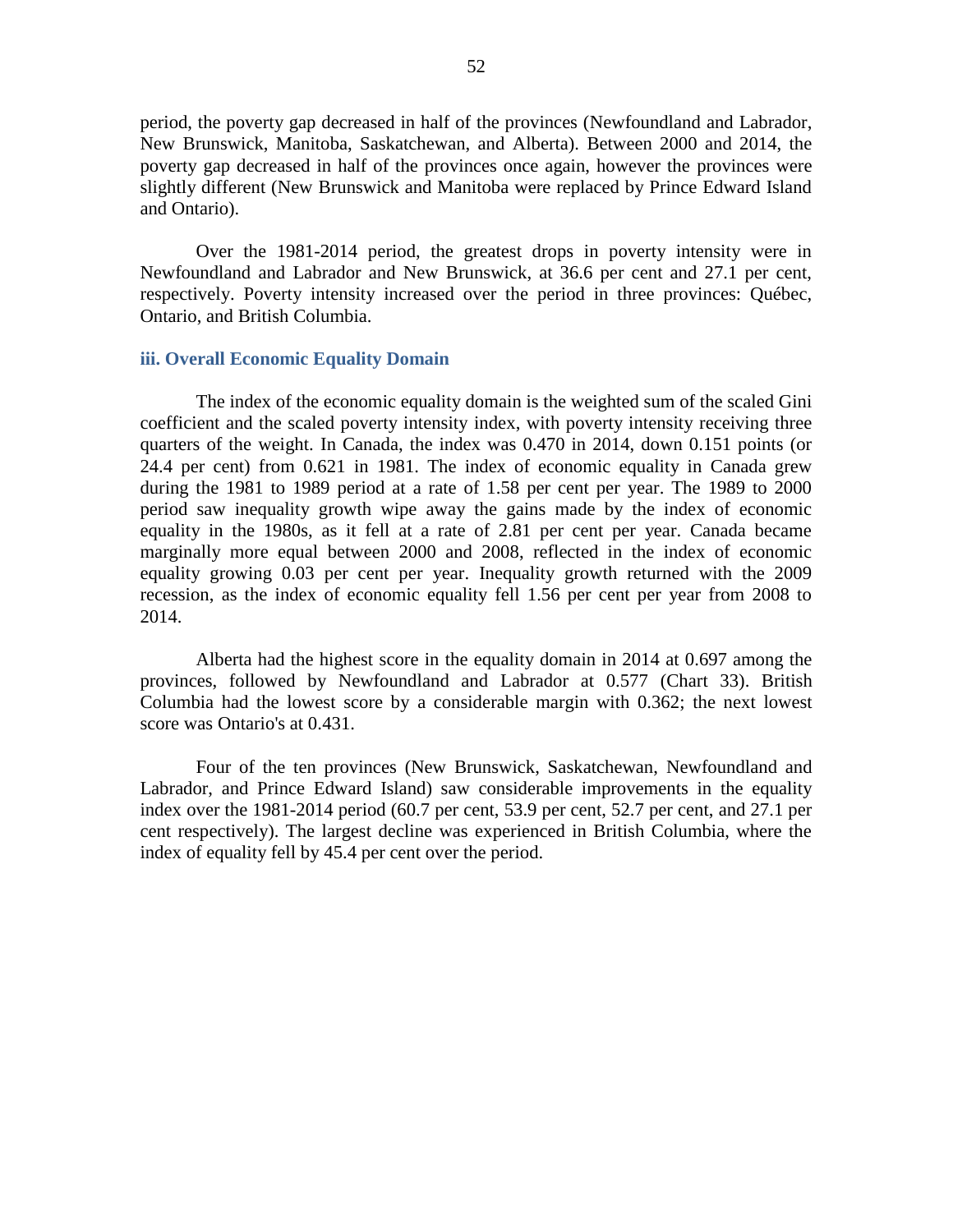period, the poverty gap decreased in half of the provinces (Newfoundland and Labrador, New Brunswick, Manitoba, Saskatchewan, and Alberta). Between 2000 and 2014, the poverty gap decreased in half of the provinces once again, however the provinces were slightly different (New Brunswick and Manitoba were replaced by Prince Edward Island and Ontario).

Over the 1981-2014 period, the greatest drops in poverty intensity were in Newfoundland and Labrador and New Brunswick, at 36.6 per cent and 27.1 per cent, respectively. Poverty intensity increased over the period in three provinces: Québec, Ontario, and British Columbia.

### iii. Overall Economic Equality Domain

The index of the economic equality domain is the weighted sum of the scaled Gini coefficient and the scaled poverty intensity index, with poverty intensity receiving three quarters of the weight. In Canada, the index was 0.470 in 2014, down 0.151 points (or 24.4 per cent) from 0.621 in 1981. The index of economic equality in Canada grew during the 1981 to 1989 period at a rate of 1.58 per cent per year. The 1989 to 2000 period saw inequality growth wipe away the gains made by the index of economic equality in the 1980s, as it fell at a rate of 2.81 per cent per year. Canada became marginally more equal between 2000 and 2008, reflected in the index of economic equality growing 0.03 per cent per year. Inequality growth returned with the 2009 recession, as the index of economic equality fell 1.56 per cent per year from 2008 to 2014.

Alberta had the highest score in the equality domain in 2014 at 0.697 among the provinces, followed by Newfoundland and Labrador at 0.577 (Chart 33). British Columbia had the lowest score by a considerable margin with 0.362; the next lowest score was Ontario's at 0.431.

Four of the ten provinces (New Brunswick, Saskatchewan, Newfoundland and Labrador, and Prince Edward Island) saw considerable improvements in the equality index over the 1981-2014 period (60.7 per cent, 53.9 per cent, 52.7 per cent, and 27.1 per cent respectively). The largest decline was experienced in British Columbia, where the index of equality fell by 45.4 per cent over the period.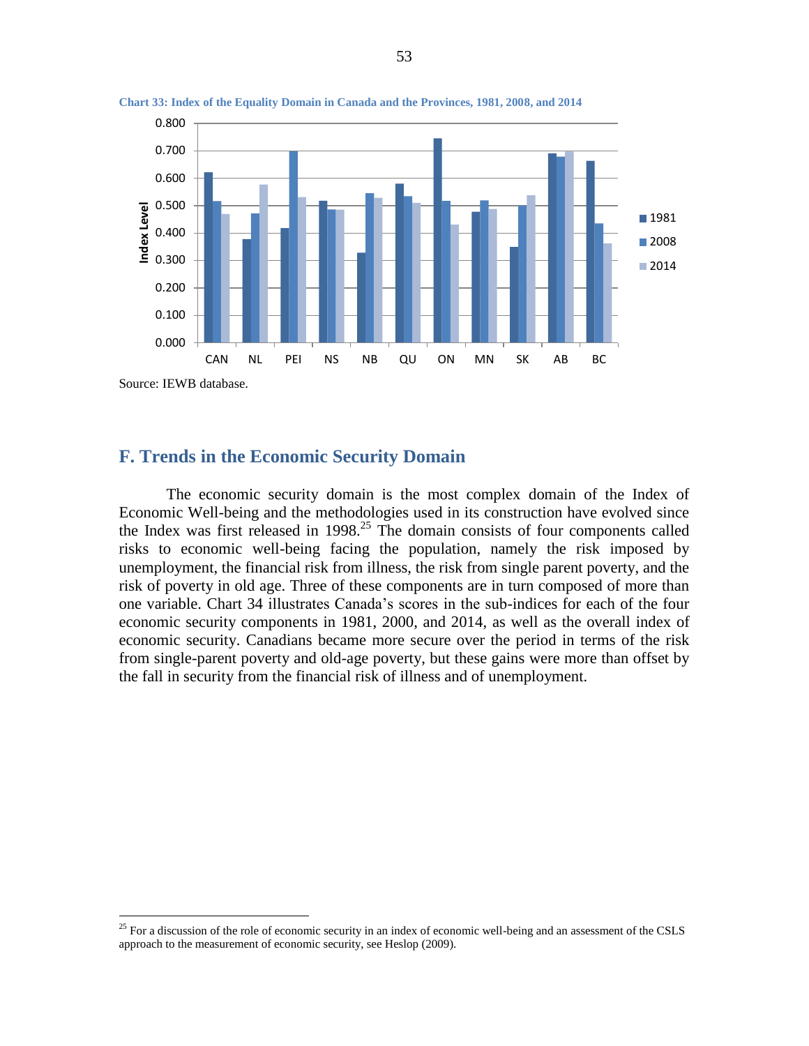**Chart 33: Index of the Equality Domain in Canada and the Provinces, 1981, 2008, and 2014**

Source: IEWB database.

## F. Trends in the Economic Security Domain

The economic security domain is the most complex domain of the Index of Economic Well-being and the methodologies used in its construction have evolved since the Index was first released in 1998.[25] The domain consists of four components called risks to economic well-being facing the population, namely the risk imposed by unemployment, the financial risk from illness, the risk from single parent poverty, and the risk of poverty in old age. Three of these components are in turn composed of more than one variable. Chart 34 illustrates Canada's scores in the sub-indices for each of the four economic security components in 1981, 2000, and 2014, as well as the overall index of economic security. Canadians became more secure over the period in terms of the risk from single-parent poverty and old-age poverty, but these gains were more than offset by the fall in security from the financial risk of illness and of unemployment.

[25] For a discussion of the role of economic security in an index of economic well-being and an assessment of the CSLS approach to the measurement of economic security, see Heslop (2009).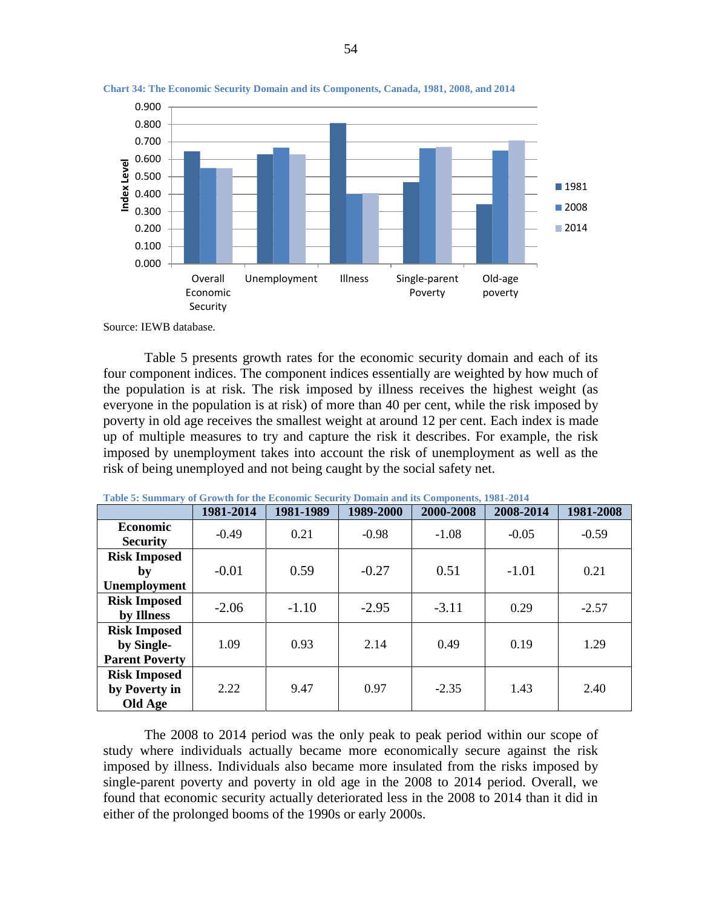**Chart 34: The Economic Security Domain and its Components, Canada, 1981, 2008, and 2014**

Source: IEWB database.

Table 5 presents growth rates for the economic security domain and each of its four component indices. The component indices essentially are weighted by how much of the population is at risk. The risk imposed by illness receives the highest weight (as everyone in the population is at risk) of more than 40 per cent, while the risk imposed by poverty in old age receives the smallest weight at around 12 per cent. Each index is made up of multiple measures to try and capture the risk it describes. For example, the risk imposed by unemployment takes into account the risk of unemployment as well as the risk of being unemployed and not being caught by the social safety net.

**Table 5: Summary of Growth for the Economic Security Domain and its Components, 1981-2014**

| | 1981-2014 | 1981-1989 | 1989-2000 | 2000-2008 | 2008-2014 | 1981-2008 |
|---|---|---|---|---|---|---|
| **Economic Security** | -0.49 | 0.21 | -0.98 | -1.08 | -0.05 | -0.59 |
| **Risk Imposed by Unemployment** | -0.01 | 0.59 | -0.27 | 0.51 | -1.01 | 0.21 |
| **Risk Imposed by Illness** | -2.06 | -1.10 | -2.95 | -3.11 | 0.29 | -2.57 |
| **Risk Imposed by Single-Parent Poverty** | 1.09 | 0.93 | 2.14 | 0.49 | 0.19 | 1.29 |
| **Risk Imposed by Poverty in Old Age** | 2.22 | 9.47 | 0.97 | -2.35 | 1.43 | 2.40 |

The 2008 to 2014 period was the only peak to peak period within our scope of study where individuals actually became more economically secure against the risk imposed by illness. Individuals also became more insulated from the risks imposed by single-parent poverty and poverty in old age in the 2008 to 2014 period. Overall, we found that economic security actually deteriorated less in the 2008 to 2014 than it did in either of the prolonged booms of the 1990s or early 2000s.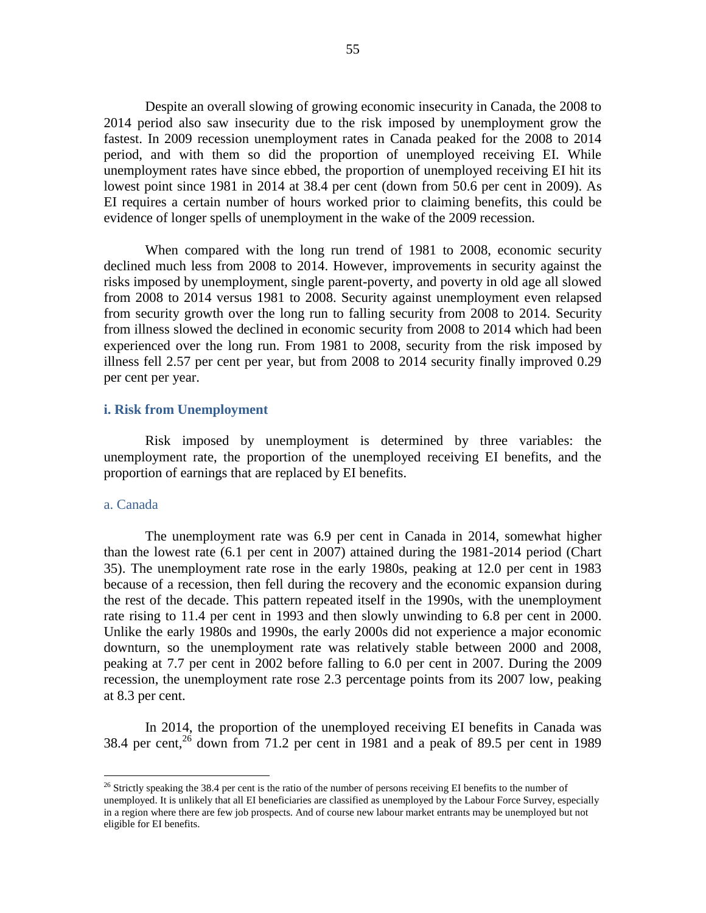Despite an overall slowing of growing economic insecurity in Canada, the 2008 to 2014 period also saw insecurity due to the risk imposed by unemployment grow the fastest. In 2009 recession unemployment rates in Canada peaked for the 2008 to 2014 period, and with them so did the proportion of unemployed receiving EI. While unemployment rates have since ebbed, the proportion of unemployed receiving EI hit its lowest point since 1981 in 2014 at 38.4 per cent (down from 50.6 per cent in 2009). As EI requires a certain number of hours worked prior to claiming benefits, this could be evidence of longer spells of unemployment in the wake of the 2009 recession.

When compared with the long run trend of 1981 to 2008, economic security declined much less from 2008 to 2014. However, improvements in security against the risks imposed by unemployment, single parent-poverty, and poverty in old age all slowed from 2008 to 2014 versus 1981 to 2008. Security against unemployment even relapsed from security growth over the long run to falling security from 2008 to 2014. Security from illness slowed the declined in economic security from 2008 to 2014 which had been experienced over the long run. From 1981 to 2008, security from the risk imposed by illness fell 2.57 per cent per year, but from 2008 to 2014 security finally improved 0.29 per cent per year.

### i. Risk from Unemployment

Risk imposed by unemployment is determined by three variables: the unemployment rate, the proportion of the unemployed receiving EI benefits, and the proportion of earnings that are replaced by EI benefits.

#### a. Canada

The unemployment rate was 6.9 per cent in Canada in 2014, somewhat higher than the lowest rate (6.1 per cent in 2007) attained during the 1981-2014 period (Chart 35). The unemployment rate rose in the early 1980s, peaking at 12.0 per cent in 1983 because of a recession, then fell during the recovery and the economic expansion during the rest of the decade. This pattern repeated itself in the 1990s, with the unemployment rate rising to 11.4 per cent in 1993 and then slowly unwinding to 6.8 per cent in 2000. Unlike the early 1980s and 1990s, the early 2000s did not experience a major economic downturn, so the unemployment rate was relatively stable between 2000 and 2008, peaking at 7.7 per cent in 2002 before falling to 6.0 per cent in 2007. During the 2009 recession, the unemployment rate rose 2.3 percentage points from its 2007 low, peaking at 8.3 per cent.

In 2014, the proportion of the unemployed receiving EI benefits in Canada was 38.4 per cent,[26] down from 71.2 per cent in 1981 and a peak of 89.5 per cent in 1989

[26] Strictly speaking the 38.4 per cent is the ratio of the number of persons receiving EI benefits to the number of unemployed. It is unlikely that all EI beneficiaries are classified as unemployed by the Labour Force Survey, especially in a region where there are few job prospects. And of course new labour market entrants may be unemployed but not eligible for EI benefits.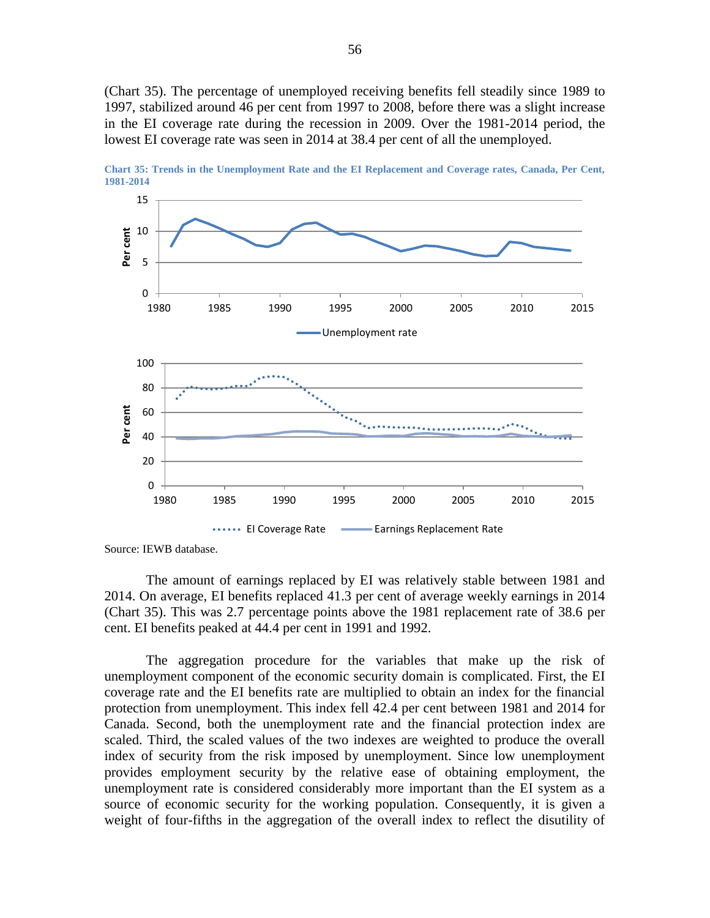(Chart 35). The percentage of unemployed receiving benefits fell steadily since 1989 to 1997, stabilized around 46 per cent from 1997 to 2008, before there was a slight increase in the EI coverage rate during the recession in 2009. Over the 1981-2014 period, the lowest EI coverage rate was seen in 2014 at 38.4 per cent of all the unemployed.

**Chart 35: Trends in the Unemployment Rate and the EI Replacement and Coverage rates, Canada, Per Cent, 1981-2014**

Source: IEWB database.

The amount of earnings replaced by EI was relatively stable between 1981 and 2014. On average, EI benefits replaced 41.3 per cent of average weekly earnings in 2014 (Chart 35). This was 2.7 percentage points above the 1981 replacement rate of 38.6 per cent. EI benefits peaked at 44.4 per cent in 1991 and 1992.

The aggregation procedure for the variables that make up the risk of unemployment component of the economic security domain is complicated. First, the EI coverage rate and the EI benefits rate are multiplied to obtain an index for the financial protection from unemployment. This index fell 42.4 per cent between 1981 and 2014 for Canada. Second, both the unemployment rate and the financial protection index are scaled. Third, the scaled values of the two indexes are weighted to produce the overall index of security from the risk imposed by unemployment. Since low unemployment provides employment security by the relative ease of obtaining employment, the unemployment rate is considered considerably more important than the EI system as a source of economic security for the working population. Consequently, it is given a weight of four-fifths in the aggregation of the overall index to reflect the disutility of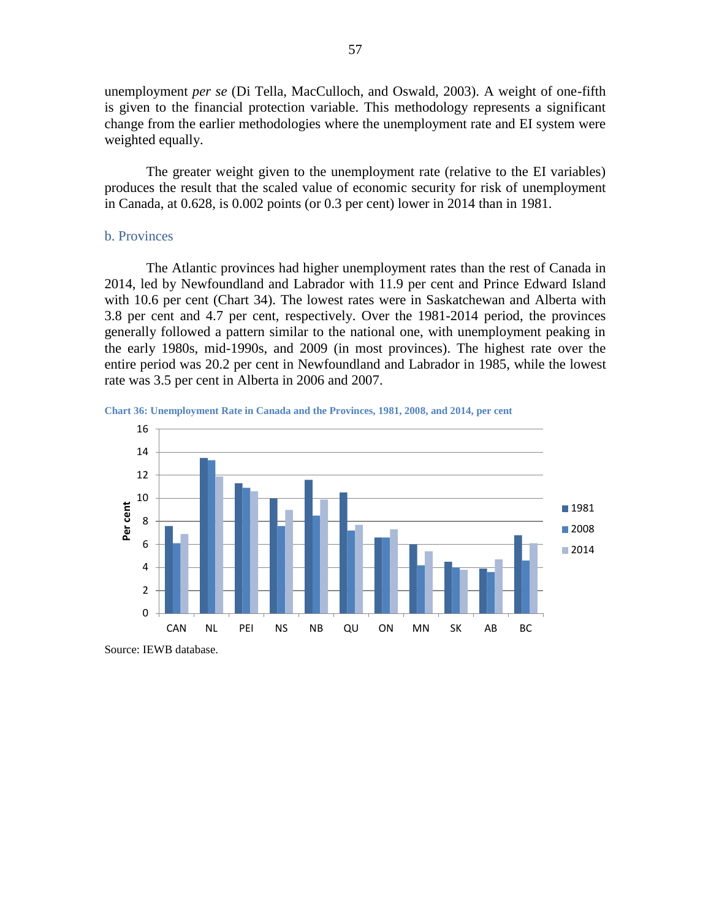unemployment *per se* (Di Tella, MacCulloch, and Oswald, 2003). A weight of one-fifth is given to the financial protection variable. This methodology represents a significant change from the earlier methodologies where the unemployment rate and EI system were weighted equally.

The greater weight given to the unemployment rate (relative to the EI variables) produces the result that the scaled value of economic security for risk of unemployment in Canada, at 0.628, is 0.002 points (or 0.3 per cent) lower in 2014 than in 1981.

### b. Provinces

The Atlantic provinces had higher unemployment rates than the rest of Canada in 2014, led by Newfoundland and Labrador with 11.9 per cent and Prince Edward Island with 10.6 per cent (Chart 34). The lowest rates were in Saskatchewan and Alberta with 3.8 per cent and 4.7 per cent, respectively. Over the 1981-2014 period, the provinces generally followed a pattern similar to the national one, with unemployment peaking in the early 1980s, mid-1990s, and 2009 (in most provinces). The highest rate over the entire period was 20.2 per cent in Newfoundland and Labrador in 1985, while the lowest rate was 3.5 per cent in Alberta in 2006 and 2007.

**Chart 36: Unemployment Rate in Canada and the Provinces, 1981, 2008, and 2014, per cent**

Source: IEWB database.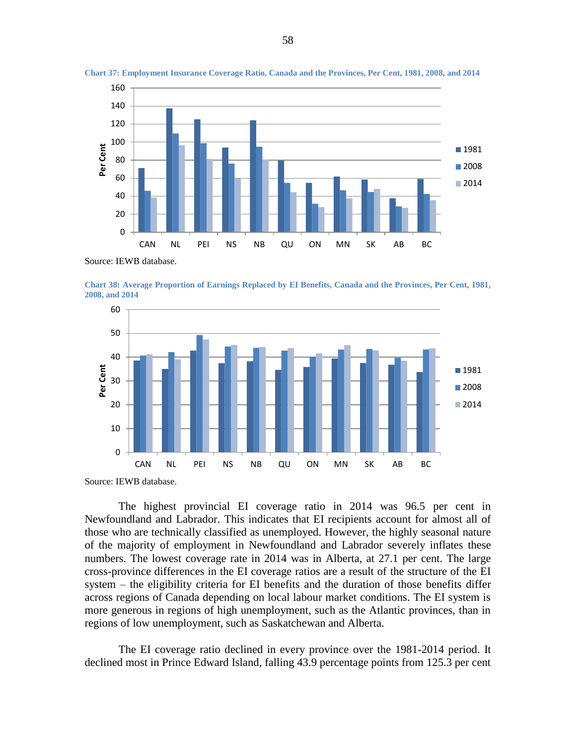**Chart 37: Employment Insurance Coverage Ratio, Canada and the Provinces, Per Cent, 1981, 2008, and 2014**

Source: IEWB database.

**Chart 38: Average Proportion of Earnings Replaced by EI Benefits, Canada and the Provinces, Per Cent, 1981, 2008, and 2014**

Source: IEWB database.

The highest provincial EI coverage ratio in 2014 was 96.5 per cent in Newfoundland and Labrador. This indicates that EI recipients account for almost all of those who are technically classified as unemployed. However, the highly seasonal nature of the majority of employment in Newfoundland and Labrador severely inflates these numbers. The lowest coverage rate in 2014 was in Alberta, at 27.1 per cent. The large cross-province differences in the EI coverage ratios are a result of the structure of the EI system – the eligibility criteria for EI benefits and the duration of those benefits differ across regions of Canada depending on local labour market conditions. The EI system is more generous in regions of high unemployment, such as the Atlantic provinces, than in regions of low unemployment, such as Saskatchewan and Alberta.

The EI coverage ratio declined in every province over the 1981-2014 period. It declined most in Prince Edward Island, falling 43.9 percentage points from 125.3 per cent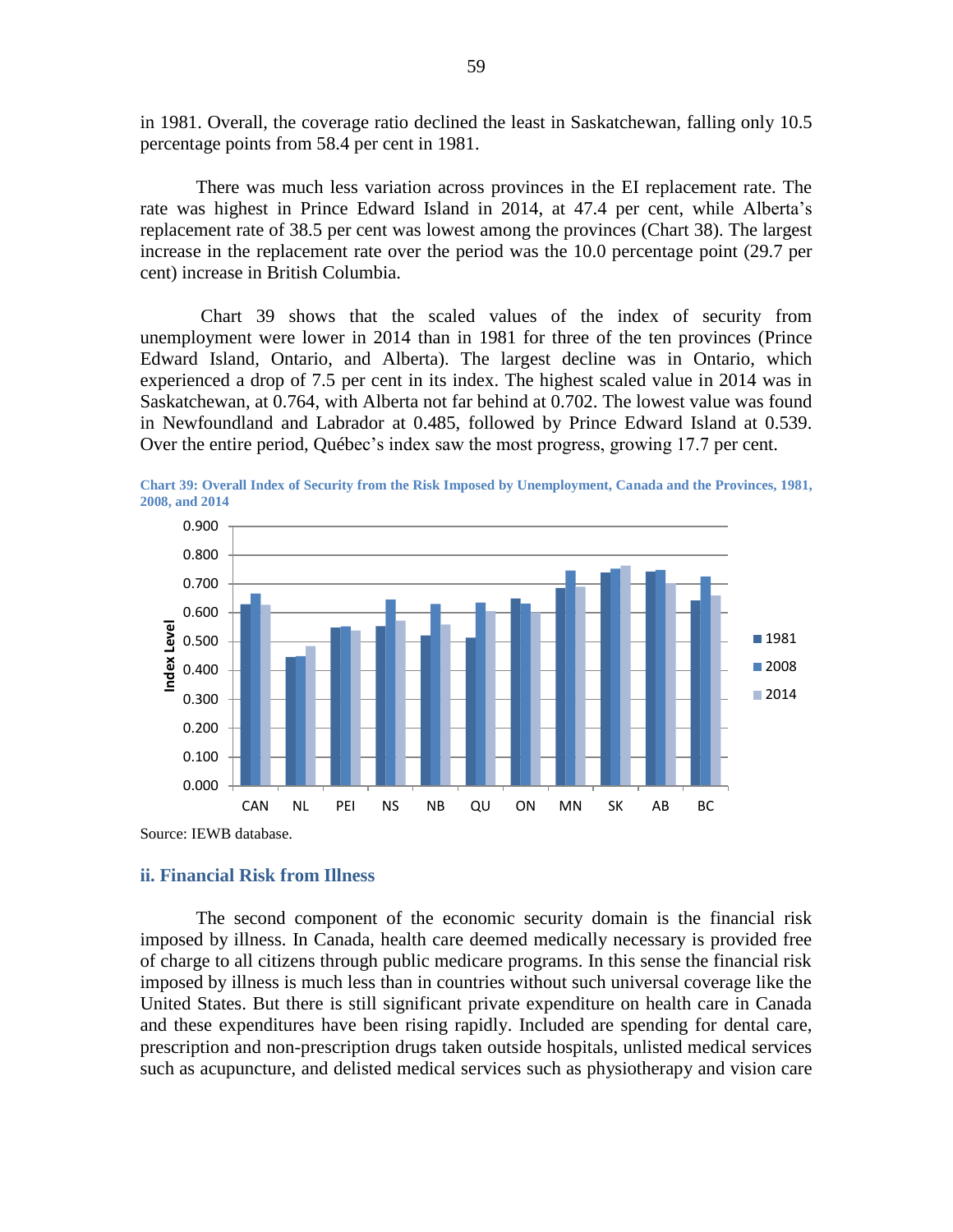in 1981. Overall, the coverage ratio declined the least in Saskatchewan, falling only 10.5 percentage points from 58.4 per cent in 1981.

There was much less variation across provinces in the EI replacement rate. The rate was highest in Prince Edward Island in 2014, at 47.4 per cent, while Alberta's replacement rate of 38.5 per cent was lowest among the provinces (Chart 38). The largest increase in the replacement rate over the period was the 10.0 percentage point (29.7 per cent) increase in British Columbia.

Chart 39 shows that the scaled values of the index of security from unemployment were lower in 2014 than in 1981 for three of the ten provinces (Prince Edward Island, Ontario, and Alberta). The largest decline was in Ontario, which experienced a drop of 7.5 per cent in its index. The highest scaled value in 2014 was in Saskatchewan, at 0.764, with Alberta not far behind at 0.702. The lowest value was found in Newfoundland and Labrador at 0.485, followed by Prince Edward Island at 0.539. Over the entire period, Québec's index saw the most progress, growing 17.7 per cent.

**Chart 39: Overall Index of Security from the Risk Imposed by Unemployment, Canada and the Provinces, 1981, 2008, and 2014**

Source: IEWB database.

### ii. Financial Risk from Illness

The second component of the economic security domain is the financial risk imposed by illness. In Canada, health care deemed medically necessary is provided free of charge to all citizens through public medicare programs. In this sense the financial risk imposed by illness is much less than in countries without such universal coverage like the United States. But there is still significant private expenditure on health care in Canada and these expenditures have been rising rapidly. Included are spending for dental care, prescription and non-prescription drugs taken outside hospitals, unlisted medical services such as acupuncture, and delisted medical services such as physiotherapy and vision care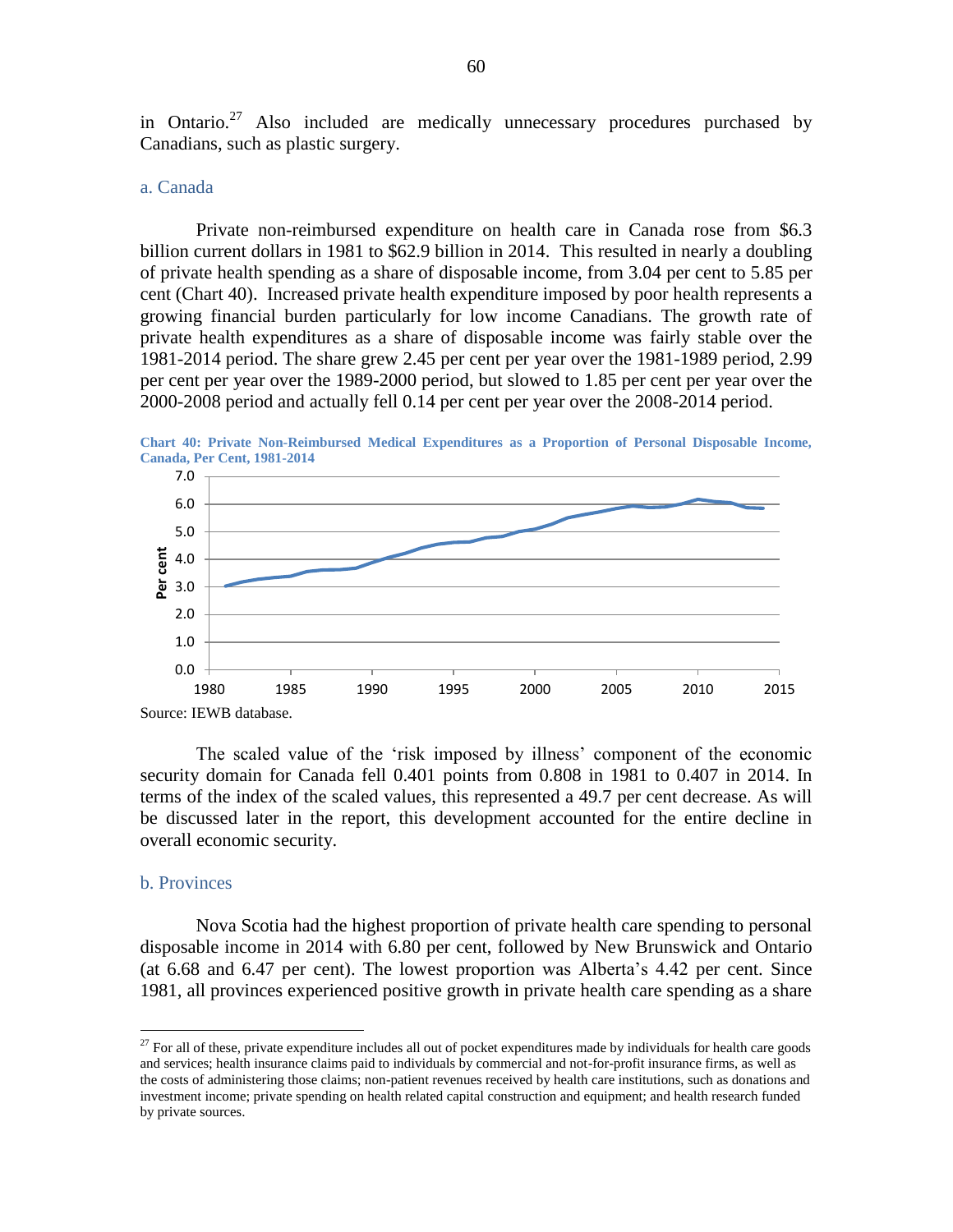in Ontario.[27] Also included are medically unnecessary procedures purchased by Canadians, such as plastic surgery.

### a. Canada

Private non-reimbursed expenditure on health care in Canada rose from $6.3 billion current dollars in 1981 to $62.9 billion in 2014. This resulted in nearly a doubling of private health spending as a share of disposable income, from 3.04 per cent to 5.85 per cent (Chart 40). Increased private health expenditure imposed by poor health represents a growing financial burden particularly for low income Canadians. The growth rate of private health expenditures as a share of disposable income was fairly stable over the 1981-2014 period. The share grew 2.45 per cent per year over the 1981-1989 period, 2.99 per cent per year over the 1989-2000 period, but slowed to 1.85 per cent per year over the 2000-2008 period and actually fell 0.14 per cent per year over the 2008-2014 period.

**Chart 40: Private Non-Reimbursed Medical Expenditures as a Proportion of Personal Disposable Income, Canada, Per Cent, 1981-2014**

Source: IEWB database.

The scaled value of the 'risk imposed by illness' component of the economic security domain for Canada fell 0.401 points from 0.808 in 1981 to 0.407 in 2014. In terms of the index of the scaled values, this represented a 49.7 per cent decrease. As will be discussed later in the report, this development accounted for the entire decline in overall economic security.

### b. Provinces

Nova Scotia had the highest proportion of private health care spending to personal disposable income in 2014 with 6.80 per cent, followed by New Brunswick and Ontario (at 6.68 and 6.47 per cent). The lowest proportion was Alberta's 4.42 per cent. Since 1981, all provinces experienced positive growth in private health care spending as a share

[27] For all of these, private expenditure includes all out of pocket expenditures made by individuals for health care goods and services; health insurance claims paid to individuals by commercial and not-for-profit insurance firms, as well as the costs of administering those claims; non-patient revenues received by health care institutions, such as donations and investment income; private spending on health related capital construction and equipment; and health research funded by private sources.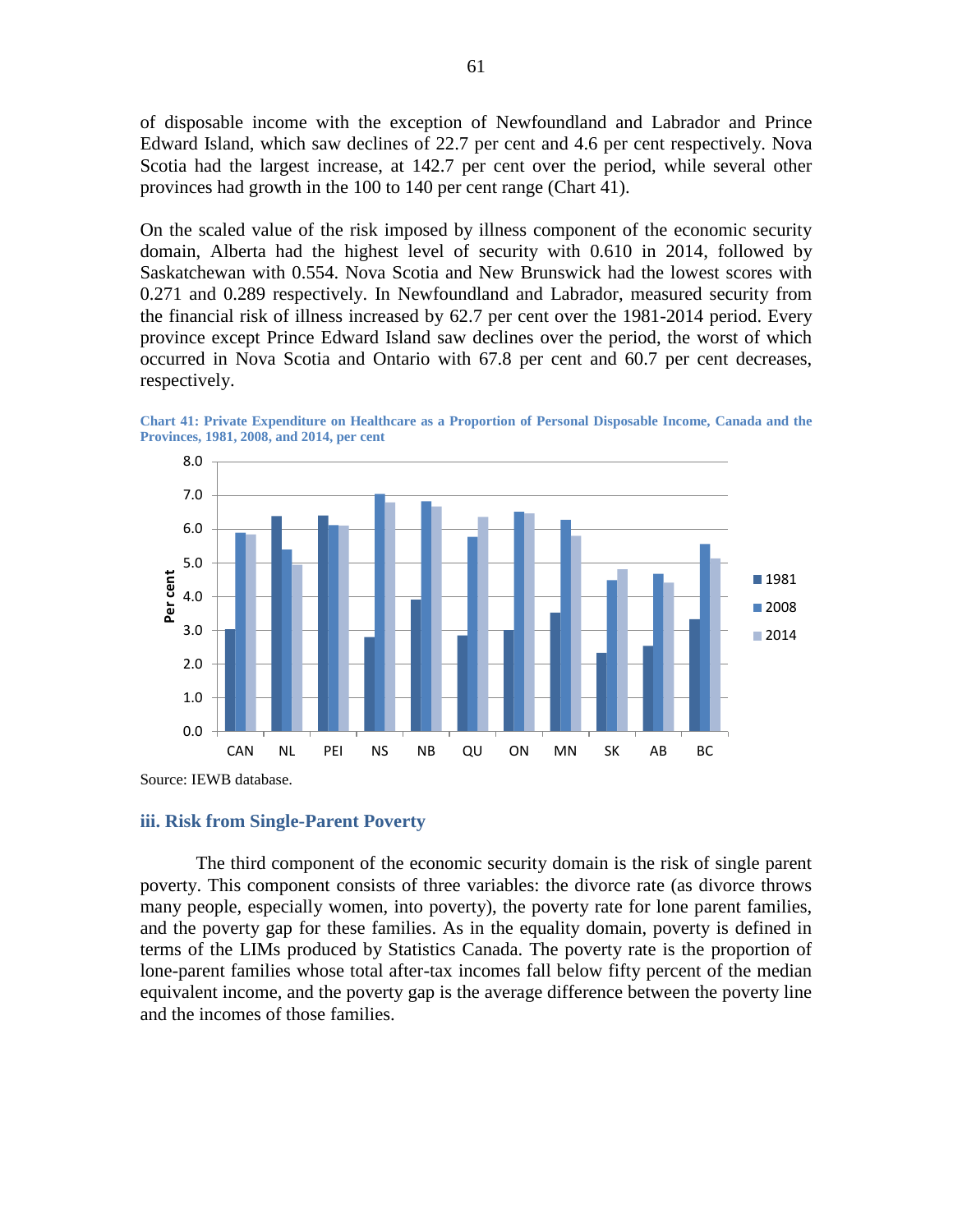of disposable income with the exception of Newfoundland and Labrador and Prince Edward Island, which saw declines of 22.7 per cent and 4.6 per cent respectively. Nova Scotia had the largest increase, at 142.7 per cent over the period, while several other provinces had growth in the 100 to 140 per cent range (Chart 41).

On the scaled value of the risk imposed by illness component of the economic security domain, Alberta had the highest level of security with 0.610 in 2014, followed by Saskatchewan with 0.554. Nova Scotia and New Brunswick had the lowest scores with 0.271 and 0.289 respectively. In Newfoundland and Labrador, measured security from the financial risk of illness increased by 62.7 per cent over the 1981-2014 period. Every province except Prince Edward Island saw declines over the period, the worst of which occurred in Nova Scotia and Ontario with 67.8 per cent and 60.7 per cent decreases, respectively.

**Chart 41: Private Expenditure on Healthcare as a Proportion of Personal Disposable Income, Canada and the Provinces, 1981, 2008, and 2014, per cent**

Source: IEWB database.

### iii. Risk from Single-Parent Poverty

The third component of the economic security domain is the risk of single parent poverty. This component consists of three variables: the divorce rate (as divorce throws many people, especially women, into poverty), the poverty rate for lone parent families, and the poverty gap for these families. As in the equality domain, poverty is defined in terms of the LIMs produced by Statistics Canada. The poverty rate is the proportion of lone-parent families whose total after-tax incomes fall below fifty percent of the median equivalent income, and the poverty gap is the average difference between the poverty line and the incomes of those families.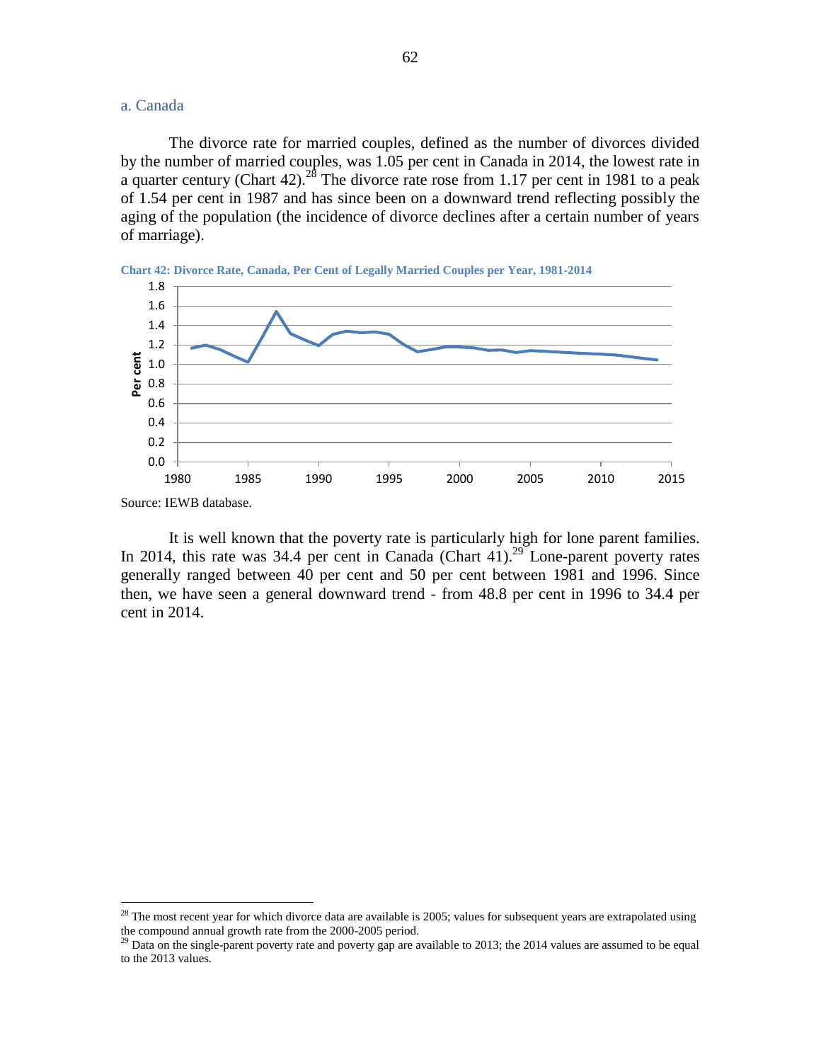### a. Canada

The divorce rate for married couples, defined as the number of divorces divided by the number of married couples, was 1.05 per cent in Canada in 2014, the lowest rate in a quarter century (Chart 42).[28] The divorce rate rose from 1.17 per cent in 1981 to a peak of 1.54 per cent in 1987 and has since been on a downward trend reflecting possibly the aging of the population (the incidence of divorce declines after a certain number of years of marriage).

**Chart 42: Divorce Rate, Canada, Per Cent of Legally Married Couples per Year, 1981-2014**

Source: IEWB database.

It is well known that the poverty rate is particularly high for lone parent families. In 2014, this rate was 34.4 per cent in Canada (Chart 41).[29] Lone-parent poverty rates generally ranged between 40 per cent and 50 per cent between 1981 and 1996. Since then, we have seen a general downward trend - from 48.8 per cent in 1996 to 34.4 per cent in 2014.

---

[28] The most recent year for which divorce data are available is 2005; values for subsequent years are extrapolated using the compound annual growth rate from the 2000-2005 period.

[29] Data on the single-parent poverty rate and poverty gap are available to 2013; the 2014 values are assumed to be equal to the 2013 values.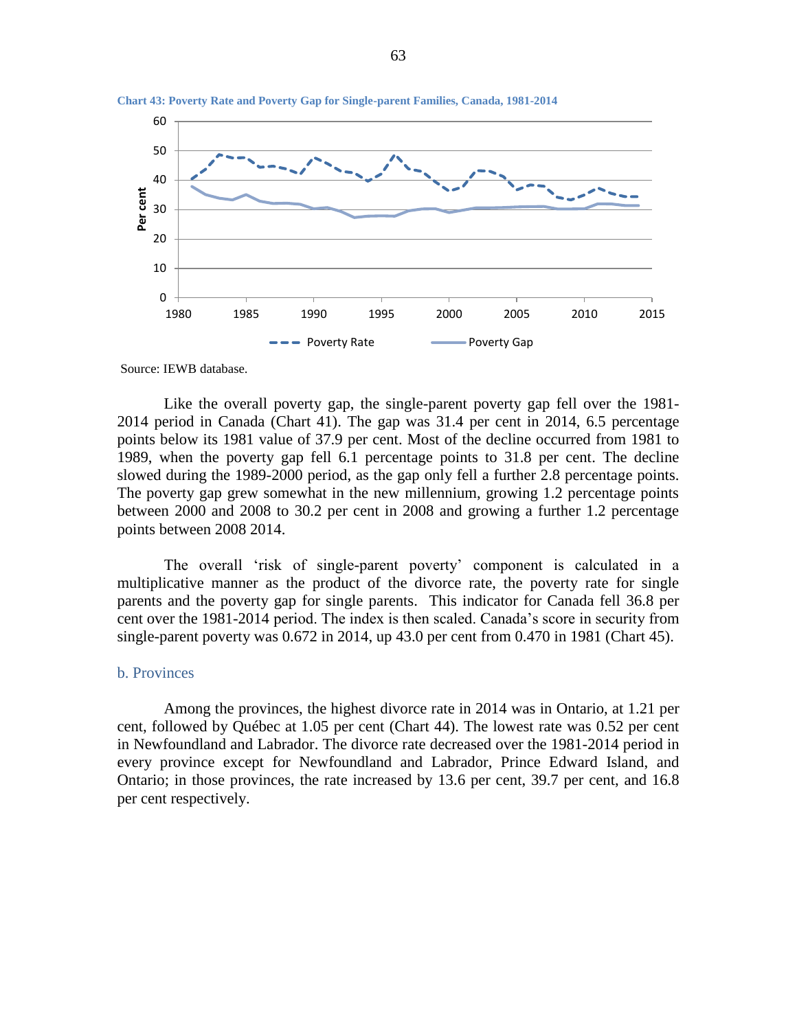**Chart 43: Poverty Rate and Poverty Gap for Single-parent Families, Canada, 1981-2014**

Source: IEWB database.

Like the overall poverty gap, the single-parent poverty gap fell over the 1981-2014 period in Canada (Chart 41). The gap was 31.4 per cent in 2014, 6.5 percentage points below its 1981 value of 37.9 per cent. Most of the decline occurred from 1981 to 1989, when the poverty gap fell 6.1 percentage points to 31.8 per cent. The decline slowed during the 1989-2000 period, as the gap only fell a further 2.8 percentage points. The poverty gap grew somewhat in the new millennium, growing 1.2 percentage points between 2000 and 2008 to 30.2 per cent in 2008 and growing a further 1.2 percentage points between 2008 2014.

The overall 'risk of single-parent poverty' component is calculated in a multiplicative manner as the product of the divorce rate, the poverty rate for single parents and the poverty gap for single parents. This indicator for Canada fell 36.8 per cent over the 1981-2014 period. The index is then scaled. Canada's score in security from single-parent poverty was 0.672 in 2014, up 43.0 per cent from 0.470 in 1981 (Chart 45).

## b. Provinces

Among the provinces, the highest divorce rate in 2014 was in Ontario, at 1.21 per cent, followed by Québec at 1.05 per cent (Chart 44). The lowest rate was 0.52 per cent in Newfoundland and Labrador. The divorce rate decreased over the 1981-2014 period in every province except for Newfoundland and Labrador, Prince Edward Island, and Ontario; in those provinces, the rate increased by 13.6 per cent, 39.7 per cent, and 16.8 per cent respectively.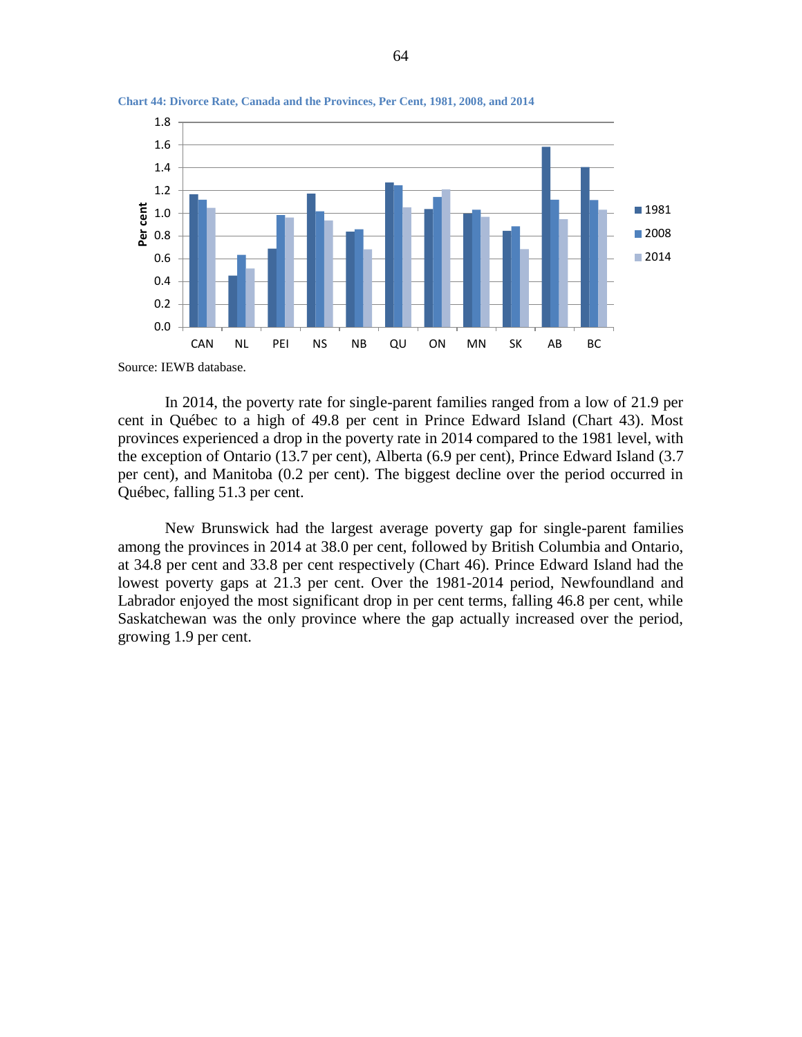**Chart 44: Divorce Rate, Canada and the Provinces, Per Cent, 1981, 2008, and 2014**

Source: IEWB database.

In 2014, the poverty rate for single-parent families ranged from a low of 21.9 per cent in Québec to a high of 49.8 per cent in Prince Edward Island (Chart 43). Most provinces experienced a drop in the poverty rate in 2014 compared to the 1981 level, with the exception of Ontario (13.7 per cent), Alberta (6.9 per cent), Prince Edward Island (3.7 per cent), and Manitoba (0.2 per cent). The biggest decline over the period occurred in Québec, falling 51.3 per cent.

New Brunswick had the largest average poverty gap for single-parent families among the provinces in 2014 at 38.0 per cent, followed by British Columbia and Ontario, at 34.8 per cent and 33.8 per cent respectively (Chart 46). Prince Edward Island had the lowest poverty gaps at 21.3 per cent. Over the 1981-2014 period, Newfoundland and Labrador enjoyed the most significant drop in per cent terms, falling 46.8 per cent, while Saskatchewan was the only province where the gap actually increased over the period, growing 1.9 per cent.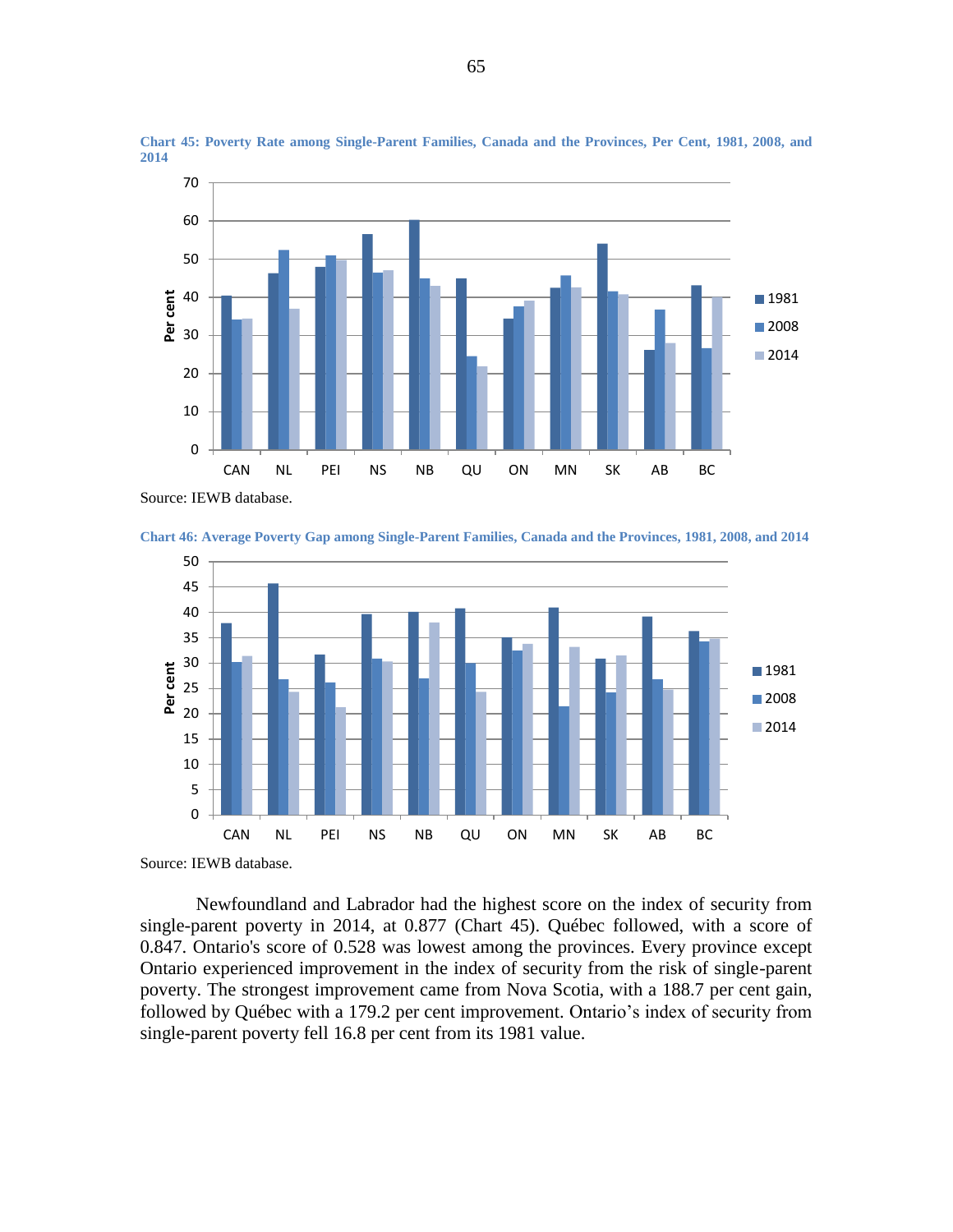**Chart 45: Poverty Rate among Single-Parent Families, Canada and the Provinces, Per Cent, 1981, 2008, and 2014**

Source: IEWB database.

**Chart 46: Average Poverty Gap among Single-Parent Families, Canada and the Provinces, 1981, 2008, and 2014**

Source: IEWB database.

Newfoundland and Labrador had the highest score on the index of security from single-parent poverty in 2014, at 0.877 (Chart 45). Québec followed, with a score of 0.847. Ontario's score of 0.528 was lowest among the provinces. Every province except Ontario experienced improvement in the index of security from the risk of single-parent poverty. The strongest improvement came from Nova Scotia, with a 188.7 per cent gain, followed by Québec with a 179.2 per cent improvement. Ontario's index of security from single-parent poverty fell 16.8 per cent from its 1981 value.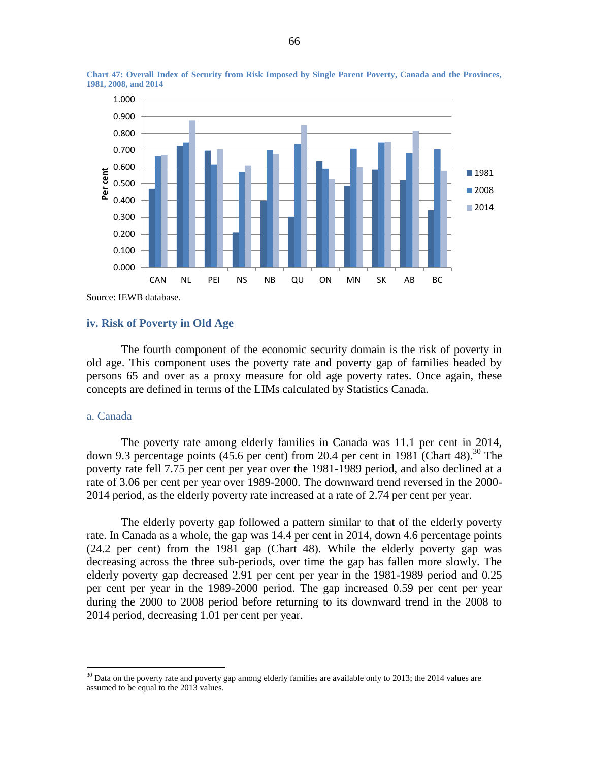**Chart 47: Overall Index of Security from Risk Imposed by Single Parent Poverty, Canada and the Provinces, 1981, 2008, and 2014**

Source: IEWB database.

### iv. Risk of Poverty in Old Age

The fourth component of the economic security domain is the risk of poverty in old age. This component uses the poverty rate and poverty gap of families headed by persons 65 and over as a proxy measure for old age poverty rates. Once again, these concepts are defined in terms of the LIMs calculated by Statistics Canada.

#### a. Canada

The poverty rate among elderly families in Canada was 11.1 per cent in 2014, down 9.3 percentage points (45.6 per cent) from 20.4 per cent in 1981 (Chart 48).[30] The poverty rate fell 7.75 per cent per year over the 1981-1989 period, and also declined at a rate of 3.06 per cent per year over 1989-2000. The downward trend reversed in the 2000-2014 period, as the elderly poverty rate increased at a rate of 2.74 per cent per year.

The elderly poverty gap followed a pattern similar to that of the elderly poverty rate. In Canada as a whole, the gap was 14.4 per cent in 2014, down 4.6 percentage points (24.2 per cent) from the 1981 gap (Chart 48). While the elderly poverty gap was decreasing across the three sub-periods, over time the gap has fallen more slowly. The elderly poverty gap decreased 2.91 per cent per year in the 1981-1989 period and 0.25 per cent per year in the 1989-2000 period. The gap increased 0.59 per cent per year during the 2000 to 2008 period before returning to its downward trend in the 2008 to 2014 period, decreasing 1.01 per cent per year.

[30] Data on the poverty rate and poverty gap among elderly families are available only to 2013; the 2014 values are assumed to be equal to the 2013 values.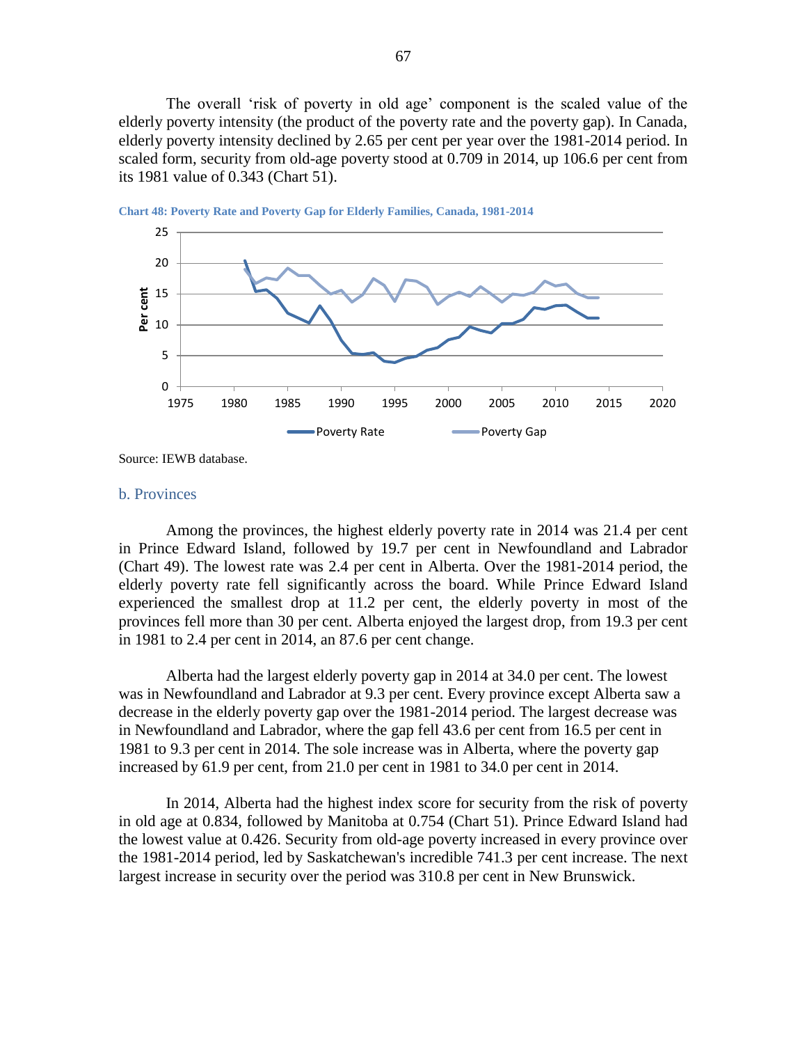The overall 'risk of poverty in old age' component is the scaled value of the elderly poverty intensity (the product of the poverty rate and the poverty gap). In Canada, elderly poverty intensity declined by 2.65 per cent per year over the 1981-2014 period. In scaled form, security from old-age poverty stood at 0.709 in 2014, up 106.6 per cent from its 1981 value of 0.343 (Chart 51).

**Chart 48: Poverty Rate and Poverty Gap for Elderly Families, Canada, 1981-2014**

Source: IEWB database.

### b. Provinces

Among the provinces, the highest elderly poverty rate in 2014 was 21.4 per cent in Prince Edward Island, followed by 19.7 per cent in Newfoundland and Labrador (Chart 49). The lowest rate was 2.4 per cent in Alberta. Over the 1981-2014 period, the elderly poverty rate fell significantly across the board. While Prince Edward Island experienced the smallest drop at 11.2 per cent, the elderly poverty in most of the provinces fell more than 30 per cent. Alberta enjoyed the largest drop, from 19.3 per cent in 1981 to 2.4 per cent in 2014, an 87.6 per cent change.

Alberta had the largest elderly poverty gap in 2014 at 34.0 per cent. The lowest was in Newfoundland and Labrador at 9.3 per cent. Every province except Alberta saw a decrease in the elderly poverty gap over the 1981-2014 period. The largest decrease was in Newfoundland and Labrador, where the gap fell 43.6 per cent from 16.5 per cent in 1981 to 9.3 per cent in 2014. The sole increase was in Alberta, where the poverty gap increased by 61.9 per cent, from 21.0 per cent in 1981 to 34.0 per cent in 2014.

In 2014, Alberta had the highest index score for security from the risk of poverty in old age at 0.834, followed by Manitoba at 0.754 (Chart 51). Prince Edward Island had the lowest value at 0.426. Security from old-age poverty increased in every province over the 1981-2014 period, led by Saskatchewan's incredible 741.3 per cent increase. The next largest increase in security over the period was 310.8 per cent in New Brunswick.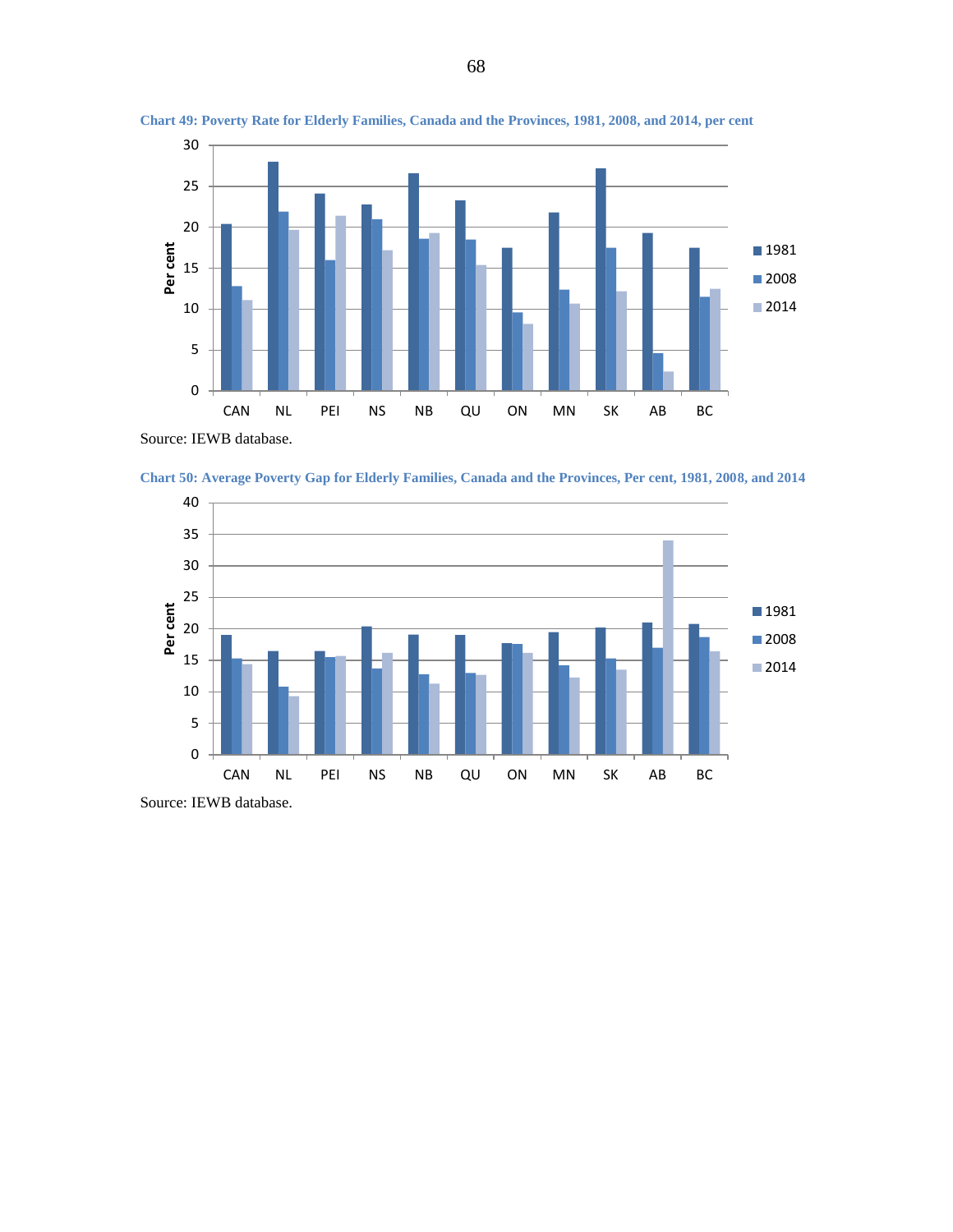Chart 49: Poverty Rate for Elderly Families, Canada and the Provinces, 1981, 2008, and 2014, per cent

Source: IEWB database.

Chart 50: Average Poverty Gap for Elderly Families, Canada and the Provinces, Per cent, 1981, 2008, and 2014

Source: IEWB database.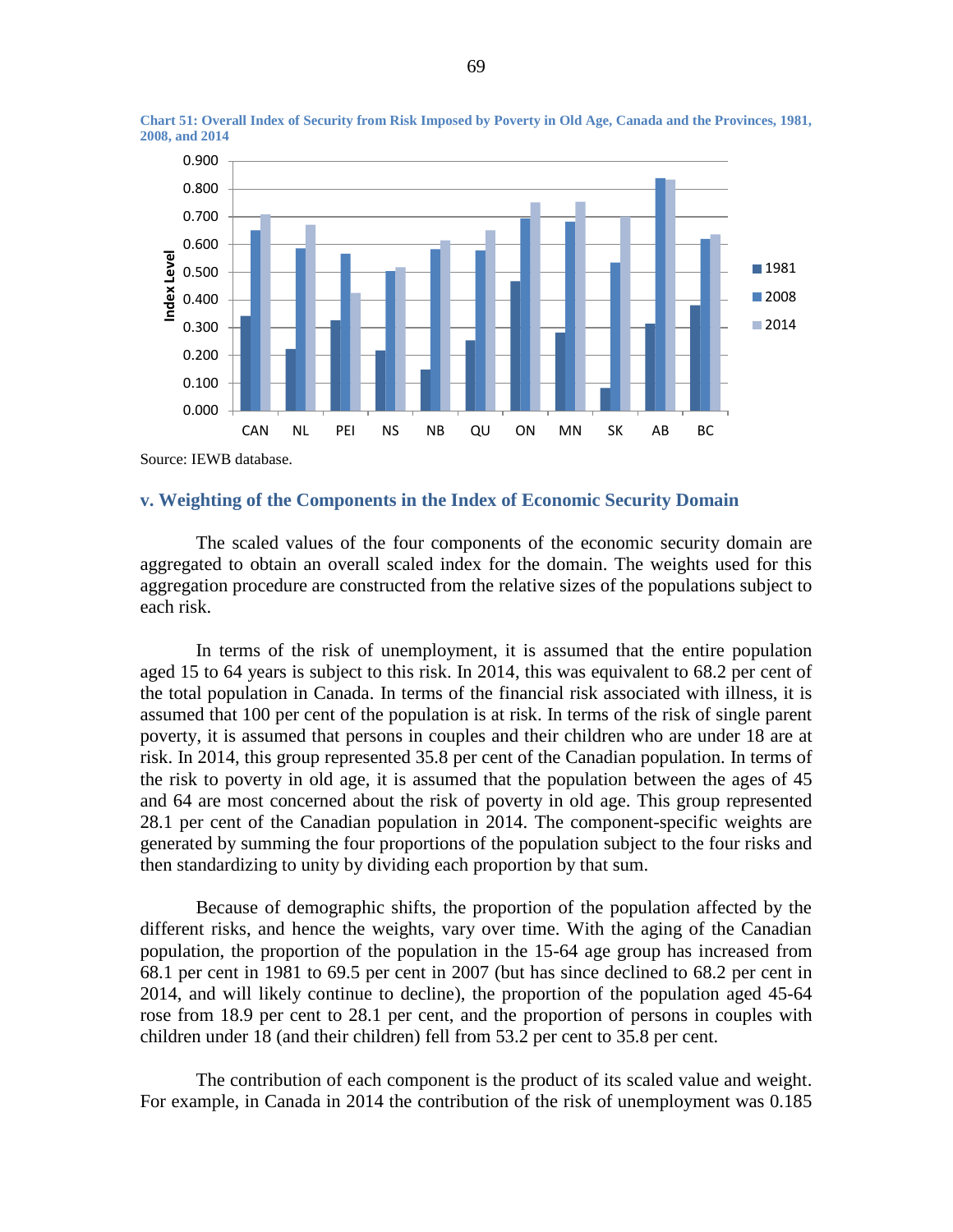**Chart 51: Overall Index of Security from Risk Imposed by Poverty in Old Age, Canada and the Provinces, 1981, 2008, and 2014**

Source: IEWB database.

### v. Weighting of the Components in the Index of Economic Security Domain

The scaled values of the four components of the economic security domain are aggregated to obtain an overall scaled index for the domain. The weights used for this aggregation procedure are constructed from the relative sizes of the populations subject to each risk.

In terms of the risk of unemployment, it is assumed that the entire population aged 15 to 64 years is subject to this risk. In 2014, this was equivalent to 68.2 per cent of the total population in Canada. In terms of the financial risk associated with illness, it is assumed that 100 per cent of the population is at risk. In terms of the risk of single parent poverty, it is assumed that persons in couples and their children who are under 18 are at risk. In 2014, this group represented 35.8 per cent of the Canadian population. In terms of the risk to poverty in old age, it is assumed that the population between the ages of 45 and 64 are most concerned about the risk of poverty in old age. This group represented 28.1 per cent of the Canadian population in 2014. The component-specific weights are generated by summing the four proportions of the population subject to the four risks and then standardizing to unity by dividing each proportion by that sum.

Because of demographic shifts, the proportion of the population affected by the different risks, and hence the weights, vary over time. With the aging of the Canadian population, the proportion of the population in the 15-64 age group has increased from 68.1 per cent in 1981 to 69.5 per cent in 2007 (but has since declined to 68.2 per cent in 2014, and will likely continue to decline), the proportion of the population aged 45-64 rose from 18.9 per cent to 28.1 per cent, and the proportion of persons in couples with children under 18 (and their children) fell from 53.2 per cent to 35.8 per cent.

The contribution of each component is the product of its scaled value and weight. For example, in Canada in 2014 the contribution of the risk of unemployment was 0.185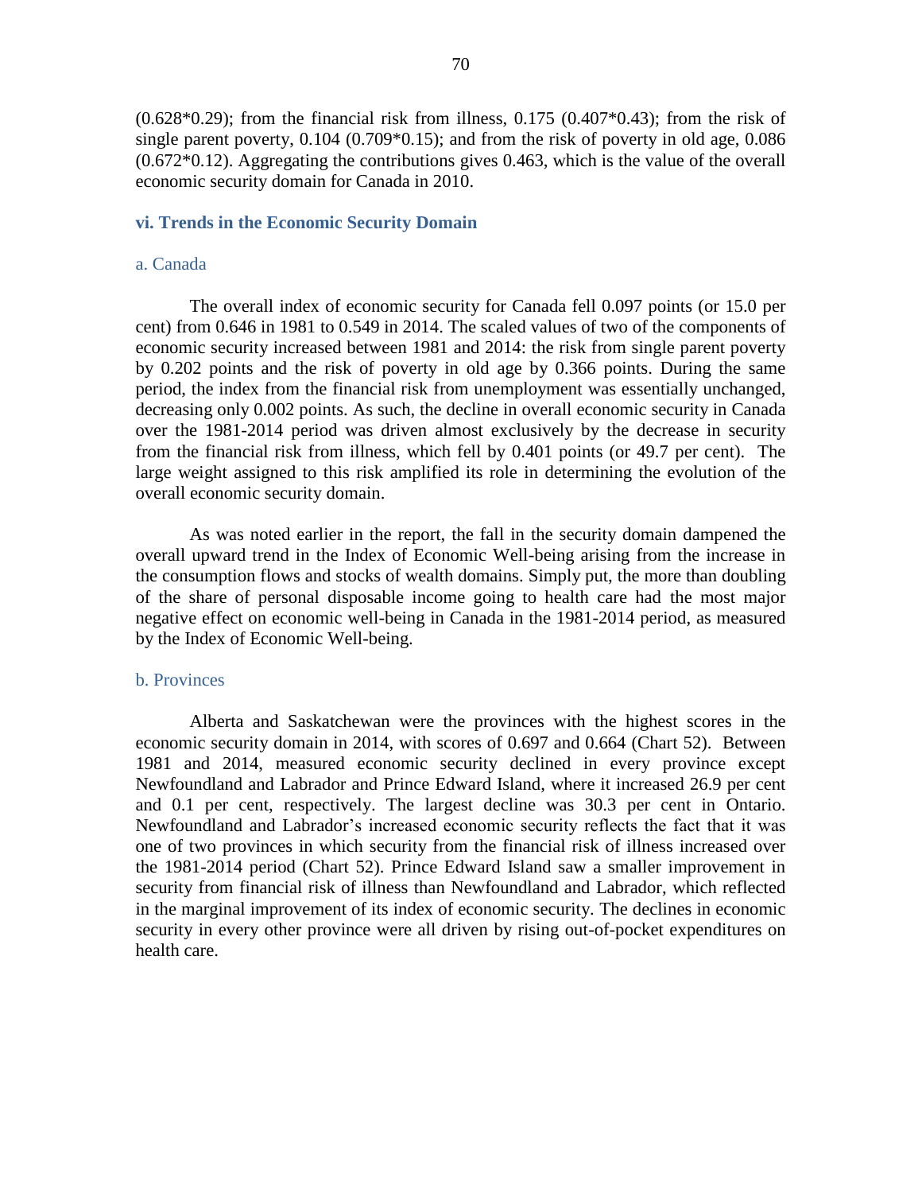(0.628*0.29); from the financial risk from illness, 0.175 (0.407*0.43); from the risk of single parent poverty, 0.104 (0.709*0.15); and from the risk of poverty in old age, 0.086 (0.672*0.12). Aggregating the contributions gives 0.463, which is the value of the overall economic security domain for Canada in 2010.

### vi. Trends in the Economic Security Domain

#### a. Canada

The overall index of economic security for Canada fell 0.097 points (or 15.0 per cent) from 0.646 in 1981 to 0.549 in 2014. The scaled values of two of the components of economic security increased between 1981 and 2014: the risk from single parent poverty by 0.202 points and the risk of poverty in old age by 0.366 points. During the same period, the index from the financial risk from unemployment was essentially unchanged, decreasing only 0.002 points. As such, the decline in overall economic security in Canada over the 1981-2014 period was driven almost exclusively by the decrease in security from the financial risk from illness, which fell by 0.401 points (or 49.7 per cent). The large weight assigned to this risk amplified its role in determining the evolution of the overall economic security domain.

As was noted earlier in the report, the fall in the security domain dampened the overall upward trend in the Index of Economic Well-being arising from the increase in the consumption flows and stocks of wealth domains. Simply put, the more than doubling of the share of personal disposable income going to health care had the most major negative effect on economic well-being in Canada in the 1981-2014 period, as measured by the Index of Economic Well-being.

#### b. Provinces

Alberta and Saskatchewan were the provinces with the highest scores in the economic security domain in 2014, with scores of 0.697 and 0.664 (Chart 52). Between 1981 and 2014, measured economic security declined in every province except Newfoundland and Labrador and Prince Edward Island, where it increased 26.9 per cent and 0.1 per cent, respectively. The largest decline was 30.3 per cent in Ontario. Newfoundland and Labrador's increased economic security reflects the fact that it was one of two provinces in which security from the financial risk of illness increased over the 1981-2014 period (Chart 52). Prince Edward Island saw a smaller improvement in security from financial risk of illness than Newfoundland and Labrador, which reflected in the marginal improvement of its index of economic security. The declines in economic security in every other province were all driven by rising out-of-pocket expenditures on health care.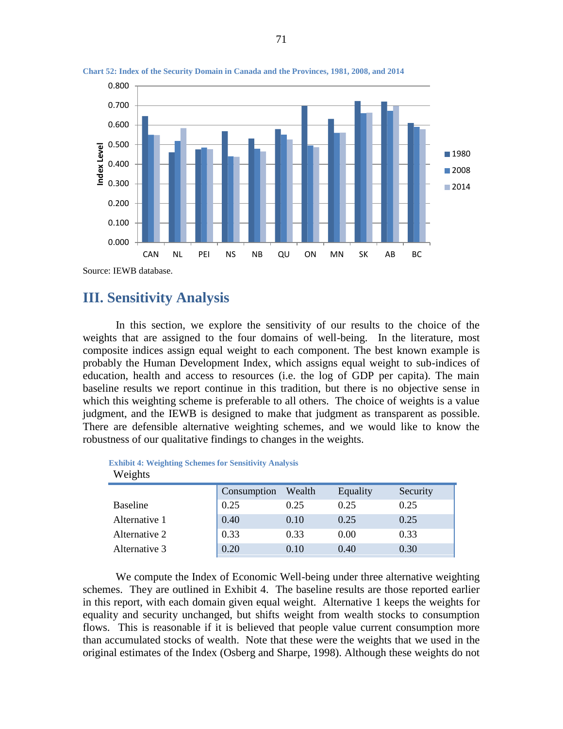**Chart 52: Index of the Security Domain in Canada and the Provinces, 1981, 2008, and 2014**

Source: IEWB database.

## III. Sensitivity Analysis

In this section, we explore the sensitivity of our results to the choice of the weights that are assigned to the four domains of well-being. In the literature, most composite indices assign equal weight to each component. The best known example is probably the Human Development Index, which assigns equal weight to sub-indices of education, health and access to resources (i.e. the log of GDP per capita). The main baseline results we report continue in this tradition, but there is no objective sense in which this weighting scheme is preferable to all others. The choice of weights is a value judgment, and the IEWB is designed to make that judgment as transparent as possible. There are defensible alternative weighting schemes, and we would like to know the robustness of our qualitative findings to changes in the weights.

**Exhibit 4: Weighting Schemes for Sensitivity Analysis**

Weights

| | Consumption | Wealth | Equality | Security |
|---|---|---|---|---|
| Baseline | 0.25 | 0.25 | 0.25 | 0.25 |
| Alternative 1 | 0.40 | 0.10 | 0.25 | 0.25 |
| Alternative 2 | 0.33 | 0.33 | 0.00 | 0.33 |
| Alternative 3 | 0.20 | 0.10 | 0.40 | 0.30 |

We compute the Index of Economic Well-being under three alternative weighting schemes. They are outlined in Exhibit 4. The baseline results are those reported earlier in this report, with each domain given equal weight. Alternative 1 keeps the weights for equality and security unchanged, but shifts weight from wealth stocks to consumption flows. This is reasonable if it is believed that people value current consumption more than accumulated stocks of wealth. Note that these were the weights that we used in the original estimates of the Index (Osberg and Sharpe, 1998). Although these weights do not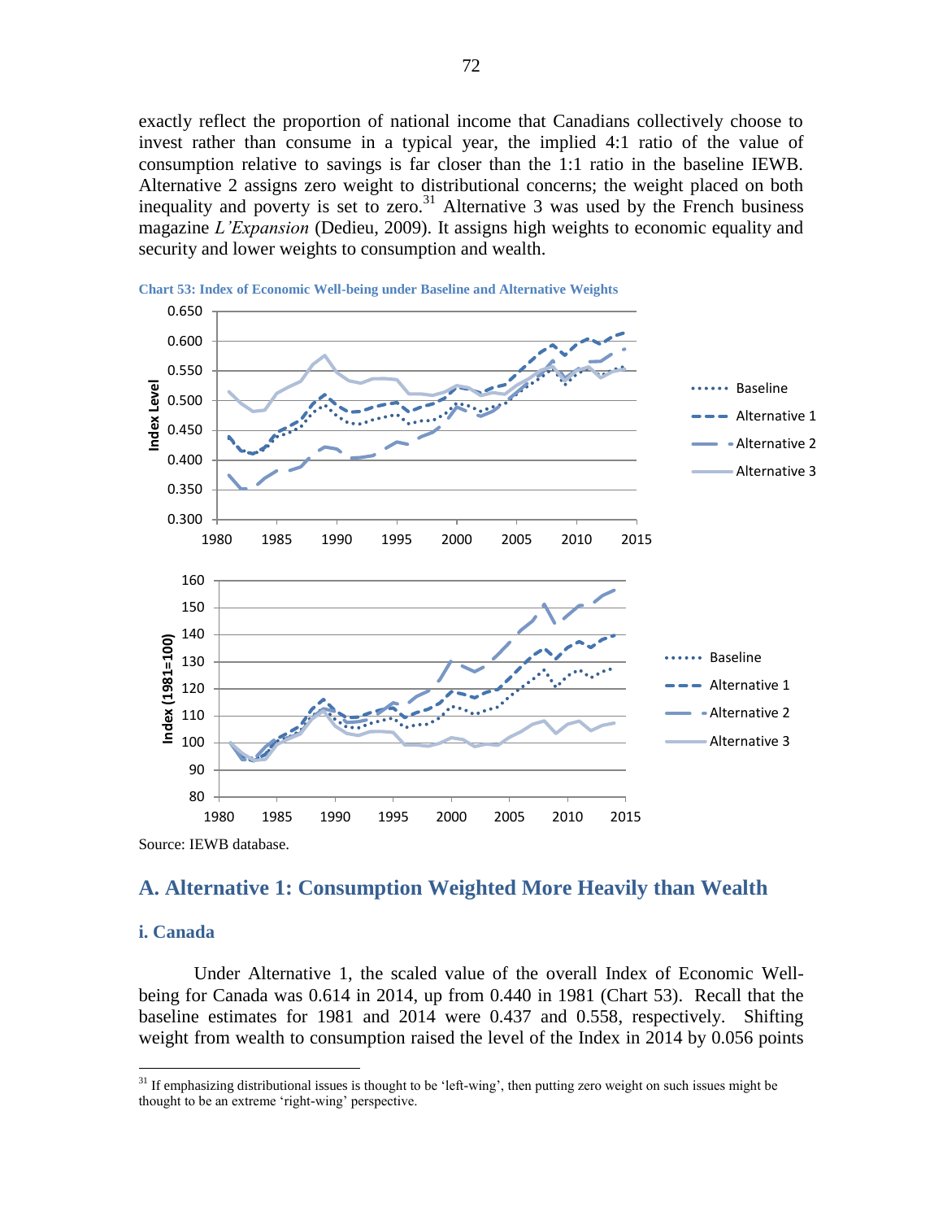exactly reflect the proportion of national income that Canadians collectively choose to invest rather than consume in a typical year, the implied 4:1 ratio of the value of consumption relative to savings is far closer than the 1:1 ratio in the baseline IEWB. Alternative 2 assigns zero weight to distributional concerns; the weight placed on both inequality and poverty is set to zero.[31] Alternative 3 was used by the French business magazine *L'Expansion* (Dedieu, 2009). It assigns high weights to economic equality and security and lower weights to consumption and wealth.

**Chart 53: Index of Economic Well-being under Baseline and Alternative Weights**

Source: IEWB database.

## A. Alternative 1: Consumption Weighted More Heavily than Wealth

### i. Canada

Under Alternative 1, the scaled value of the overall Index of Economic Well-being for Canada was 0.614 in 2014, up from 0.440 in 1981 (Chart 53). Recall that the baseline estimates for 1981 and 2014 were 0.437 and 0.558, respectively. Shifting weight from wealth to consumption raised the level of the Index in 2014 by 0.056 points

---

[31] If emphasizing distributional issues is thought to be 'left-wing', then putting zero weight on such issues might be thought to be an extreme 'right-wing' perspective.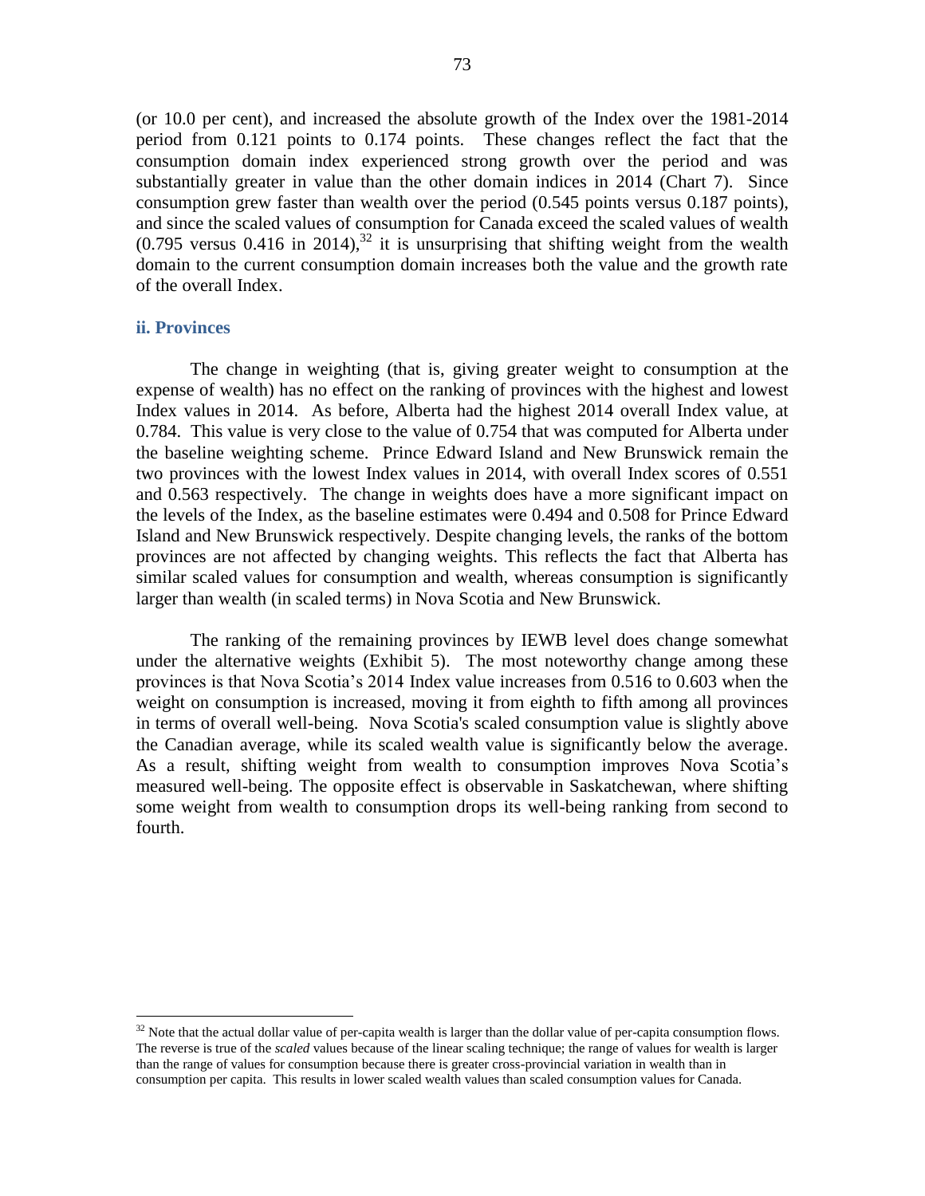(or 10.0 per cent), and increased the absolute growth of the Index over the 1981-2014 period from 0.121 points to 0.174 points. These changes reflect the fact that the consumption domain index experienced strong growth over the period and was substantially greater in value than the other domain indices in 2014 (Chart 7). Since consumption grew faster than wealth over the period (0.545 points versus 0.187 points), and since the scaled values of consumption for Canada exceed the scaled values of wealth (0.795 versus 0.416 in 2014),[32] it is unsurprising that shifting weight from the wealth domain to the current consumption domain increases both the value and the growth rate of the overall Index.

### ii. Provinces

The change in weighting (that is, giving greater weight to consumption at the expense of wealth) has no effect on the ranking of provinces with the highest and lowest Index values in 2014. As before, Alberta had the highest 2014 overall Index value, at 0.784. This value is very close to the value of 0.754 that was computed for Alberta under the baseline weighting scheme. Prince Edward Island and New Brunswick remain the two provinces with the lowest Index values in 2014, with overall Index scores of 0.551 and 0.563 respectively. The change in weights does have a more significant impact on the levels of the Index, as the baseline estimates were 0.494 and 0.508 for Prince Edward Island and New Brunswick respectively. Despite changing levels, the ranks of the bottom provinces are not affected by changing weights. This reflects the fact that Alberta has similar scaled values for consumption and wealth, whereas consumption is significantly larger than wealth (in scaled terms) in Nova Scotia and New Brunswick.

The ranking of the remaining provinces by IEWB level does change somewhat under the alternative weights (Exhibit 5). The most noteworthy change among these provinces is that Nova Scotia's 2014 Index value increases from 0.516 to 0.603 when the weight on consumption is increased, moving it from eighth to fifth among all provinces in terms of overall well-being. Nova Scotia's scaled consumption value is slightly above the Canadian average, while its scaled wealth value is significantly below the average. As a result, shifting weight from wealth to consumption improves Nova Scotia's measured well-being. The opposite effect is observable in Saskatchewan, where shifting some weight from wealth to consumption drops its well-being ranking from second to fourth.

[32] Note that the actual dollar value of per-capita wealth is larger than the dollar value of per-capita consumption flows. The reverse is true of the *scaled* values because of the linear scaling technique; the range of values for wealth is larger than the range of values for consumption because there is greater cross-provincial variation in wealth than in consumption per capita. This results in lower scaled wealth values than scaled consumption values for Canada.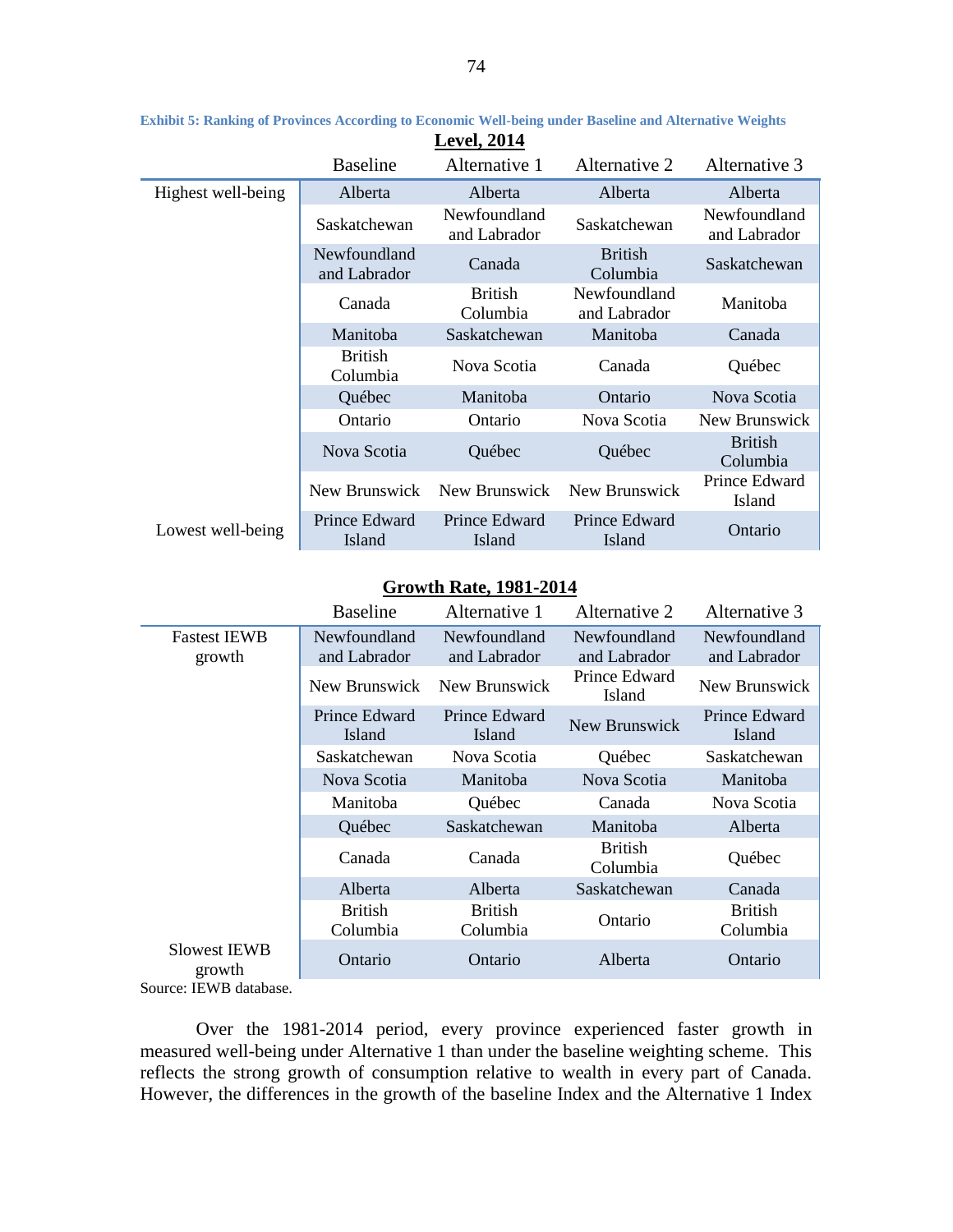**Exhibit 5: Ranking of Provinces According to Economic Well-being under Baseline and Alternative Weights**

**Level, 2014**

| | Baseline | Alternative 1 | Alternative 2 | Alternative 3 |
|---|---|---|---|---|
| Highest well-being | Alberta | Alberta | Alberta | Alberta |
| | Saskatchewan | Newfoundland and Labrador | Saskatchewan | Newfoundland and Labrador |
| | Newfoundland and Labrador | Canada | British Columbia | Saskatchewan |
| | Canada | British Columbia | Newfoundland and Labrador | Manitoba |
| | Manitoba | Saskatchewan | Manitoba | Canada |
| | British Columbia | Nova Scotia | Canada | Québec |
| | Québec | Manitoba | Ontario | Nova Scotia |
| | Ontario | Ontario | Nova Scotia | New Brunswick |
| | Nova Scotia | Québec | Québec | British Columbia |
| | New Brunswick | New Brunswick | New Brunswick | Prince Edward Island |
| Lowest well-being | Prince Edward Island | Prince Edward Island | Prince Edward Island | Ontario |

**Growth Rate, 1981-2014**

| | Baseline | Alternative 1 | Alternative 2 | Alternative 3 |
|---|---|---|---|---|
| Fastest IEWB growth | Newfoundland and Labrador | Newfoundland and Labrador | Newfoundland and Labrador | Newfoundland and Labrador |
| | New Brunswick | New Brunswick | Prince Edward Island | New Brunswick |
| | Prince Edward Island | Prince Edward Island | New Brunswick | Prince Edward Island |
| | Saskatchewan | Nova Scotia | Québec | Saskatchewan |
| | Nova Scotia | Manitoba | Nova Scotia | Manitoba |
| | Manitoba | Québec | Canada | Nova Scotia |
| | Québec | Saskatchewan | Manitoba | Alberta |
| | Canada | Canada | British Columbia | Québec |
| | Alberta | Alberta | Saskatchewan | Canada |
| | British Columbia | British Columbia | Ontario | British Columbia |
| Slowest IEWB growth | Ontario | Ontario | Alberta | Ontario |

Source: IEWB database.

Over the 1981-2014 period, every province experienced faster growth in measured well-being under Alternative 1 than under the baseline weighting scheme. This reflects the strong growth of consumption relative to wealth in every part of Canada. However, the differences in the growth of the baseline Index and the Alternative 1 Index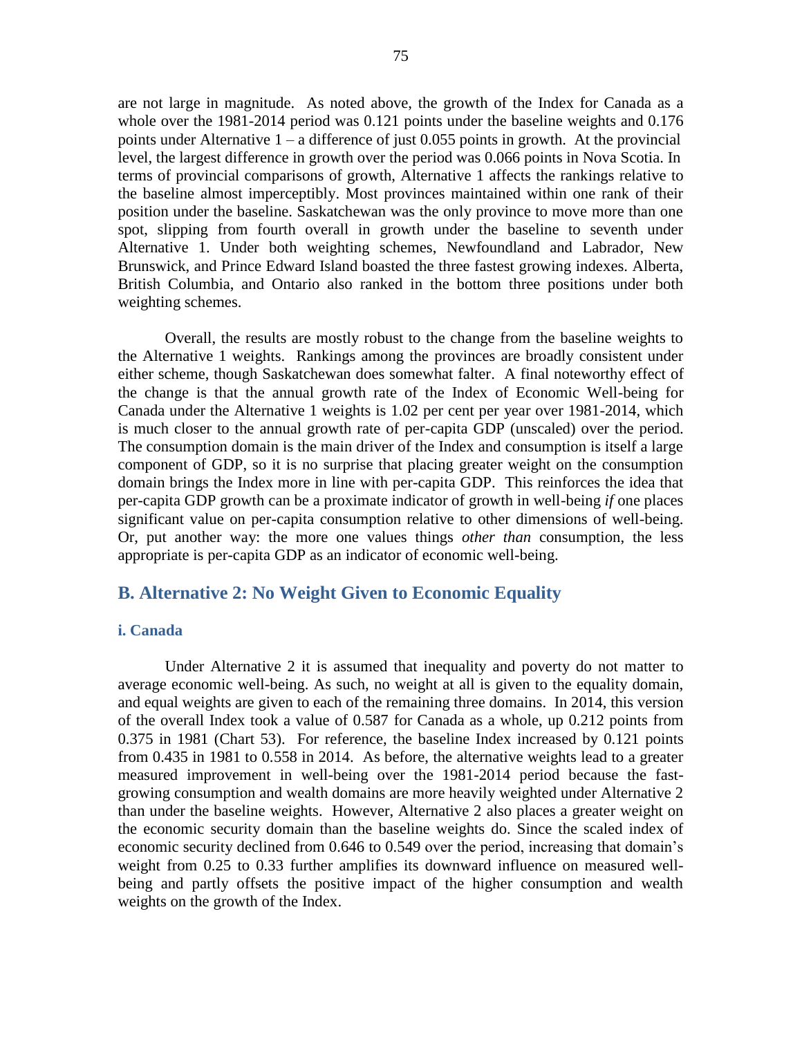are not large in magnitude. As noted above, the growth of the Index for Canada as a whole over the 1981-2014 period was 0.121 points under the baseline weights and 0.176 points under Alternative 1 – a difference of just 0.055 points in growth. At the provincial level, the largest difference in growth over the period was 0.066 points in Nova Scotia. In terms of provincial comparisons of growth, Alternative 1 affects the rankings relative to the baseline almost imperceptibly. Most provinces maintained within one rank of their position under the baseline. Saskatchewan was the only province to move more than one spot, slipping from fourth overall in growth under the baseline to seventh under Alternative 1. Under both weighting schemes, Newfoundland and Labrador, New Brunswick, and Prince Edward Island boasted the three fastest growing indexes. Alberta, British Columbia, and Ontario also ranked in the bottom three positions under both weighting schemes.

Overall, the results are mostly robust to the change from the baseline weights to the Alternative 1 weights. Rankings among the provinces are broadly consistent under either scheme, though Saskatchewan does somewhat falter. A final noteworthy effect of the change is that the annual growth rate of the Index of Economic Well-being for Canada under the Alternative 1 weights is 1.02 per cent per year over 1981-2014, which is much closer to the annual growth rate of per-capita GDP (unscaled) over the period. The consumption domain is the main driver of the Index and consumption is itself a large component of GDP, so it is no surprise that placing greater weight on the consumption domain brings the Index more in line with per-capita GDP. This reinforces the idea that per-capita GDP growth can be a proximate indicator of growth in well-being *if* one places significant value on per-capita consumption relative to other dimensions of well-being. Or, put another way: the more one values things *other than* consumption, the less appropriate is per-capita GDP as an indicator of economic well-being.

## B. Alternative 2: No Weight Given to Economic Equality

### i. Canada

Under Alternative 2 it is assumed that inequality and poverty do not matter to average economic well-being. As such, no weight at all is given to the equality domain, and equal weights are given to each of the remaining three domains. In 2014, this version of the overall Index took a value of 0.587 for Canada as a whole, up 0.212 points from 0.375 in 1981 (Chart 53). For reference, the baseline Index increased by 0.121 points from 0.435 in 1981 to 0.558 in 2014. As before, the alternative weights lead to a greater measured improvement in well-being over the 1981-2014 period because the fast-growing consumption and wealth domains are more heavily weighted under Alternative 2 than under the baseline weights. However, Alternative 2 also places a greater weight on the economic security domain than the baseline weights do. Since the scaled index of economic security declined from 0.646 to 0.549 over the period, increasing that domain's weight from 0.25 to 0.33 further amplifies its downward influence on measured well-being and partly offsets the positive impact of the higher consumption and wealth weights on the growth of the Index.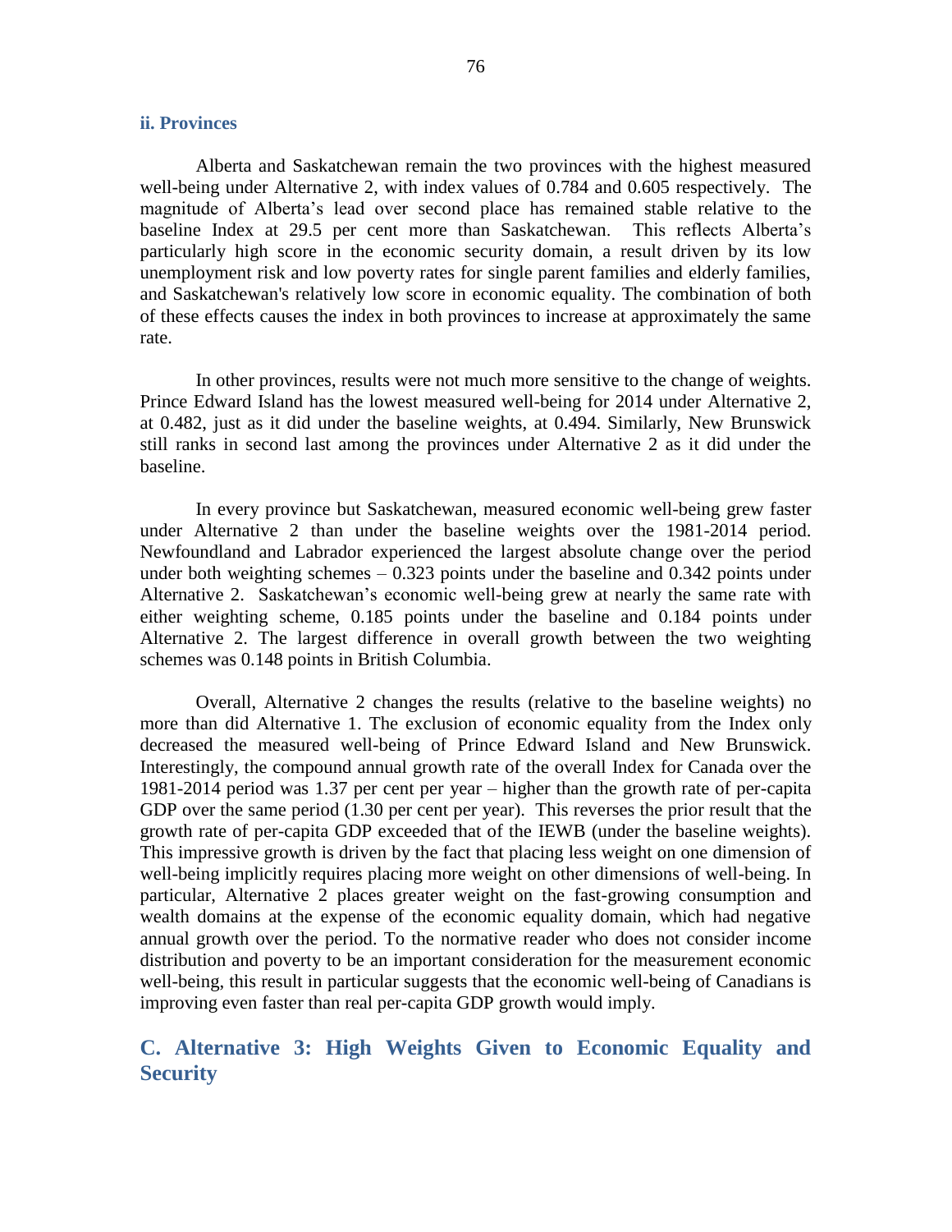### ii. Provinces

Alberta and Saskatchewan remain the two provinces with the highest measured well-being under Alternative 2, with index values of 0.784 and 0.605 respectively. The magnitude of Alberta's lead over second place has remained stable relative to the baseline Index at 29.5 per cent more than Saskatchewan. This reflects Alberta's particularly high score in the economic security domain, a result driven by its low unemployment risk and low poverty rates for single parent families and elderly families, and Saskatchewan's relatively low score in economic equality. The combination of both of these effects causes the index in both provinces to increase at approximately the same rate.

In other provinces, results were not much more sensitive to the change of weights. Prince Edward Island has the lowest measured well-being for 2014 under Alternative 2, at 0.482, just as it did under the baseline weights, at 0.494. Similarly, New Brunswick still ranks in second last among the provinces under Alternative 2 as it did under the baseline.

In every province but Saskatchewan, measured economic well-being grew faster under Alternative 2 than under the baseline weights over the 1981-2014 period. Newfoundland and Labrador experienced the largest absolute change over the period under both weighting schemes – 0.323 points under the baseline and 0.342 points under Alternative 2. Saskatchewan's economic well-being grew at nearly the same rate with either weighting scheme, 0.185 points under the baseline and 0.184 points under Alternative 2. The largest difference in overall growth between the two weighting schemes was 0.148 points in British Columbia.

Overall, Alternative 2 changes the results (relative to the baseline weights) no more than did Alternative 1. The exclusion of economic equality from the Index only decreased the measured well-being of Prince Edward Island and New Brunswick. Interestingly, the compound annual growth rate of the overall Index for Canada over the 1981-2014 period was 1.37 per cent per year – higher than the growth rate of per-capita GDP over the same period (1.30 per cent per year). This reverses the prior result that the growth rate of per-capita GDP exceeded that of the IEWB (under the baseline weights). This impressive growth is driven by the fact that placing less weight on one dimension of well-being implicitly requires placing more weight on other dimensions of well-being. In particular, Alternative 2 places greater weight on the fast-growing consumption and wealth domains at the expense of the economic equality domain, which had negative annual growth over the period. To the normative reader who does not consider income distribution and poverty to be an important consideration for the measurement economic well-being, this result in particular suggests that the economic well-being of Canadians is improving even faster than real per-capita GDP growth would imply.

## C. Alternative 3: High Weights Given to Economic Equality and Security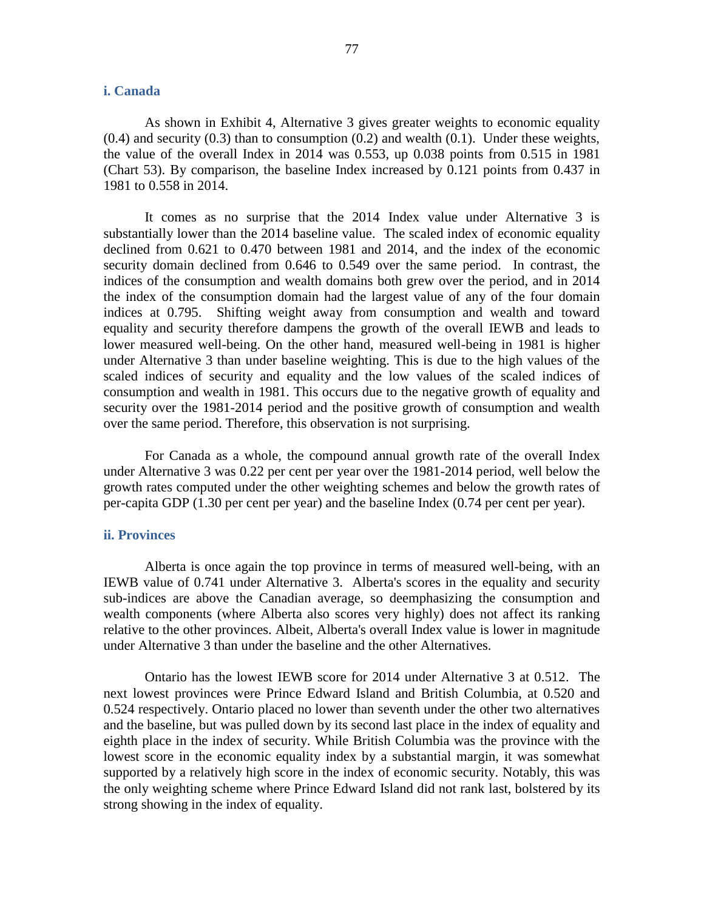### i. Canada

As shown in Exhibit 4, Alternative 3 gives greater weights to economic equality (0.4) and security (0.3) than to consumption (0.2) and wealth (0.1). Under these weights, the value of the overall Index in 2014 was 0.553, up 0.038 points from 0.515 in 1981 (Chart 53). By comparison, the baseline Index increased by 0.121 points from 0.437 in 1981 to 0.558 in 2014.

It comes as no surprise that the 2014 Index value under Alternative 3 is substantially lower than the 2014 baseline value. The scaled index of economic equality declined from 0.621 to 0.470 between 1981 and 2014, and the index of the economic security domain declined from 0.646 to 0.549 over the same period. In contrast, the indices of the consumption and wealth domains both grew over the period, and in 2014 the index of the consumption domain had the largest value of any of the four domain indices at 0.795. Shifting weight away from consumption and wealth and toward equality and security therefore dampens the growth of the overall IEWB and leads to lower measured well-being. On the other hand, measured well-being in 1981 is higher under Alternative 3 than under baseline weighting. This is due to the high values of the scaled indices of security and equality and the low values of the scaled indices of consumption and wealth in 1981. This occurs due to the negative growth of equality and security over the 1981-2014 period and the positive growth of consumption and wealth over the same period. Therefore, this observation is not surprising.

For Canada as a whole, the compound annual growth rate of the overall Index under Alternative 3 was 0.22 per cent per year over the 1981-2014 period, well below the growth rates computed under the other weighting schemes and below the growth rates of per-capita GDP (1.30 per cent per year) and the baseline Index (0.74 per cent per year).

### ii. Provinces

Alberta is once again the top province in terms of measured well-being, with an IEWB value of 0.741 under Alternative 3. Alberta's scores in the equality and security sub-indices are above the Canadian average, so deemphasizing the consumption and wealth components (where Alberta also scores very highly) does not affect its ranking relative to the other provinces. Albeit, Alberta's overall Index value is lower in magnitude under Alternative 3 than under the baseline and the other Alternatives.

Ontario has the lowest IEWB score for 2014 under Alternative 3 at 0.512. The next lowest provinces were Prince Edward Island and British Columbia, at 0.520 and 0.524 respectively. Ontario placed no lower than seventh under the other two alternatives and the baseline, but was pulled down by its second last place in the index of equality and eighth place in the index of security. While British Columbia was the province with the lowest score in the economic equality index by a substantial margin, it was somewhat supported by a relatively high score in the index of economic security. Notably, this was the only weighting scheme where Prince Edward Island did not rank last, bolstered by its strong showing in the index of equality.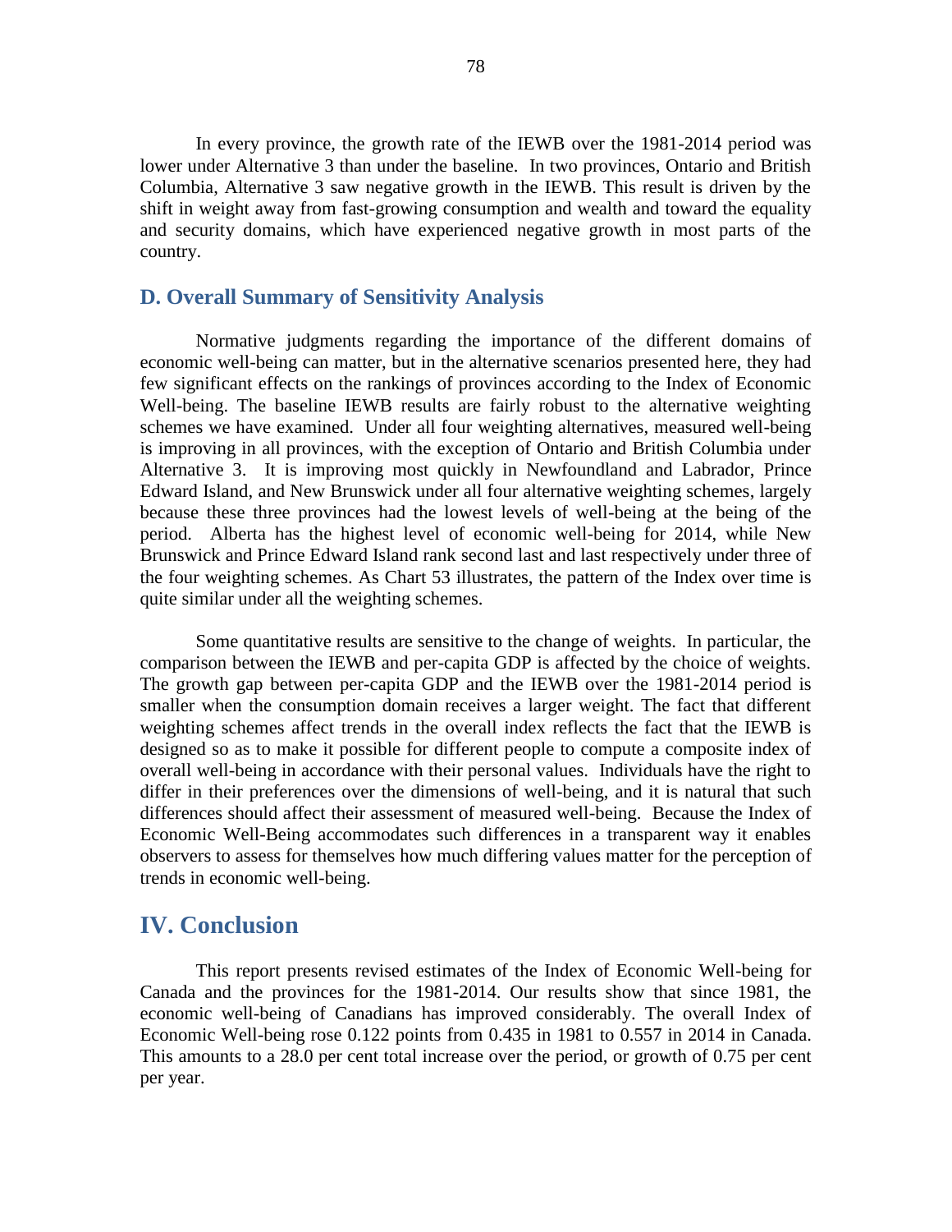In every province, the growth rate of the IEWB over the 1981-2014 period was lower under Alternative 3 than under the baseline. In two provinces, Ontario and British Columbia, Alternative 3 saw negative growth in the IEWB. This result is driven by the shift in weight away from fast-growing consumption and wealth and toward the equality and security domains, which have experienced negative growth in most parts of the country.

### D. Overall Summary of Sensitivity Analysis

Normative judgments regarding the importance of the different domains of economic well-being can matter, but in the alternative scenarios presented here, they had few significant effects on the rankings of provinces according to the Index of Economic Well-being. The baseline IEWB results are fairly robust to the alternative weighting schemes we have examined. Under all four weighting alternatives, measured well-being is improving in all provinces, with the exception of Ontario and British Columbia under Alternative 3. It is improving most quickly in Newfoundland and Labrador, Prince Edward Island, and New Brunswick under all four alternative weighting schemes, largely because these three provinces had the lowest levels of well-being at the being of the period. Alberta has the highest level of economic well-being for 2014, while New Brunswick and Prince Edward Island rank second last and last respectively under three of the four weighting schemes. As Chart 53 illustrates, the pattern of the Index over time is quite similar under all the weighting schemes.

Some quantitative results are sensitive to the change of weights. In particular, the comparison between the IEWB and per-capita GDP is affected by the choice of weights. The growth gap between per-capita GDP and the IEWB over the 1981-2014 period is smaller when the consumption domain receives a larger weight. The fact that different weighting schemes affect trends in the overall index reflects the fact that the IEWB is designed so as to make it possible for different people to compute a composite index of overall well-being in accordance with their personal values. Individuals have the right to differ in their preferences over the dimensions of well-being, and it is natural that such differences should affect their assessment of measured well-being. Because the Index of Economic Well-Being accommodates such differences in a transparent way it enables observers to assess for themselves how much differing values matter for the perception of trends in economic well-being.

## IV. Conclusion

This report presents revised estimates of the Index of Economic Well-being for Canada and the provinces for the 1981-2014. Our results show that since 1981, the economic well-being of Canadians has improved considerably. The overall Index of Economic Well-being rose 0.122 points from 0.435 in 1981 to 0.557 in 2014 in Canada. This amounts to a 28.0 per cent total increase over the period, or growth of 0.75 per cent per year.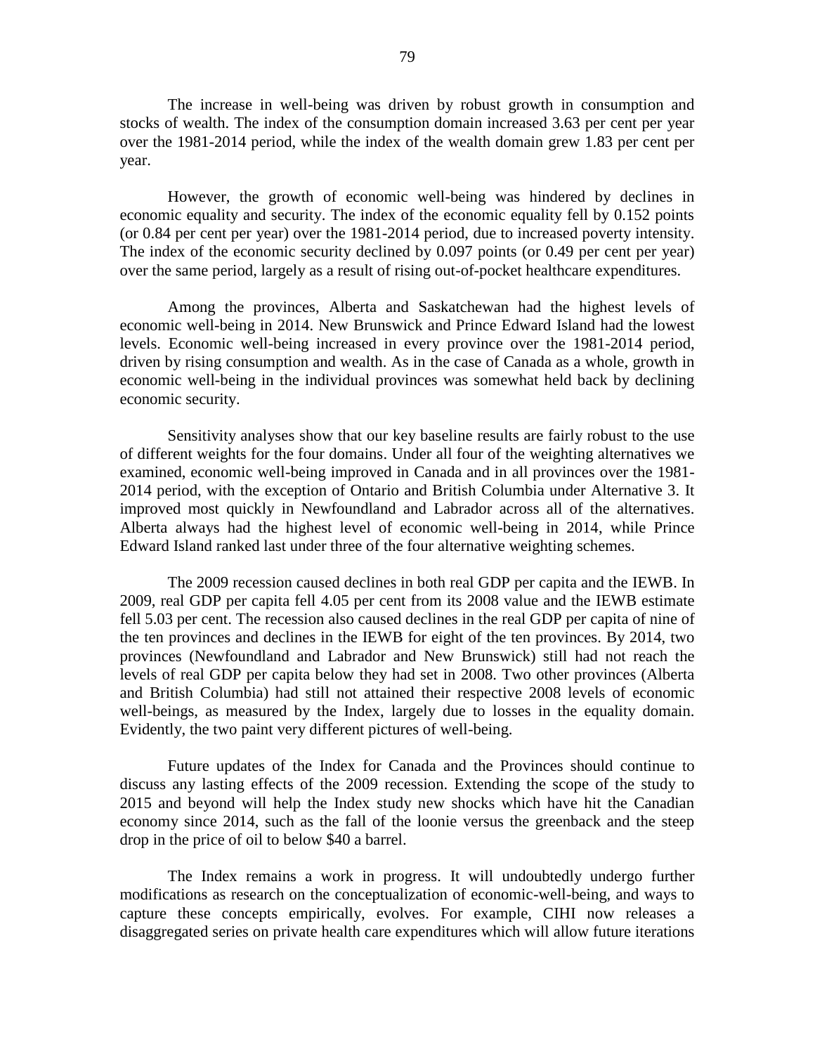The increase in well-being was driven by robust growth in consumption and stocks of wealth. The index of the consumption domain increased 3.63 per cent per year over the 1981-2014 period, while the index of the wealth domain grew 1.83 per cent per year.

However, the growth of economic well-being was hindered by declines in economic equality and security. The index of the economic equality fell by 0.152 points (or 0.84 per cent per year) over the 1981-2014 period, due to increased poverty intensity. The index of the economic security declined by 0.097 points (or 0.49 per cent per year) over the same period, largely as a result of rising out-of-pocket healthcare expenditures.

Among the provinces, Alberta and Saskatchewan had the highest levels of economic well-being in 2014. New Brunswick and Prince Edward Island had the lowest levels. Economic well-being increased in every province over the 1981-2014 period, driven by rising consumption and wealth. As in the case of Canada as a whole, growth in economic well-being in the individual provinces was somewhat held back by declining economic security.

Sensitivity analyses show that our key baseline results are fairly robust to the use of different weights for the four domains. Under all four of the weighting alternatives we examined, economic well-being improved in Canada and in all provinces over the 1981-2014 period, with the exception of Ontario and British Columbia under Alternative 3. It improved most quickly in Newfoundland and Labrador across all of the alternatives. Alberta always had the highest level of economic well-being in 2014, while Prince Edward Island ranked last under three of the four alternative weighting schemes.

The 2009 recession caused declines in both real GDP per capita and the IEWB. In 2009, real GDP per capita fell 4.05 per cent from its 2008 value and the IEWB estimate fell 5.03 per cent. The recession also caused declines in the real GDP per capita of nine of the ten provinces and declines in the IEWB for eight of the ten provinces. By 2014, two provinces (Newfoundland and Labrador and New Brunswick) still had not reach the levels of real GDP per capita below they had set in 2008. Two other provinces (Alberta and British Columbia) had still not attained their respective 2008 levels of economic well-beings, as measured by the Index, largely due to losses in the equality domain. Evidently, the two paint very different pictures of well-being.

Future updates of the Index for Canada and the Provinces should continue to discuss any lasting effects of the 2009 recession. Extending the scope of the study to 2015 and beyond will help the Index study new shocks which have hit the Canadian economy since 2014, such as the fall of the loonie versus the greenback and the steep drop in the price of oil to below $40 a barrel.

The Index remains a work in progress. It will undoubtedly undergo further modifications as research on the conceptualization of economic-well-being, and ways to capture these concepts empirically, evolves. For example, CIHI now releases a disaggregated series on private health care expenditures which will allow future iterations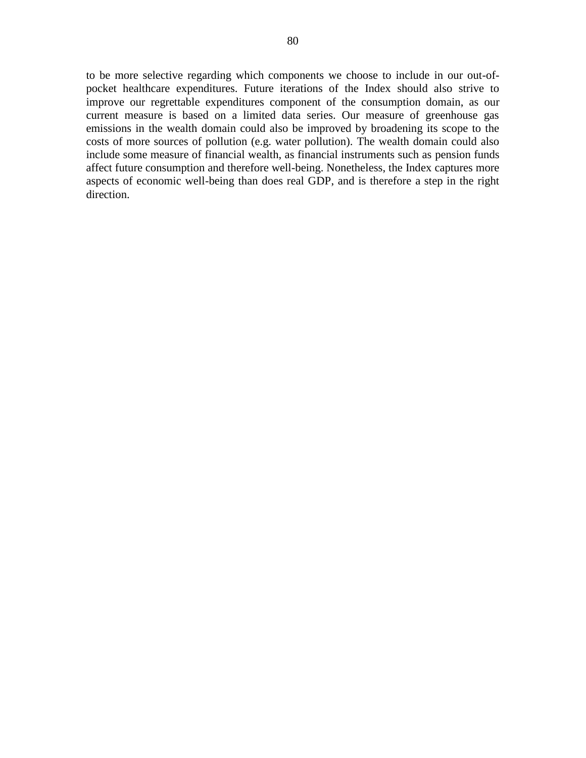to be more selective regarding which components we choose to include in our out-of-pocket healthcare expenditures. Future iterations of the Index should also strive to improve our regrettable expenditures component of the consumption domain, as our current measure is based on a limited data series. Our measure of greenhouse gas emissions in the wealth domain could also be improved by broadening its scope to the costs of more sources of pollution (e.g. water pollution). The wealth domain could also include some measure of financial wealth, as financial instruments such as pension funds affect future consumption and therefore well-being. Nonetheless, the Index captures more aspects of economic well-being than does real GDP, and is therefore a step in the right direction.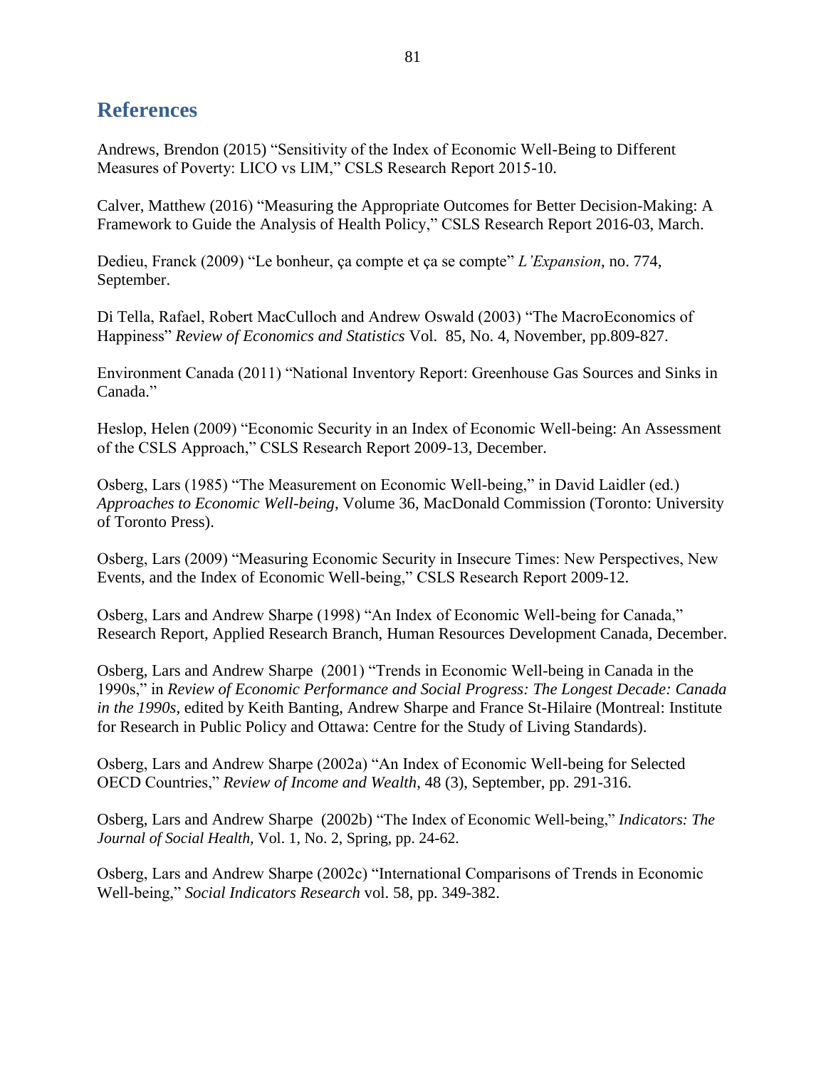## References

Andrews, Brendon (2015) "Sensitivity of the Index of Economic Well-Being to Different Measures of Poverty: LICO vs LIM," CSLS Research Report 2015-10.

Calver, Matthew (2016) "Measuring the Appropriate Outcomes for Better Decision-Making: A Framework to Guide the Analysis of Health Policy," CSLS Research Report 2016-03, March.

Dedieu, Franck (2009) "Le bonheur, ça compte et ça se compte" *L'Expansion*, no. 774, September.

Di Tella, Rafael, Robert MacCulloch and Andrew Oswald (2003) "The MacroEconomics of Happiness" *Review of Economics and Statistics* Vol. 85, No. 4, November, pp.809-827.

Environment Canada (2011) "National Inventory Report: Greenhouse Gas Sources and Sinks in Canada."

Heslop, Helen (2009) "Economic Security in an Index of Economic Well-being: An Assessment of the CSLS Approach," CSLS Research Report 2009-13, December.

Osberg, Lars (1985) "The Measurement on Economic Well-being," in David Laidler (ed.) *Approaches to Economic Well-being*, Volume 36, MacDonald Commission (Toronto: University of Toronto Press).

Osberg, Lars (2009) "Measuring Economic Security in Insecure Times: New Perspectives, New Events, and the Index of Economic Well-being," CSLS Research Report 2009-12.

Osberg, Lars and Andrew Sharpe (1998) "An Index of Economic Well-being for Canada," Research Report, Applied Research Branch, Human Resources Development Canada, December.

Osberg, Lars and Andrew Sharpe (2001) "Trends in Economic Well-being in Canada in the 1990s," in *Review of Economic Performance and Social Progress: The Longest Decade: Canada in the 1990s*, edited by Keith Banting, Andrew Sharpe and France St-Hilaire (Montreal: Institute for Research in Public Policy and Ottawa: Centre for the Study of Living Standards).

Osberg, Lars and Andrew Sharpe (2002a) "An Index of Economic Well-being for Selected OECD Countries," *Review of Income and Wealth*, 48 (3), September, pp. 291-316.

Osberg, Lars and Andrew Sharpe (2002b) "The Index of Economic Well-being," *Indicators: The Journal of Social Health*, Vol. 1, No. 2, Spring, pp. 24-62.

Osberg, Lars and Andrew Sharpe (2002c) "International Comparisons of Trends in Economic Well-being," *Social Indicators Research* vol. 58, pp. 349-382.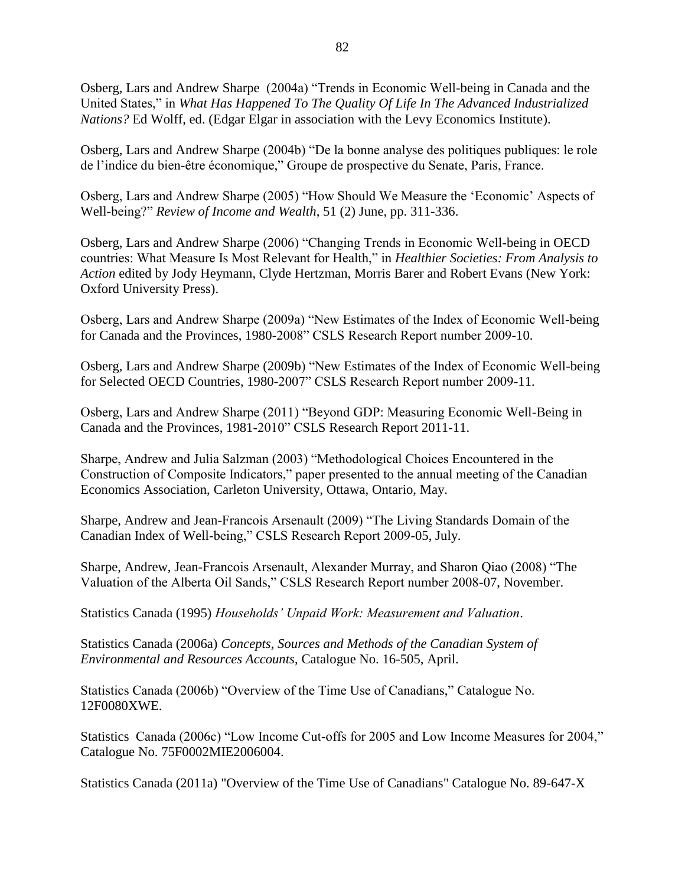Osberg, Lars and Andrew Sharpe (2004a) "Trends in Economic Well-being in Canada and the United States," in *What Has Happened To The Quality Of Life In The Advanced Industrialized Nations?* Ed Wolff, ed. (Edgar Elgar in association with the Levy Economics Institute).

Osberg, Lars and Andrew Sharpe (2004b) "De la bonne analyse des politiques publiques: le role de l'indice du bien-être économique," Groupe de prospective du Senate, Paris, France.

Osberg, Lars and Andrew Sharpe (2005) "How Should We Measure the 'Economic' Aspects of Well-being?" *Review of Income and Wealth*, 51 (2) June, pp. 311-336.

Osberg, Lars and Andrew Sharpe (2006) "Changing Trends in Economic Well-being in OECD countries: What Measure Is Most Relevant for Health," in *Healthier Societies: From Analysis to Action* edited by Jody Heymann, Clyde Hertzman, Morris Barer and Robert Evans (New York: Oxford University Press).

Osberg, Lars and Andrew Sharpe (2009a) "New Estimates of the Index of Economic Well-being for Canada and the Provinces, 1980-2008" CSLS Research Report number 2009-10.

Osberg, Lars and Andrew Sharpe (2009b) "New Estimates of the Index of Economic Well-being for Selected OECD Countries, 1980-2007" CSLS Research Report number 2009-11.

Osberg, Lars and Andrew Sharpe (2011) "Beyond GDP: Measuring Economic Well-Being in Canada and the Provinces, 1981-2010" CSLS Research Report 2011-11.

Sharpe, Andrew and Julia Salzman (2003) "Methodological Choices Encountered in the Construction of Composite Indicators," paper presented to the annual meeting of the Canadian Economics Association, Carleton University, Ottawa, Ontario, May.

Sharpe, Andrew and Jean-Francois Arsenault (2009) "The Living Standards Domain of the Canadian Index of Well-being," CSLS Research Report 2009-05, July.

Sharpe, Andrew, Jean-Francois Arsenault, Alexander Murray, and Sharon Qiao (2008) "The Valuation of the Alberta Oil Sands," CSLS Research Report number 2008-07, November.

Statistics Canada (1995) *Households' Unpaid Work: Measurement and Valuation*.

Statistics Canada (2006a) *Concepts, Sources and Methods of the Canadian System of Environmental and Resources Accounts*, Catalogue No. 16-505, April.

Statistics Canada (2006b) "Overview of the Time Use of Canadians," Catalogue No. 12F0080XWE.

Statistics Canada (2006c) "Low Income Cut-offs for 2005 and Low Income Measures for 2004," Catalogue No. 75F0002MIE2006004.

Statistics Canada (2011a) "Overview of the Time Use of Canadians" Catalogue No. 89-647-X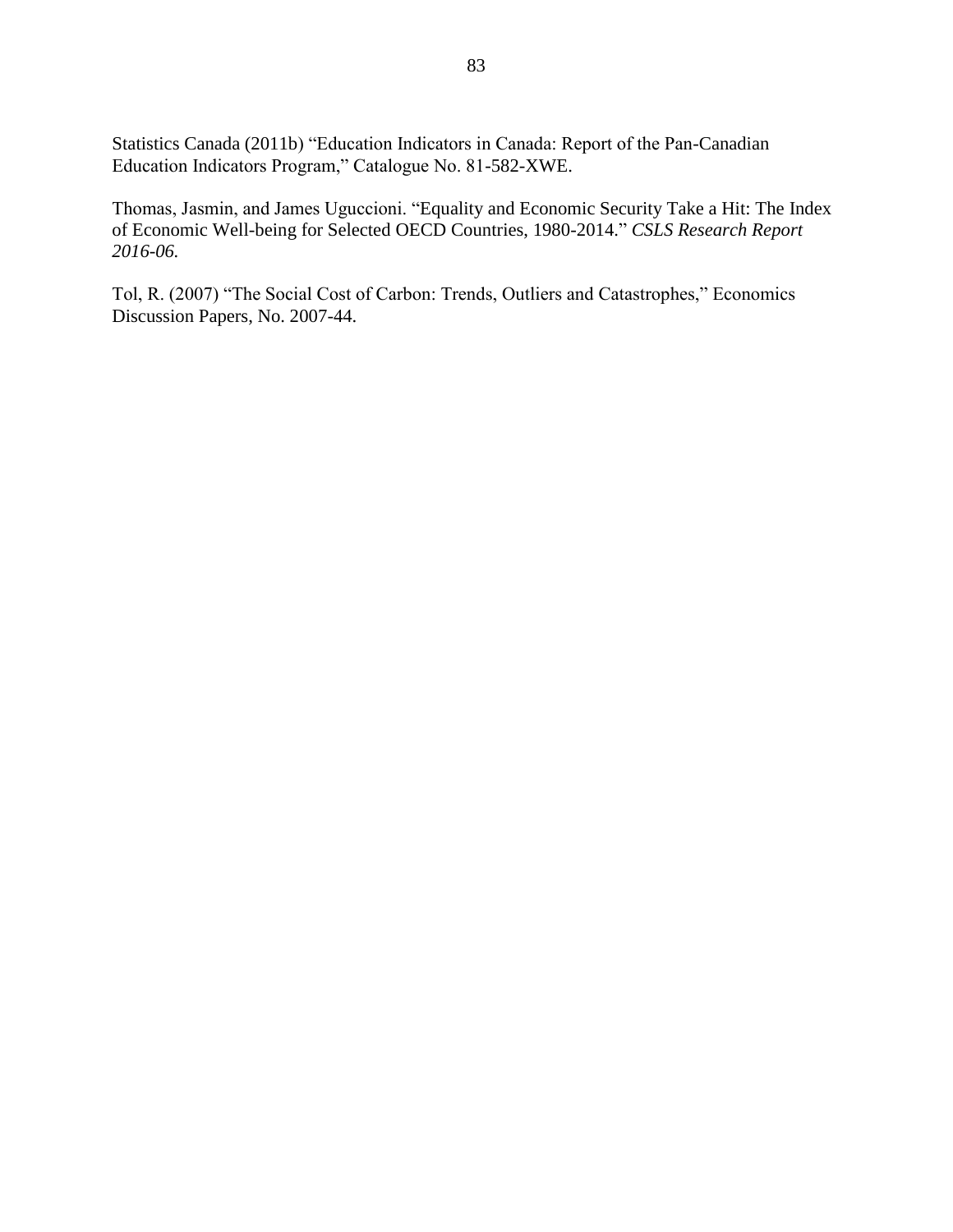Statistics Canada (2011b) "Education Indicators in Canada: Report of the Pan-Canadian Education Indicators Program," Catalogue No. 81-582-XWE.

Thomas, Jasmin, and James Uguccioni. "Equality and Economic Security Take a Hit: The Index of Economic Well-being for Selected OECD Countries, 1980-2014." *CSLS Research Report 2016-06.*

Tol, R. (2007) "The Social Cost of Carbon: Trends, Outliers and Catastrophes," Economics Discussion Papers, No. 2007-44.